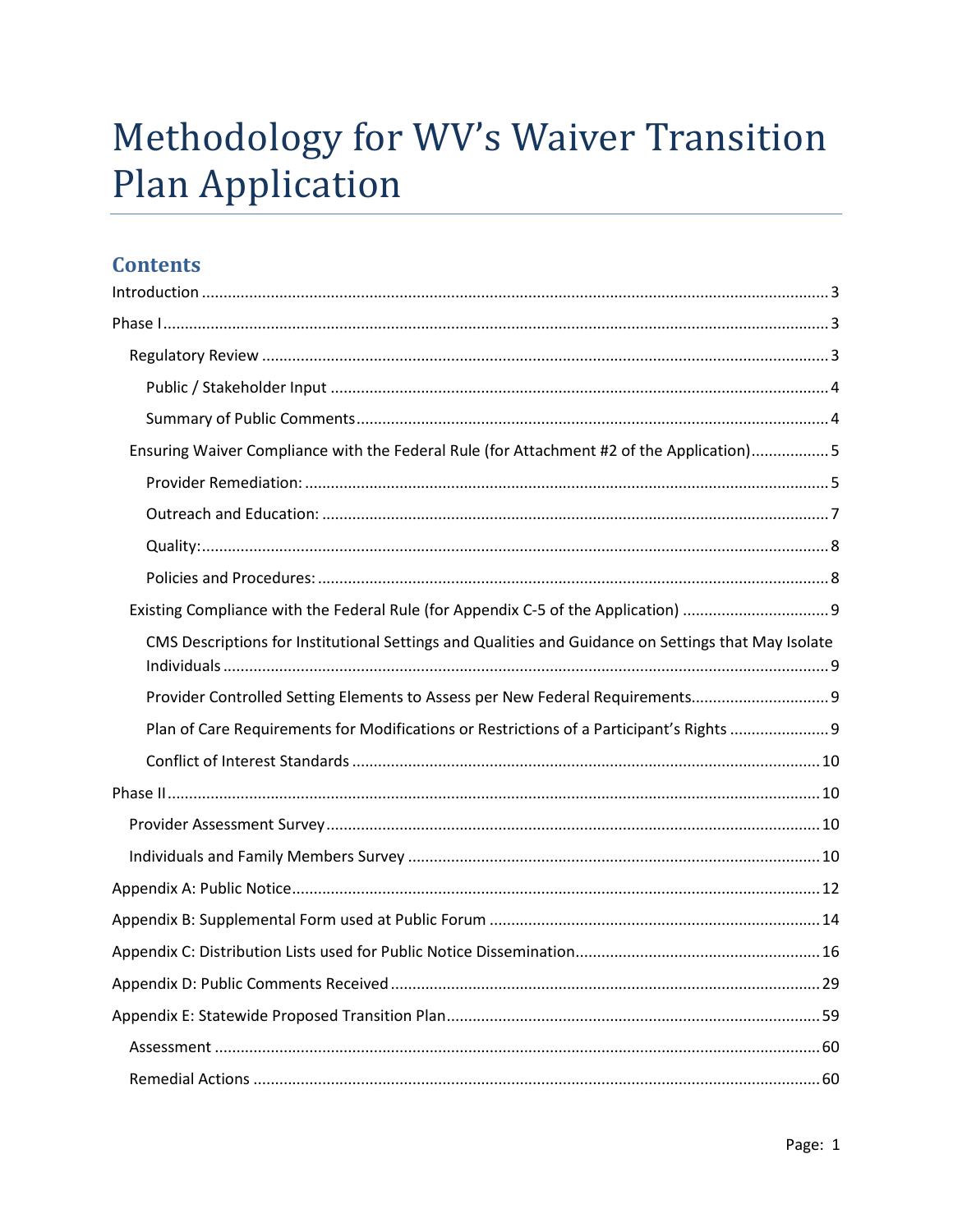# Methodology for WV's Waiver Transition Plan Application

## Contents

- Introduction ... 3
- Phase I ... 3
  - Regulatory Review ... 3
    - Public / Stakeholder Input ... 4
    - Summary of Public Comments ... 4
  - Ensuring Waiver Compliance with the Federal Rule (for Attachment #2 of the Application) ... 5
    - Provider Remediation: ... 5
    - Outreach and Education: ... 7
    - Quality: ... 8
    - Policies and Procedures: ... 8
  - Existing Compliance with the Federal Rule (for Appendix C-5 of the Application) ... 9
    - CMS Descriptions for Institutional Settings and Qualities and Guidance on Settings that May Isolate Individuals ... 9
    - Provider Controlled Setting Elements to Assess per New Federal Requirements ... 9
    - Plan of Care Requirements for Modifications or Restrictions of a Participant's Rights ... 9
    - Conflict of Interest Standards ... 10
- Phase II ... 10
  - Provider Assessment Survey ... 10
  - Individuals and Family Members Survey ... 10
- Appendix A: Public Notice ... 12
- Appendix B: Supplemental Form used at Public Forum ... 14
- Appendix C: Distribution Lists used for Public Notice Dissemination ... 16
- Appendix D: Public Comments Received ... 29
- Appendix E: Statewide Proposed Transition Plan ... 59
  - Assessment ... 60
  - Remedial Actions ... 60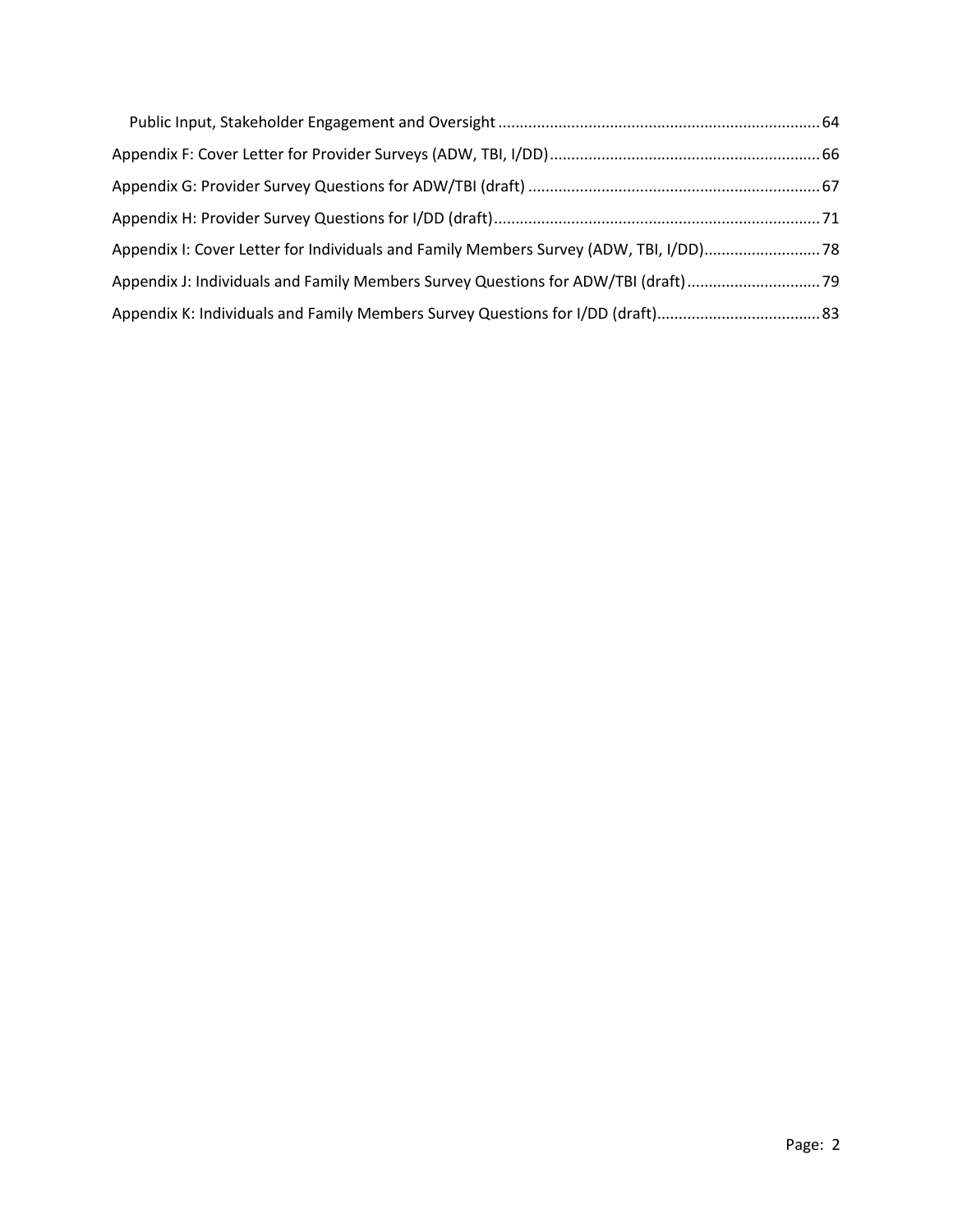- Public Input, Stakeholder Engagement and Oversight .......... 64

Appendix F: Cover Letter for Provider Surveys (ADW, TBI, I/DD) .......... 66

Appendix G: Provider Survey Questions for ADW/TBI (draft) .......... 67

Appendix H: Provider Survey Questions for I/DD (draft) .......... 71

Appendix I: Cover Letter for Individuals and Family Members Survey (ADW, TBI, I/DD) .......... 78

Appendix J: Individuals and Family Members Survey Questions for ADW/TBI (draft) .......... 79

Appendix K: Individuals and Family Members Survey Questions for I/DD (draft) .......... 83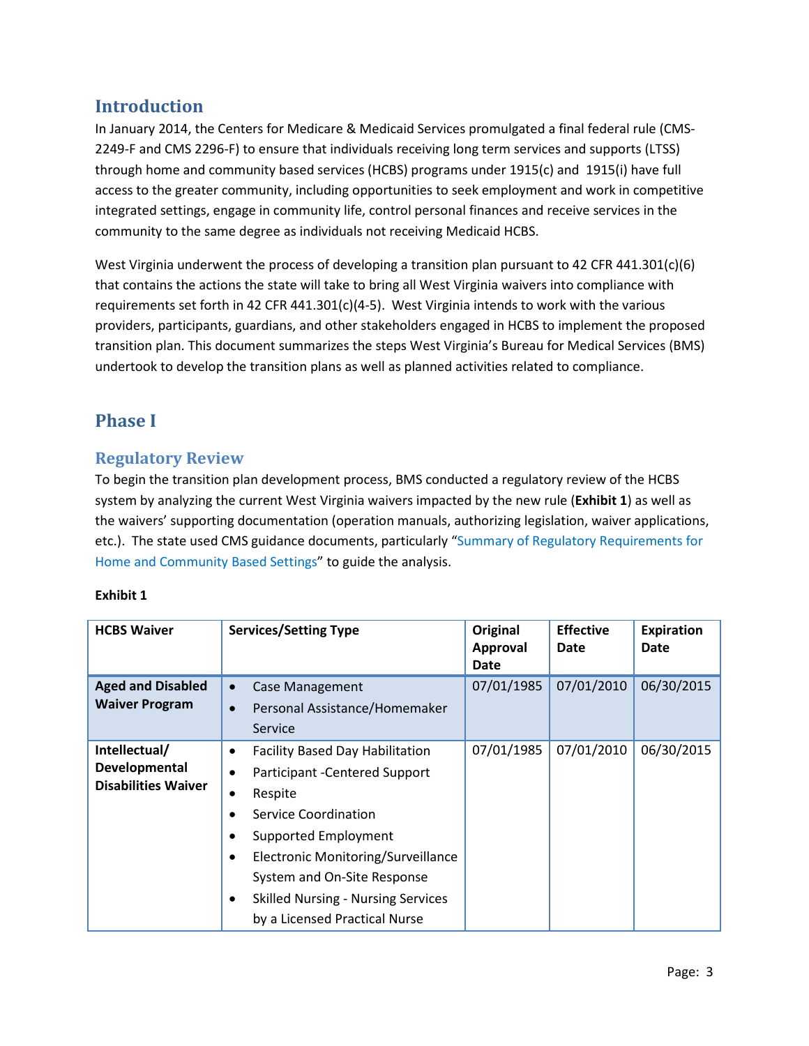## Introduction

In January 2014, the Centers for Medicare & Medicaid Services promulgated a final federal rule (CMS-2249-F and CMS 2296-F) to ensure that individuals receiving long term services and supports (LTSS) through home and community based services (HCBS) programs under 1915(c) and 1915(i) have full access to the greater community, including opportunities to seek employment and work in competitive integrated settings, engage in community life, control personal finances and receive services in the community to the same degree as individuals not receiving Medicaid HCBS.

West Virginia underwent the process of developing a transition plan pursuant to 42 CFR 441.301(c)(6) that contains the actions the state will take to bring all West Virginia waivers into compliance with requirements set forth in 42 CFR 441.301(c)(4-5). West Virginia intends to work with the various providers, participants, guardians, and other stakeholders engaged in HCBS to implement the proposed transition plan. This document summarizes the steps West Virginia's Bureau for Medical Services (BMS) undertook to develop the transition plans as well as planned activities related to compliance.

## Phase I

### Regulatory Review

To begin the transition plan development process, BMS conducted a regulatory review of the HCBS system by analyzing the current West Virginia waivers impacted by the new rule (**Exhibit 1**) as well as the waivers' supporting documentation (operation manuals, authorizing legislation, waiver applications, etc.). The state used CMS guidance documents, particularly "Summary of Regulatory Requirements for Home and Community Based Settings" to guide the analysis.

**Exhibit 1**

| HCBS Waiver | Services/Setting Type | Original Approval Date | Effective Date | Expiration Date |
|---|---|---|---|---|
| **Aged and Disabled Waiver Program** | • Case Management<br>• Personal Assistance/Homemaker Service | 07/01/1985 | 07/01/2010 | 06/30/2015 |
| **Intellectual/ Developmental Disabilities Waiver** | • Facility Based Day Habilitation<br>• Participant -Centered Support<br>• Respite<br>• Service Coordination<br>• Supported Employment<br>• Electronic Monitoring/Surveillance System and On-Site Response<br>• Skilled Nursing - Nursing Services by a Licensed Practical Nurse | 07/01/1985 | 07/01/2010 | 06/30/2015 |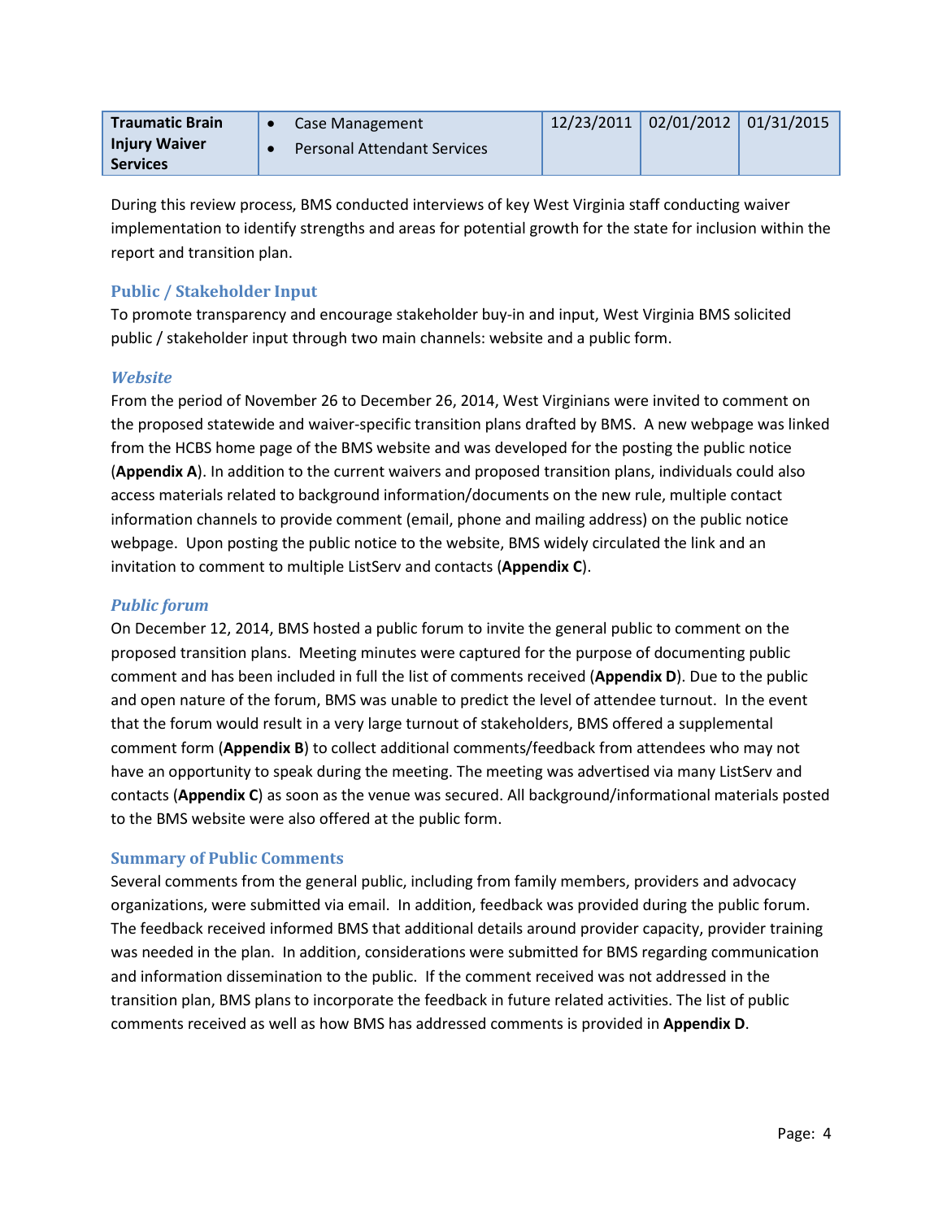| Traumatic Brain Injury Waiver Services | • Case Management<br>• Personal Attendant Services | 12/23/2011 | 02/01/2012 | 01/31/2015 |
|---|---|---|---|---|

During this review process, BMS conducted interviews of key West Virginia staff conducting waiver implementation to identify strengths and areas for potential growth for the state for inclusion within the report and transition plan.

## Public / Stakeholder Input

To promote transparency and encourage stakeholder buy-in and input, West Virginia BMS solicited public / stakeholder input through two main channels: website and a public form.

### *Website*

From the period of November 26 to December 26, 2014, West Virginians were invited to comment on the proposed statewide and waiver-specific transition plans drafted by BMS. A new webpage was linked from the HCBS home page of the BMS website and was developed for the posting the public notice (**Appendix A**). In addition to the current waivers and proposed transition plans, individuals could also access materials related to background information/documents on the new rule, multiple contact information channels to provide comment (email, phone and mailing address) on the public notice webpage. Upon posting the public notice to the website, BMS widely circulated the link and an invitation to comment to multiple ListServ and contacts (**Appendix C**).

### *Public forum*

On December 12, 2014, BMS hosted a public forum to invite the general public to comment on the proposed transition plans. Meeting minutes were captured for the purpose of documenting public comment and has been included in full the list of comments received (**Appendix D**). Due to the public and open nature of the forum, BMS was unable to predict the level of attendee turnout. In the event that the forum would result in a very large turnout of stakeholders, BMS offered a supplemental comment form (**Appendix B**) to collect additional comments/feedback from attendees who may not have an opportunity to speak during the meeting. The meeting was advertised via many ListServ and contacts (**Appendix C**) as soon as the venue was secured. All background/informational materials posted to the BMS website were also offered at the public form.

## Summary of Public Comments

Several comments from the general public, including from family members, providers and advocacy organizations, were submitted via email. In addition, feedback was provided during the public forum. The feedback received informed BMS that additional details around provider capacity, provider training was needed in the plan. In addition, considerations were submitted for BMS regarding communication and information dissemination to the public. If the comment received was not addressed in the transition plan, BMS plans to incorporate the feedback in future related activities. The list of public comments received as well as how BMS has addressed comments is provided in **Appendix D**.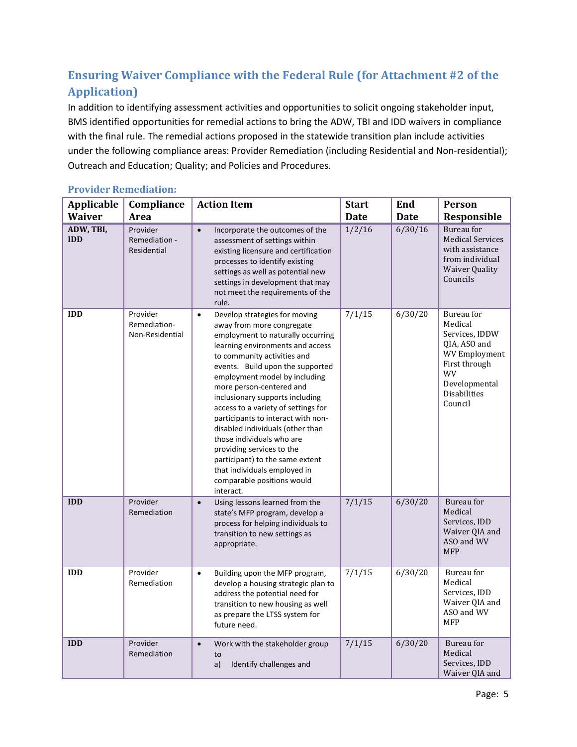## Ensuring Waiver Compliance with the Federal Rule (for Attachment #2 of the Application)

In addition to identifying assessment activities and opportunities to solicit ongoing stakeholder input, BMS identified opportunities for remedial actions to bring the ADW, TBI and IDD waivers in compliance with the final rule. The remedial actions proposed in the statewide transition plan include activities under the following compliance areas: Provider Remediation (including Residential and Non-residential); Outreach and Education; Quality; and Policies and Procedures.

### Provider Remediation:

| Applicable Waiver | Compliance Area | Action Item | Start Date | End Date | Person Responsible |
|---|---|---|---|---|---|
| **ADW, TBI, IDD** | Provider Remediation - Residential | • Incorporate the outcomes of the assessment of settings within existing licensure and certification processes to identify existing settings as well as potential new settings in development that may not meet the requirements of the rule. | 1/2/16 | 6/30/16 | Bureau for Medical Services with assistance from individual Waiver Quality Councils |
| **IDD** | Provider Remediation-Non-Residential | • Develop strategies for moving away from more congregate employment to naturally occurring learning environments and access to community activities and events. Build upon the supported employment model by including more person-centered and inclusionary supports including access to a variety of settings for participants to interact with non-disabled individuals (other than those individuals who are providing services to the participant) to the same extent that individuals employed in comparable positions would interact. | 7/1/15 | 6/30/20 | Bureau for Medical Services, IDDW QIA, ASO and WV Employment First through WV Developmental Disabilities Council |
| **IDD** | Provider Remediation | • Using lessons learned from the state's MFP program, develop a process for helping individuals to transition to new settings as appropriate. | 7/1/15 | 6/30/20 | Bureau for Medical Services, IDD Waiver QIA and ASO and WV MFP |
| **IDD** | Provider Remediation | • Building upon the MFP program, develop a housing strategic plan to address the potential need for transition to new housing as well as prepare the LTSS system for future need. | 7/1/15 | 6/30/20 | Bureau for Medical Services, IDD Waiver QIA and ASO and WV MFP |
| **IDD** | Provider Remediation | • Work with the stakeholder group to<br>a) Identify challenges and | 7/1/15 | 6/30/20 | Bureau for Medical Services, IDD Waiver QIA and |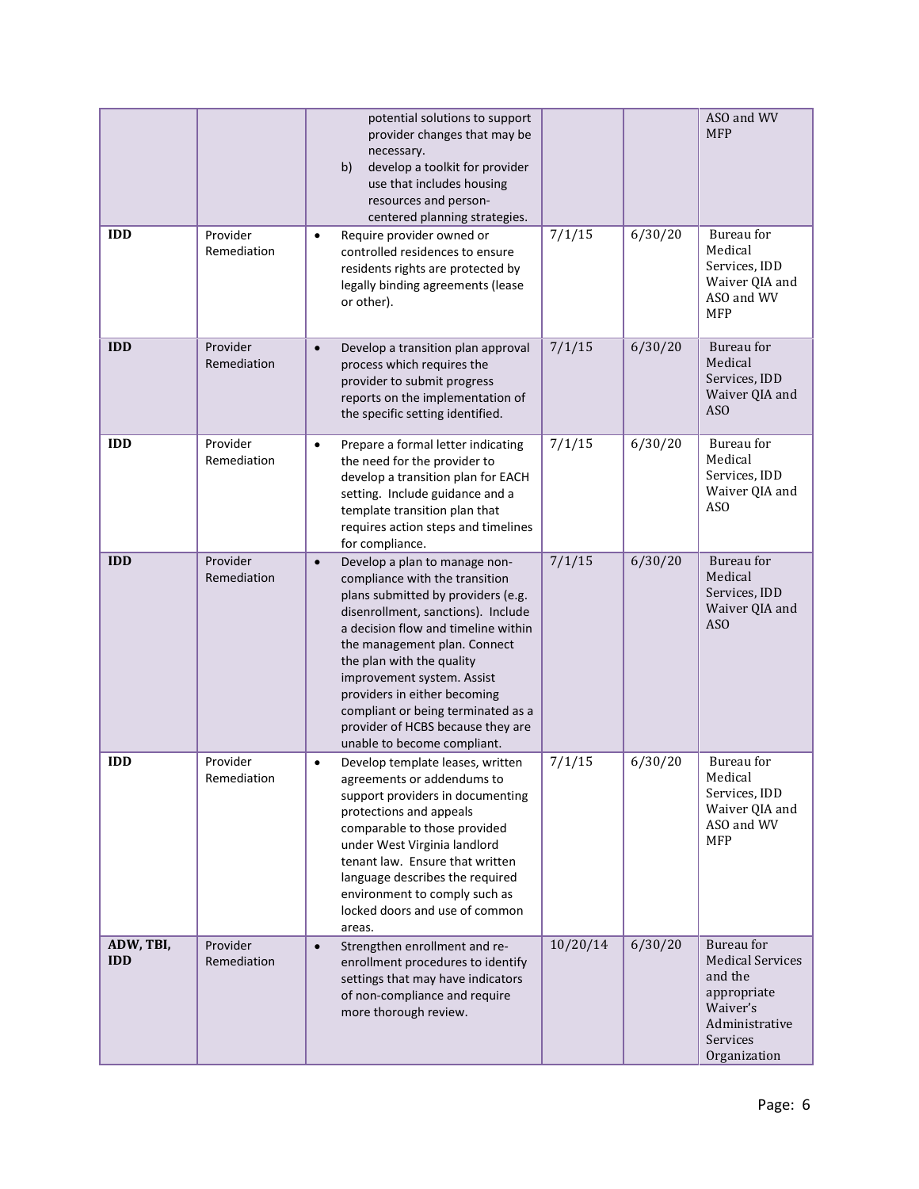| | | | | | |
|---|---|---|---|---|---|
| | | potential solutions to support provider changes that may be necessary.<br>b) develop a toolkit for provider use that includes housing resources and person-centered planning strategies. | | | ASO and WV MFP |
| **IDD** | Provider Remediation | • Require provider owned or controlled residences to ensure residents rights are protected by legally binding agreements (lease or other). | 7/1/15 | 6/30/20 | Bureau for Medical Services, IDD Waiver QIA and ASO and WV MFP |
| **IDD** | Provider Remediation | • Develop a transition plan approval process which requires the provider to submit progress reports on the implementation of the specific setting identified. | 7/1/15 | 6/30/20 | Bureau for Medical Services, IDD Waiver QIA and ASO |
| **IDD** | Provider Remediation | • Prepare a formal letter indicating the need for the provider to develop a transition plan for EACH setting. Include guidance and a template transition plan that requires action steps and timelines for compliance. | 7/1/15 | 6/30/20 | Bureau for Medical Services, IDD Waiver QIA and ASO |
| **IDD** | Provider Remediation | • Develop a plan to manage non-compliance with the transition plans submitted by providers (e.g. disenrollment, sanctions). Include a decision flow and timeline within the management plan. Connect the plan with the quality improvement system. Assist providers in either becoming compliant or being terminated as a provider of HCBS because they are unable to become compliant. | 7/1/15 | 6/30/20 | Bureau for Medical Services, IDD Waiver QIA and ASO |
| **IDD** | Provider Remediation | • Develop template leases, written agreements or addendums to support providers in documenting protections and appeals comparable to those provided under West Virginia landlord tenant law. Ensure that written language describes the required environment to comply such as locked doors and use of common areas. | 7/1/15 | 6/30/20 | Bureau for Medical Services, IDD Waiver QIA and ASO and WV MFP |
| **ADW, TBI, IDD** | Provider Remediation | • Strengthen enrollment and re-enrollment procedures to identify settings that may have indicators of non-compliance and require more thorough review. | 10/20/14 | 6/30/20 | Bureau for Medical Services and the appropriate Waiver's Administrative Services Organization |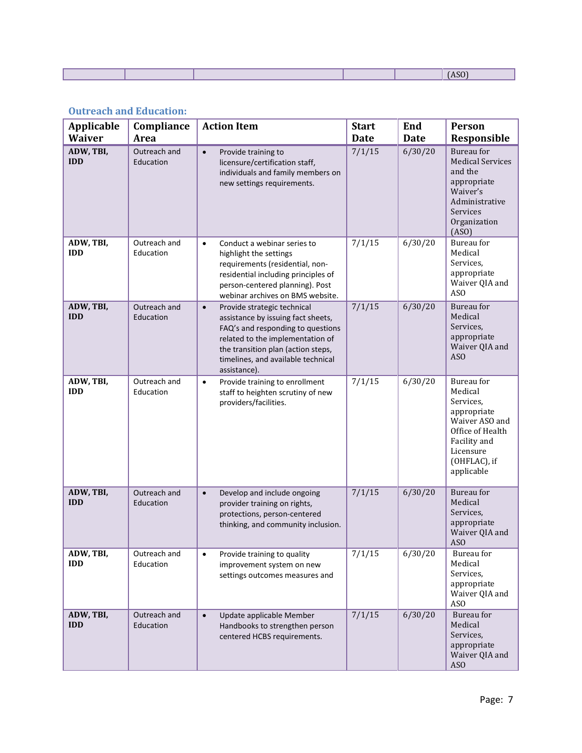| | | | | | (ASO) |
|---|---|---|---|---|---|

### Outreach and Education:

| Applicable Waiver | Compliance Area | Action Item | Start Date | End Date | Person Responsible |
|---|---|---|---|---|---|
| **ADW, TBI, IDD** | Outreach and Education | • Provide training to licensure/certification staff, individuals and family members on new settings requirements. | 7/1/15 | 6/30/20 | Bureau for Medical Services and the appropriate Waiver's Administrative Services Organization (ASO) |
| **ADW, TBI, IDD** | Outreach and Education | • Conduct a webinar series to highlight the settings requirements (residential, non-residential including principles of person-centered planning). Post webinar archives on BMS website. | 7/1/15 | 6/30/20 | Bureau for Medical Services, appropriate Waiver QIA and ASO |
| **ADW, TBI, IDD** | Outreach and Education | • Provide strategic technical assistance by issuing fact sheets, FAQ's and responding to questions related to the implementation of the transition plan (action steps, timelines, and available technical assistance). | 7/1/15 | 6/30/20 | Bureau for Medical Services, appropriate Waiver QIA and ASO |
| **ADW, TBI, IDD** | Outreach and Education | • Provide training to enrollment staff to heighten scrutiny of new providers/facilities. | 7/1/15 | 6/30/20 | Bureau for Medical Services, appropriate Waiver ASO and Office of Health Facility and Licensure (OHFLAC), if applicable |
| **ADW, TBI, IDD** | Outreach and Education | • Develop and include ongoing provider training on rights, protections, person-centered thinking, and community inclusion. | 7/1/15 | 6/30/20 | Bureau for Medical Services, appropriate Waiver QIA and ASO |
| **ADW, TBI, IDD** | Outreach and Education | • Provide training to quality improvement system on new settings outcomes measures and | 7/1/15 | 6/30/20 | Bureau for Medical Services, appropriate Waiver QIA and ASO |
| **ADW, TBI, IDD** | Outreach and Education | • Update applicable Member Handbooks to strengthen person centered HCBS requirements. | 7/1/15 | 6/30/20 | Bureau for Medical Services, appropriate Waiver QIA and ASO |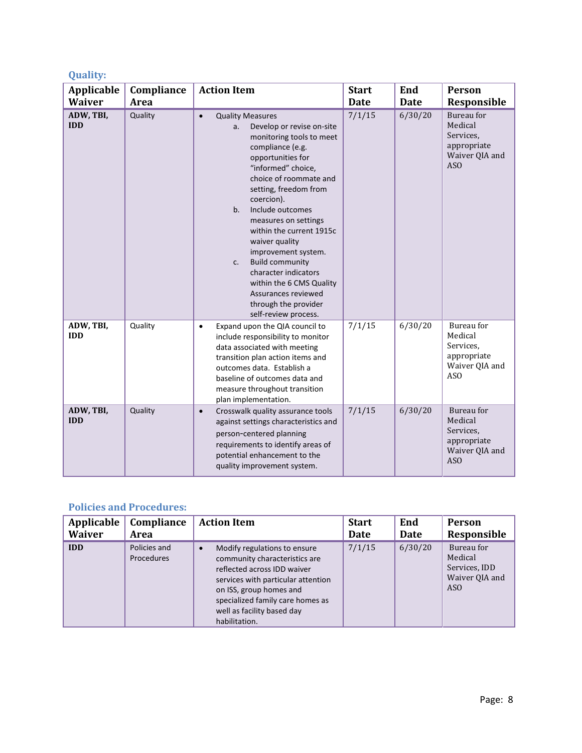### Quality:

| Applicable Waiver | Compliance Area | Action Item | Start Date | End Date | Person Responsible |
|---|---|---|---|---|---|
| **ADW, TBI, IDD** | Quality | • Quality Measures<br>a. Develop or revise on-site monitoring tools to meet compliance (e.g. opportunities for "informed" choice, choice of roommate and setting, freedom from coercion).<br>b. Include outcomes measures on settings within the current 1915c waiver quality improvement system.<br>c. Build community character indicators within the 6 CMS Quality Assurances reviewed through the provider self-review process. | 7/1/15 | 6/30/20 | Bureau for Medical Services, appropriate Waiver QIA and ASO |
| **ADW, TBI, IDD** | Quality | • Expand upon the QIA council to include responsibility to monitor data associated with meeting transition plan action items and outcomes data. Establish a baseline of outcomes data and measure throughout transition plan implementation. | 7/1/15 | 6/30/20 | Bureau for Medical Services, appropriate Waiver QIA and ASO |
| **ADW, TBI, IDD** | Quality | • Crosswalk quality assurance tools against settings characteristics and person-centered planning requirements to identify areas of potential enhancement to the quality improvement system. | 7/1/15 | 6/30/20 | Bureau for Medical Services, appropriate Waiver QIA and ASO |

### Policies and Procedures:

| Applicable Waiver | Compliance Area | Action Item | Start Date | End Date | Person Responsible |
|---|---|---|---|---|---|
| **IDD** | Policies and Procedures | • Modify regulations to ensure community characteristics are reflected across IDD waiver services with particular attention on ISS, group homes and specialized family care homes as well as facility based day habilitation. | 7/1/15 | 6/30/20 | Bureau for Medical Services, IDD Waiver QIA and ASO |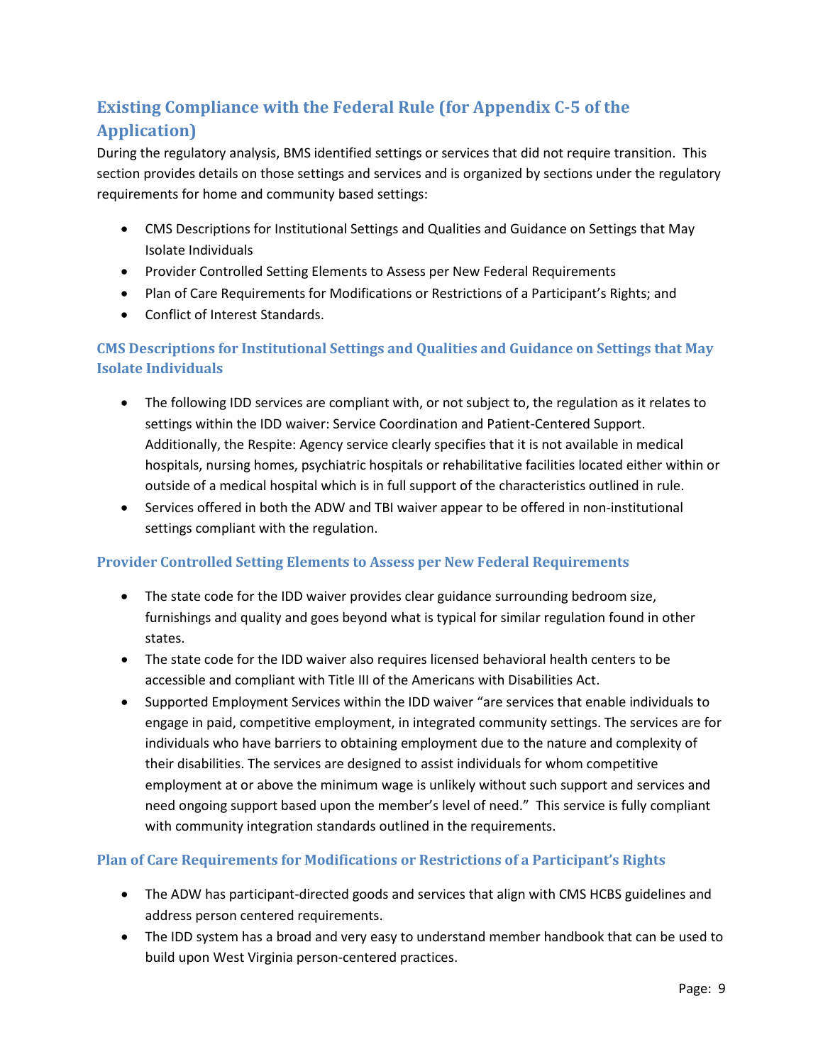## Existing Compliance with the Federal Rule (for Appendix C-5 of the Application)

During the regulatory analysis, BMS identified settings or services that did not require transition. This section provides details on those settings and services and is organized by sections under the regulatory requirements for home and community based settings:

- CMS Descriptions for Institutional Settings and Qualities and Guidance on Settings that May Isolate Individuals
- Provider Controlled Setting Elements to Assess per New Federal Requirements
- Plan of Care Requirements for Modifications or Restrictions of a Participant's Rights; and
- Conflict of Interest Standards.

### CMS Descriptions for Institutional Settings and Qualities and Guidance on Settings that May Isolate Individuals

- The following IDD services are compliant with, or not subject to, the regulation as it relates to settings within the IDD waiver: Service Coordination and Patient-Centered Support. Additionally, the Respite: Agency service clearly specifies that it is not available in medical hospitals, nursing homes, psychiatric hospitals or rehabilitative facilities located either within or outside of a medical hospital which is in full support of the characteristics outlined in rule.
- Services offered in both the ADW and TBI waiver appear to be offered in non-institutional settings compliant with the regulation.

### Provider Controlled Setting Elements to Assess per New Federal Requirements

- The state code for the IDD waiver provides clear guidance surrounding bedroom size, furnishings and quality and goes beyond what is typical for similar regulation found in other states.
- The state code for the IDD waiver also requires licensed behavioral health centers to be accessible and compliant with Title III of the Americans with Disabilities Act.
- Supported Employment Services within the IDD waiver "are services that enable individuals to engage in paid, competitive employment, in integrated community settings. The services are for individuals who have barriers to obtaining employment due to the nature and complexity of their disabilities. The services are designed to assist individuals for whom competitive employment at or above the minimum wage is unlikely without such support and services and need ongoing support based upon the member's level of need." This service is fully compliant with community integration standards outlined in the requirements.

### Plan of Care Requirements for Modifications or Restrictions of a Participant's Rights

- The ADW has participant-directed goods and services that align with CMS HCBS guidelines and address person centered requirements.
- The IDD system has a broad and very easy to understand member handbook that can be used to build upon West Virginia person-centered practices.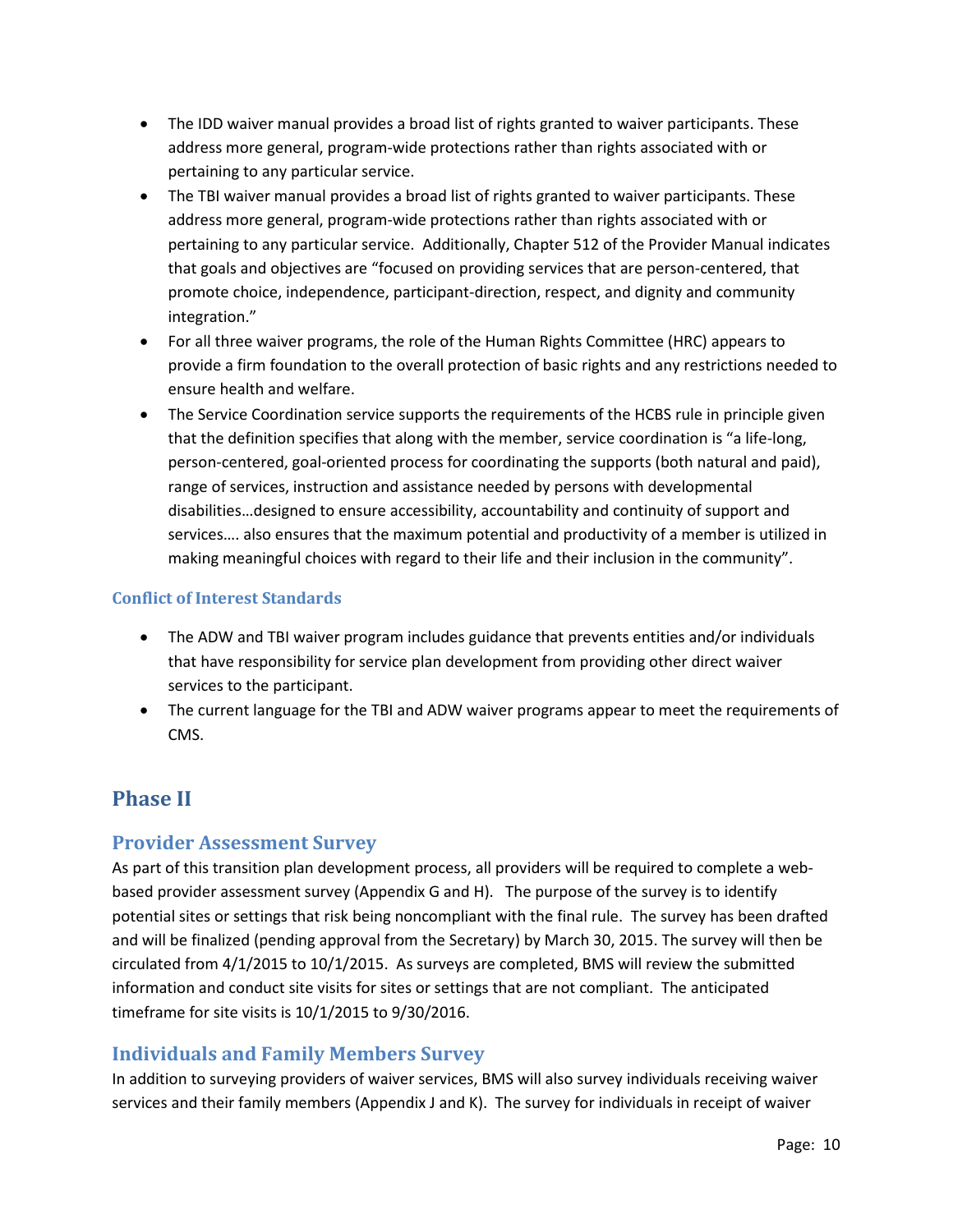- The IDD waiver manual provides a broad list of rights granted to waiver participants. These address more general, program-wide protections rather than rights associated with or pertaining to any particular service.
- The TBI waiver manual provides a broad list of rights granted to waiver participants. These address more general, program-wide protections rather than rights associated with or pertaining to any particular service. Additionally, Chapter 512 of the Provider Manual indicates that goals and objectives are "focused on providing services that are person-centered, that promote choice, independence, participant-direction, respect, and dignity and community integration."
- For all three waiver programs, the role of the Human Rights Committee (HRC) appears to provide a firm foundation to the overall protection of basic rights and any restrictions needed to ensure health and welfare.
- The Service Coordination service supports the requirements of the HCBS rule in principle given that the definition specifies that along with the member, service coordination is "a life-long, person-centered, goal-oriented process for coordinating the supports (both natural and paid), range of services, instruction and assistance needed by persons with developmental disabilities…designed to ensure accessibility, accountability and continuity of support and services…. also ensures that the maximum potential and productivity of a member is utilized in making meaningful choices with regard to their life and their inclusion in the community".

### Conflict of Interest Standards

- The ADW and TBI waiver program includes guidance that prevents entities and/or individuals that have responsibility for service plan development from providing other direct waiver services to the participant.
- The current language for the TBI and ADW waiver programs appear to meet the requirements of CMS.

# Phase II

## Provider Assessment Survey

As part of this transition plan development process, all providers will be required to complete a web-based provider assessment survey (Appendix G and H). The purpose of the survey is to identify potential sites or settings that risk being noncompliant with the final rule. The survey has been drafted and will be finalized (pending approval from the Secretary) by March 30, 2015. The survey will then be circulated from 4/1/2015 to 10/1/2015. As surveys are completed, BMS will review the submitted information and conduct site visits for sites or settings that are not compliant. The anticipated timeframe for site visits is 10/1/2015 to 9/30/2016.

## Individuals and Family Members Survey

In addition to surveying providers of waiver services, BMS will also survey individuals receiving waiver services and their family members (Appendix J and K). The survey for individuals in receipt of waiver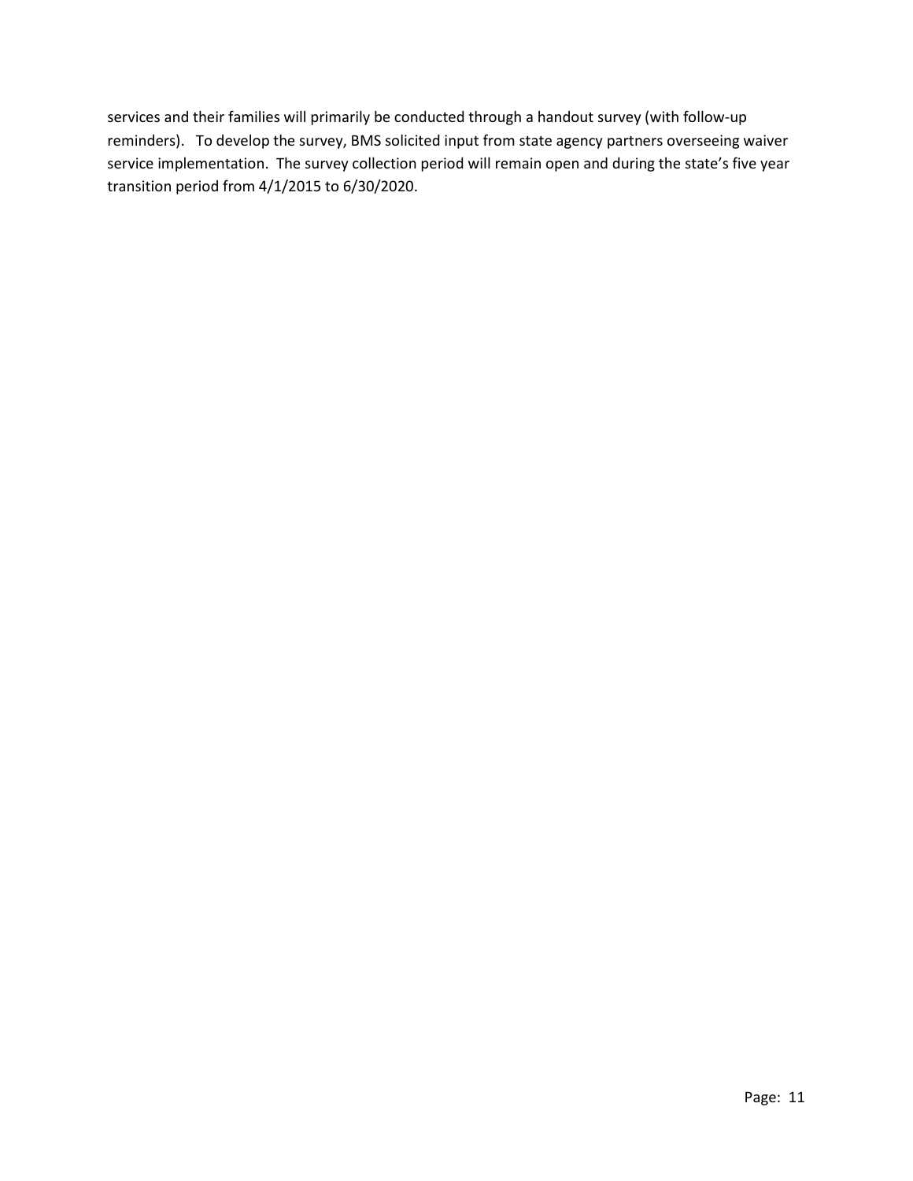services and their families will primarily be conducted through a handout survey (with follow-up reminders). To develop the survey, BMS solicited input from state agency partners overseeing waiver service implementation. The survey collection period will remain open and during the state's five year transition period from 4/1/2015 to 6/30/2020.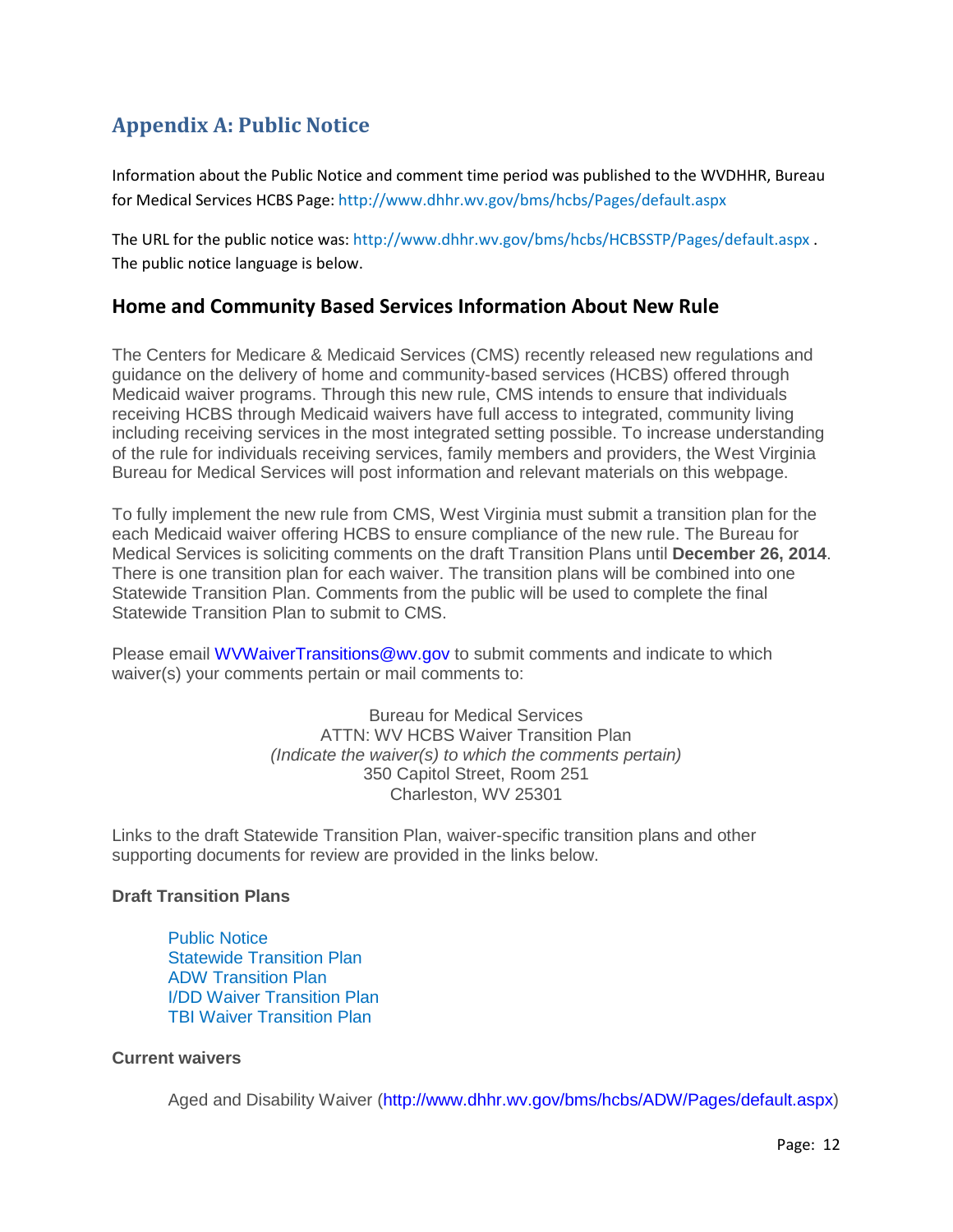## Appendix A: Public Notice

Information about the Public Notice and comment time period was published to the WVDHHR, Bureau for Medical Services HCBS Page: http://www.dhhr.wv.gov/bms/hcbs/Pages/default.aspx

The URL for the public notice was: http://www.dhhr.wv.gov/bms/hcbs/HCBSSTP/Pages/default.aspx . The public notice language is below.

### Home and Community Based Services Information About New Rule

The Centers for Medicare & Medicaid Services (CMS) recently released new regulations and guidance on the delivery of home and community-based services (HCBS) offered through Medicaid waiver programs. Through this new rule, CMS intends to ensure that individuals receiving HCBS through Medicaid waivers have full access to integrated, community living including receiving services in the most integrated setting possible. To increase understanding of the rule for individuals receiving services, family members and providers, the West Virginia Bureau for Medical Services will post information and relevant materials on this webpage.

To fully implement the new rule from CMS, West Virginia must submit a transition plan for the each Medicaid waiver offering HCBS to ensure compliance of the new rule. The Bureau for Medical Services is soliciting comments on the draft Transition Plans until **December 26, 2014**. There is one transition plan for each waiver. The transition plans will be combined into one Statewide Transition Plan. Comments from the public will be used to complete the final Statewide Transition Plan to submit to CMS.

Please email WVWaiverTransitions@wv.gov to submit comments and indicate to which waiver(s) your comments pertain or mail comments to:

Bureau for Medical Services
ATTN: WV HCBS Waiver Transition Plan
*(Indicate the waiver(s) to which the comments pertain)*
350 Capitol Street, Room 251
Charleston, WV 25301

Links to the draft Statewide Transition Plan, waiver-specific transition plans and other supporting documents for review are provided in the links below.

**Draft Transition Plans**

- Public Notice
- Statewide Transition Plan
- ADW Transition Plan
- I/DD Waiver Transition Plan
- TBI Waiver Transition Plan

**Current waivers**

- Aged and Disability Waiver (http://www.dhhr.wv.gov/bms/hcbs/ADW/Pages/default.aspx)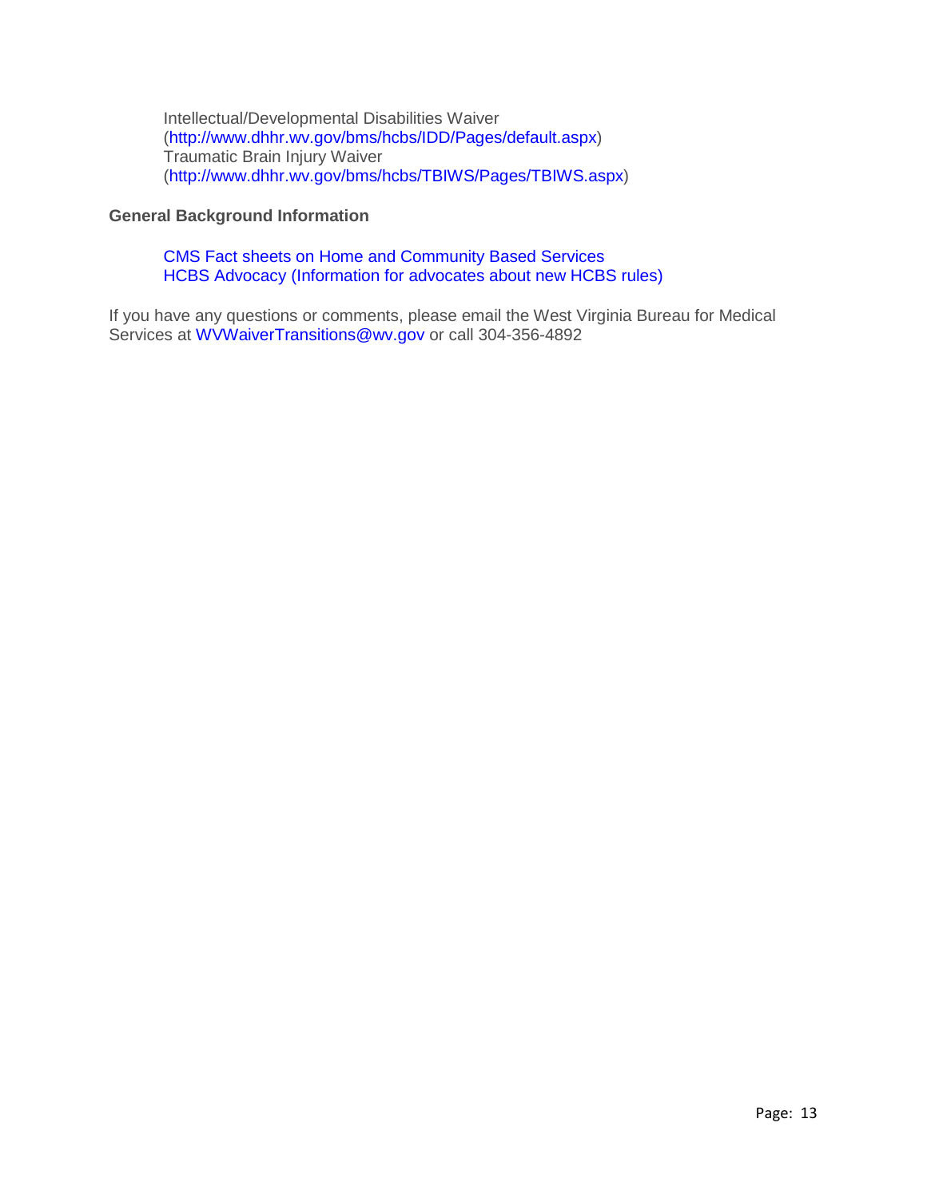Intellectual/Developmental Disabilities Waiver
(http://www.dhhr.wv.gov/bms/hcbs/IDD/Pages/default.aspx)
Traumatic Brain Injury Waiver
(http://www.dhhr.wv.gov/bms/hcbs/TBIWS/Pages/TBIWS.aspx)

**General Background Information**

CMS Fact sheets on Home and Community Based Services
HCBS Advocacy (Information for advocates about new HCBS rules)

If you have any questions or comments, please email the West Virginia Bureau for Medical Services at WVWaiverTransitions@wv.gov or call 304-356-4892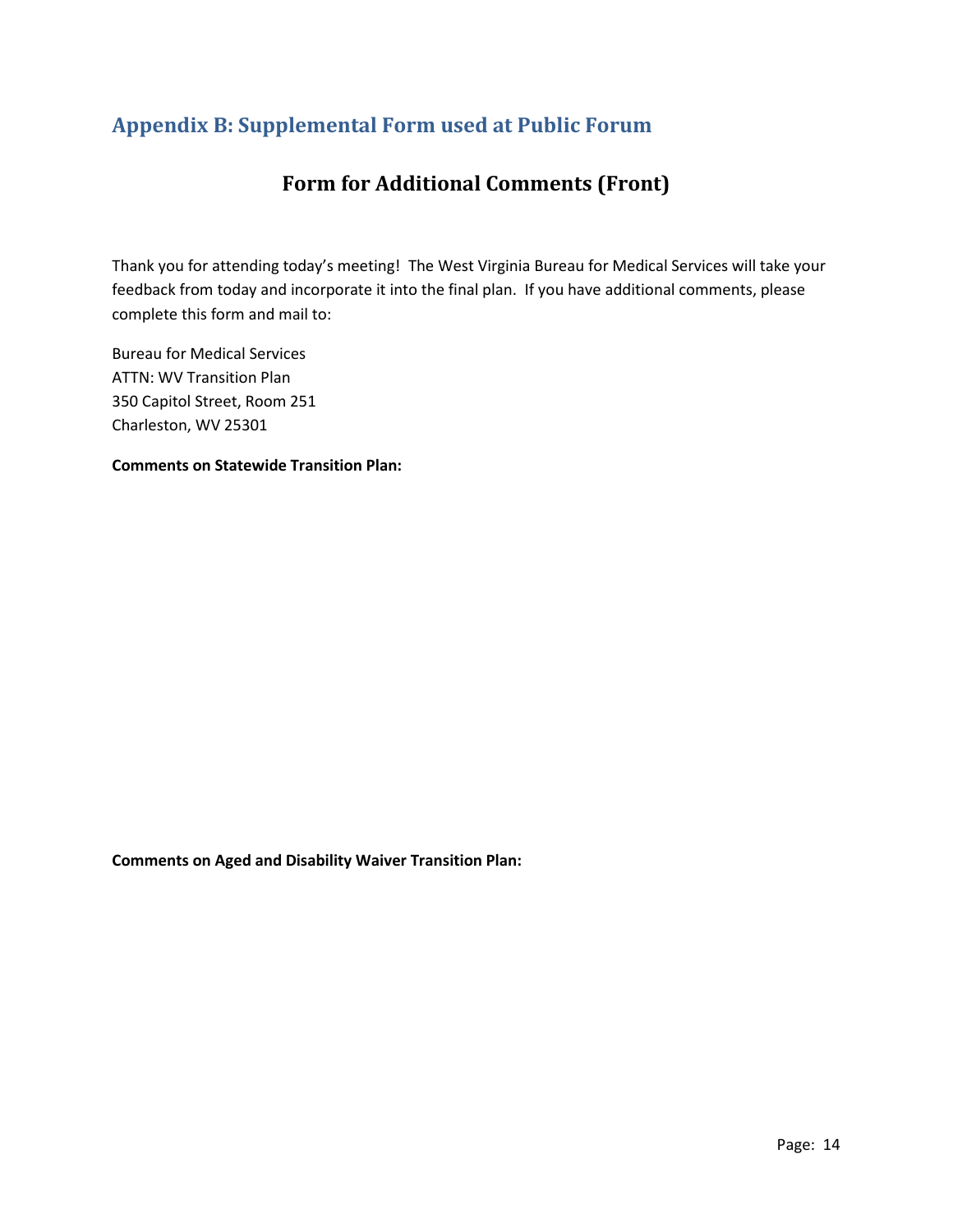## Appendix B: Supplemental Form used at Public Forum

### Form for Additional Comments (Front)

Thank you for attending today's meeting! The West Virginia Bureau for Medical Services will take your feedback from today and incorporate it into the final plan. If you have additional comments, please complete this form and mail to:

Bureau for Medical Services
ATTN: WV Transition Plan
350 Capitol Street, Room 251
Charleston, WV 25301

**Comments on Statewide Transition Plan:**

**Comments on Aged and Disability Waiver Transition Plan:**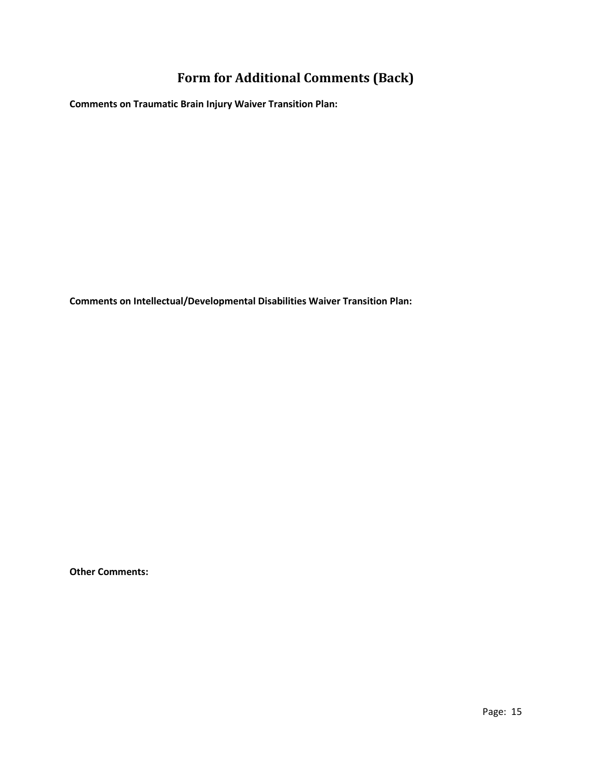# Form for Additional Comments (Back)

**Comments on Traumatic Brain Injury Waiver Transition Plan:**

**Comments on Intellectual/Developmental Disabilities Waiver Transition Plan:**

**Other Comments:**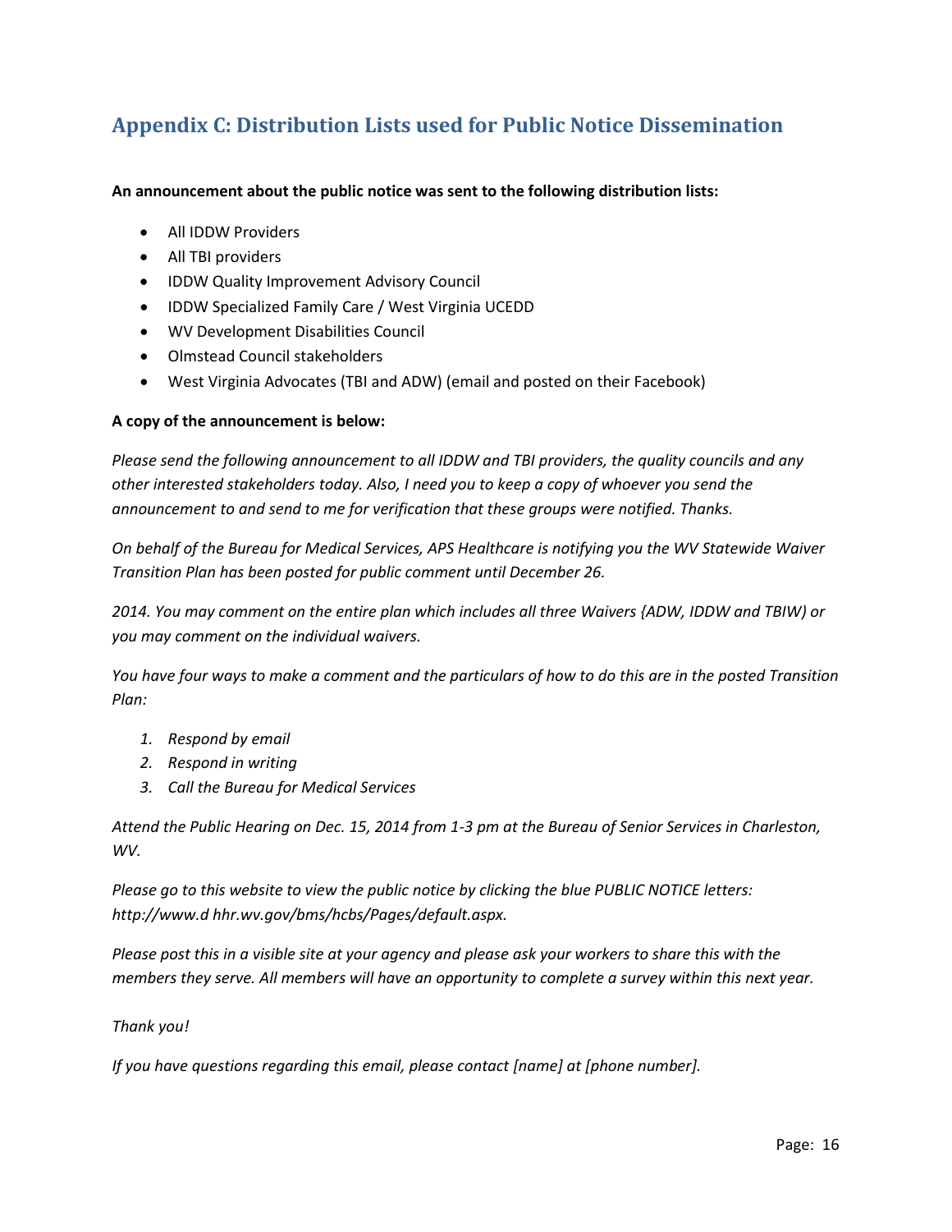## Appendix C: Distribution Lists used for Public Notice Dissemination

**An announcement about the public notice was sent to the following distribution lists:**

- All IDDW Providers
- All TBI providers
- IDDW Quality Improvement Advisory Council
- IDDW Specialized Family Care / West Virginia UCEDD
- WV Development Disabilities Council
- Olmstead Council stakeholders
- West Virginia Advocates (TBI and ADW) (email and posted on their Facebook)

**A copy of the announcement is below:**

*Please send the following announcement to all IDDW and TBI providers, the quality councils and any other interested stakeholders today. Also, I need you to keep a copy of whoever you send the announcement to and send to me for verification that these groups were notified. Thanks.*

*On behalf of the Bureau for Medical Services, APS Healthcare is notifying you the WV Statewide Waiver Transition Plan has been posted for public comment until December 26.*

*2014. You may comment on the entire plan which includes all three Waivers {ADW, IDDW and TBIW) or you may comment on the individual waivers.*

*You have four ways to make a comment and the particulars of how to do this are in the posted Transition Plan:*

1. *Respond by email*
2. *Respond in writing*
3. *Call the Bureau for Medical Services*

*Attend the Public Hearing on Dec. 15, 2014 from 1-3 pm at the Bureau of Senior Services in Charleston, WV.*

*Please go to this website to view the public notice by clicking the blue PUBLIC NOTICE letters: http://www.d hhr.wv.gov/bms/hcbs/Pages/default.aspx.*

*Please post this in a visible site at your agency and please ask your workers to share this with the members they serve. All members will have an opportunity to complete a survey within this next year.*

*Thank you!*

*If you have questions regarding this email, please contact [name] at [phone number].*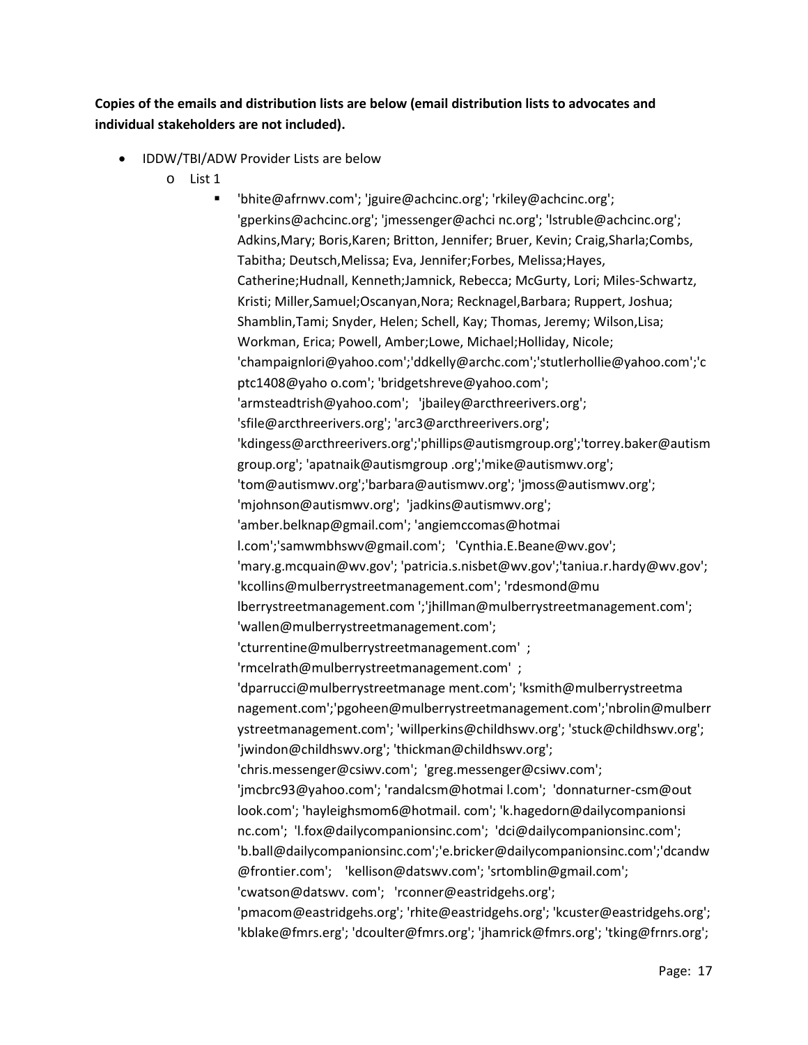**Copies of the emails and distribution lists are below (email distribution lists to advocates and individual stakeholders are not included).**

- IDDW/TBI/ADW Provider Lists are below
    - List 1
        - 'bhite@afrnwv.com'; 'jguire@achcinc.org'; 'rkiley@achcinc.org'; 'gperkins@achcinc.org'; 'jmessenger@achci nc.org'; 'lstruble@achcinc.org'; Adkins,Mary; Boris,Karen; Britton, Jennifer; Bruer, Kevin; Craig,Sharla;Combs, Tabitha; Deutsch,Melissa; Eva, Jennifer;Forbes, Melissa;Hayes, Catherine;Hudnall, Kenneth;Jamnick, Rebecca; McGurty, Lori; Miles-Schwartz, Kristi; Miller,Samuel;Oscanyan,Nora; Recknagel,Barbara; Ruppert, Joshua; Shamblin,Tami; Snyder, Helen; Schell, Kay; Thomas, Jeremy; Wilson,Lisa; Workman, Erica; Powell, Amber;Lowe, Michael;Holliday, Nicole; 'champaignlori@yahoo.com';'ddkelly@archc.com';'stutlerhollie@yahoo.com';'cptc1408@yaho o.com'; 'bridgetshreve@yahoo.com'; 'armsteadtrish@yahoo.com'; 'jbailey@arcthreerivers.org'; 'sfile@arcthreerivers.org'; 'arc3@arcthreerivers.org'; 'kdingess@arcthreerivers.org';'phillips@autismgroup.org';'torrey.baker@autismgroup.org'; 'apatnaik@autismgroup .org';'mike@autismwv.org'; 'tom@autismwv.org';'barbara@autismwv.org'; 'jmoss@autismwv.org'; 'mjohnson@autismwv.org'; 'jadkins@autismwv.org'; 'amber.belknap@gmail.com'; 'angiemccomas@hotmai l.com';'samwmbhswv@gmail.com'; 'Cynthia.E.Beane@wv.gov'; 'mary.g.mcquain@wv.gov'; 'patricia.s.nisbet@wv.gov';'taniua.r.hardy@wv.gov'; 'kcollins@mulberrystreetmanagement.com'; 'rdesmond@mu lberrystreetmanagement.com ';'jhillman@mulberrystreetmanagement.com'; 'wallen@mulberrystreetmanagement.com'; 'cturrentine@mulberrystreetmanagement.com' ; 'rmcelrath@mulberrystreetmanagement.com' ; 'dparrucci@mulberrystreetmanage ment.com'; 'ksmith@mulberrystreetmanagement.com';'pgoheen@mulberrystreetmanagement.com';'nbrolin@mulberrystreetmanagement.com'; 'willperkins@childhswv.org'; 'stuck@childhswv.org'; 'jwindon@childhswv.org'; 'thickman@childhswv.org'; 'chris.messenger@csiwv.com'; 'greg.messenger@csiwv.com'; 'jmcbrc93@yahoo.com'; 'randalcsm@hotmai l.com'; 'donnaturner-csm@outlook.com'; 'hayleighsmom6@hotmail. com'; 'k.hagedorn@dailycompanionsinc.com'; 'l.fox@dailycompanionsinc.com'; 'dci@dailycompanionsinc.com'; 'b.ball@dailycompanionsinc.com';'e.bricker@dailycompanionsinc.com';'dcandw@frontier.com'; 'kellison@datswv.com'; 'srtomblin@gmail.com'; 'cwatson@datswv. com'; 'rconner@eastridgehs.org'; 'pmacom@eastridgehs.org'; 'rhite@eastridgehs.org'; 'kcuster@eastridgehs.org'; 'kblake@fmrs.erg'; 'dcoulter@fmrs.org'; 'jhamrick@fmrs.org'; 'tking@frnrs.org';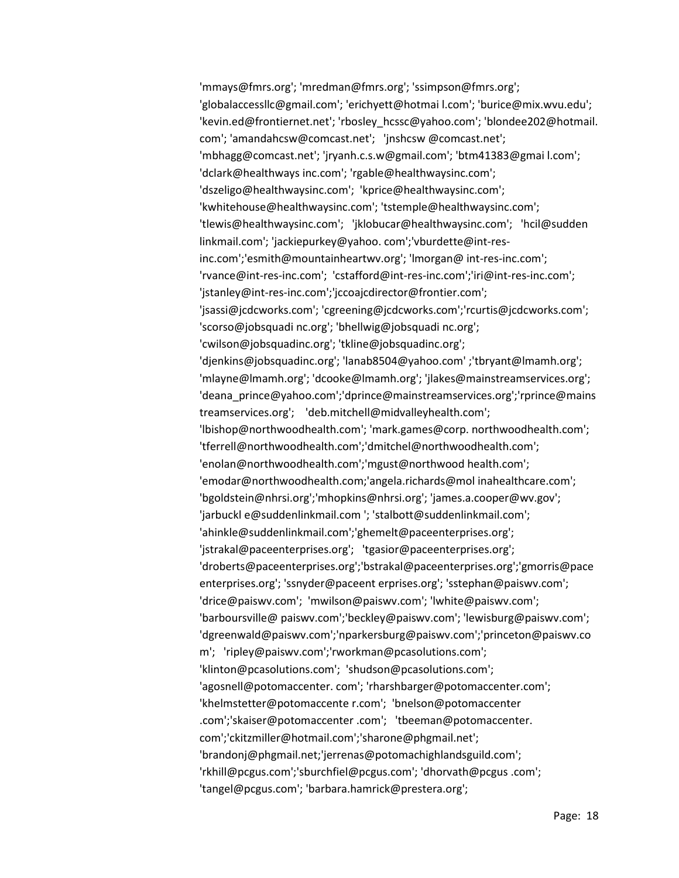'mmays@fmrs.org'; 'mredman@fmrs.org'; 'ssimpson@fmrs.org'; 'globalaccessllc@gmail.com'; 'erichyett@hotmai l.com'; 'burice@mix.wvu.edu'; 'kevin.ed@frontiernet.net'; 'rbosley_hcssc@yahoo.com'; 'blondee202@hotmail. com'; 'amandahcsw@comcast.net'; 'jnshcsw @comcast.net'; 'mbhagg@comcast.net'; 'jryanh.c.s.w@gmail.com'; 'btm41383@gmai l.com'; 'dclark@healthways inc.com'; 'rgable@healthwaysinc.com'; 'dszeligo@healthwaysinc.com'; 'kprice@healthwaysinc.com'; 'kwhitehouse@healthwaysinc.com'; 'tstemple@healthwaysinc.com'; 'tlewis@healthwaysinc.com'; 'jklobucar@healthwaysinc.com'; 'hcil@sudden linkmail.com'; 'jackiepurkey@yahoo. com';'vburdette@int-res-inc.com';'esmith@mountainheartwv.org'; 'lmorgan@ int-res-inc.com'; 'rvance@int-res-inc.com'; 'cstafford@int-res-inc.com';'iri@int-res-inc.com'; 'jstanley@int-res-inc.com';'jccoajcdirector@frontier.com'; 'jsassi@jcdcworks.com'; 'cgreening@jcdcworks.com';'rcurtis@jcdcworks.com'; 'scorso@jobsquadi nc.org'; 'bhellwig@jobsquadi nc.org'; 'cwilson@jobsquadinc.org'; 'tkline@jobsquadinc.org'; 'djenkins@jobsquadinc.org'; 'lanab8504@yahoo.com' ;'tbryant@lmamh.org'; 'mlayne@lmamh.org'; 'dcooke@lmamh.org'; 'jlakes@mainstreamservices.org'; 'deana_prince@yahoo.com';'dprince@mainstreamservices.org';'rprince@mainstreamservices.org'; 'deb.mitchell@midvalleyhealth.com'; 'lbishop@northwoodhealth.com'; 'mark.games@corp. northwoodhealth.com'; 'tferrell@northwoodhealth.com';'dmitchel@northwoodhealth.com'; 'enolan@northwoodhealth.com';'mgust@northwood health.com'; 'emodar@northwoodhealth.com;'angela.richards@mol inahealthcare.com'; 'bgoldstein@nhrsi.org';'mhopkins@nhrsi.org'; 'james.a.cooper@wv.gov'; 'jarbuckl e@suddenlinkmail.com '; 'stalbott@suddenlinkmail.com'; 'ahinkle@suddenlinkmail.com';'ghemelt@paceenterprises.org'; 'jstrakal@paceenterprises.org'; 'tgasior@paceenterprises.org'; 'droberts@paceenterprises.org';'bstrakal@paceenterprises.org';'gmorris@pace enterprises.org'; 'ssnyder@paceent erprises.org'; 'sstephan@paiswv.com'; 'drice@paiswv.com'; 'mwilson@paiswv.com'; 'lwhite@paiswv.com'; 'barboursville@ paiswv.com';'beckley@paiswv.com'; 'lewisburg@paiswv.com'; 'dgreenwald@paiswv.com';'nparkersburg@paiswv.com';'princeton@paiswv.co m'; 'ripley@paiswv.com';'rworkman@pcasolutions.com'; 'klinton@pcasolutions.com'; 'shudson@pcasolutions.com'; 'agosnell@potomaccenter. com'; 'rharshbarger@potomaccenter.com'; 'khelmstetter@potomaccente r.com'; 'bnelson@potomaccenter .com';'skaiser@potomaccenter .com'; 'tbeeman@potomaccenter. com';'ckitzmiller@hotmail.com';'sharone@phgmail.net'; 'brandonj@phgmail.net;'jerrenas@potomachighlandsguild.com'; 'rkhill@pcgus.com';'sburchfiel@pcgus.com'; 'dhorvath@pcgus .com'; 'tangel@pcgus.com'; 'barbara.hamrick@prestera.org';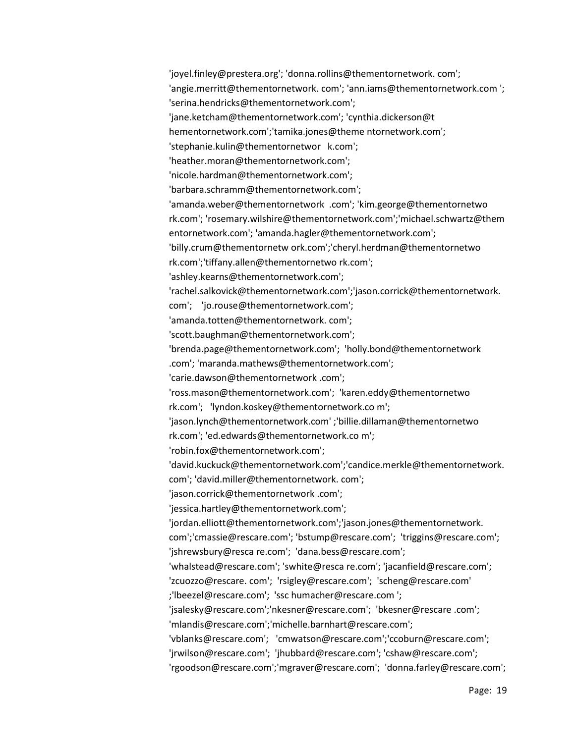'joyel.finley@prestera.org'; 'donna.rollins@thementornetwork. com';
'angie.merritt@thementornetwork. com'; 'ann.iams@thementornetwork.com ';
'serina.hendricks@thementornetwork.com';
'jane.ketcham@thementornetwork.com'; 'cynthia.dickerson@t
hementornetwork.com';'tamika.jones@theme ntornetwork.com';
'stephanie.kulin@thementornetwor k.com';
'heather.moran@thementornetwork.com';
'nicole.hardman@thementornetwork.com';
'barbara.schramm@thementornetwork.com';
'amanda.weber@thementornetwork .com'; 'kim.george@thementornetwo
rk.com'; 'rosemary.wilshire@thementornetwork.com';'michael.schwartz@them
entornetwork.com'; 'amanda.hagler@thementornetwork.com';
'billy.crum@thementornetw ork.com';'cheryl.herdman@thementornetwo
rk.com';'tiffany.allen@thementornetwo rk.com';
'ashley.kearns@thementornetwork.com';
'rachel.salkovick@thementornetwork.com';'jason.corrick@thementornetwork.
com'; 'jo.rouse@thementornetwork.com';
'amanda.totten@thementornetwork. com';
'scott.baughman@thementornetwork.com';
'brenda.page@thementornetwork.com'; 'holly.bond@thementornetwork
.com'; 'maranda.mathews@thementornetwork.com';
'carie.dawson@thementornetwork .com';
'ross.mason@thementornetwork.com'; 'karen.eddy@thementornetwo
rk.com'; 'lyndon.koskey@thementornetwork.co m';
'jason.lynch@thementornetwork.com' ;'billie.dillaman@thementornetwo
rk.com'; 'ed.edwards@thementornetwork.co m';
'robin.fox@thementornetwork.com';
'david.kuckuck@thementornetwork.com';'candice.merkle@thementornetwork.
com'; 'david.miller@thementornetwork. com';
'jason.corrick@thementornetwork .com';
'jessica.hartley@thementornetwork.com';
'jordan.elliott@thementornetwork.com';'jason.jones@thementornetwork.
com';'cmassie@rescare.com'; 'bstump@rescare.com'; 'triggins@rescare.com';
'jshrewsbury@resca re.com'; 'dana.bess@rescare.com';
'whalstead@rescare.com'; 'swhite@resca re.com'; 'jacanfield@rescare.com';
'zcuozzo@rescare. com'; 'rsigley@rescare.com'; 'scheng@rescare.com'
;'lbeezel@rescare.com'; 'ssc humacher@rescare.com ';
'jsalesky@rescare.com';'nkesner@rescare.com'; 'bkesner@rescare .com';
'mlandis@rescare.com';'michelle.barnhart@rescare.com';
'vblanks@rescare.com'; 'cmwatson@rescare.com';'ccoburn@rescare.com';
'jrwilson@rescare.com'; 'jhubbard@rescare.com'; 'cshaw@rescare.com';
'rgoodson@rescare.com';'mgraver@rescare.com'; 'donna.farley@rescare.com';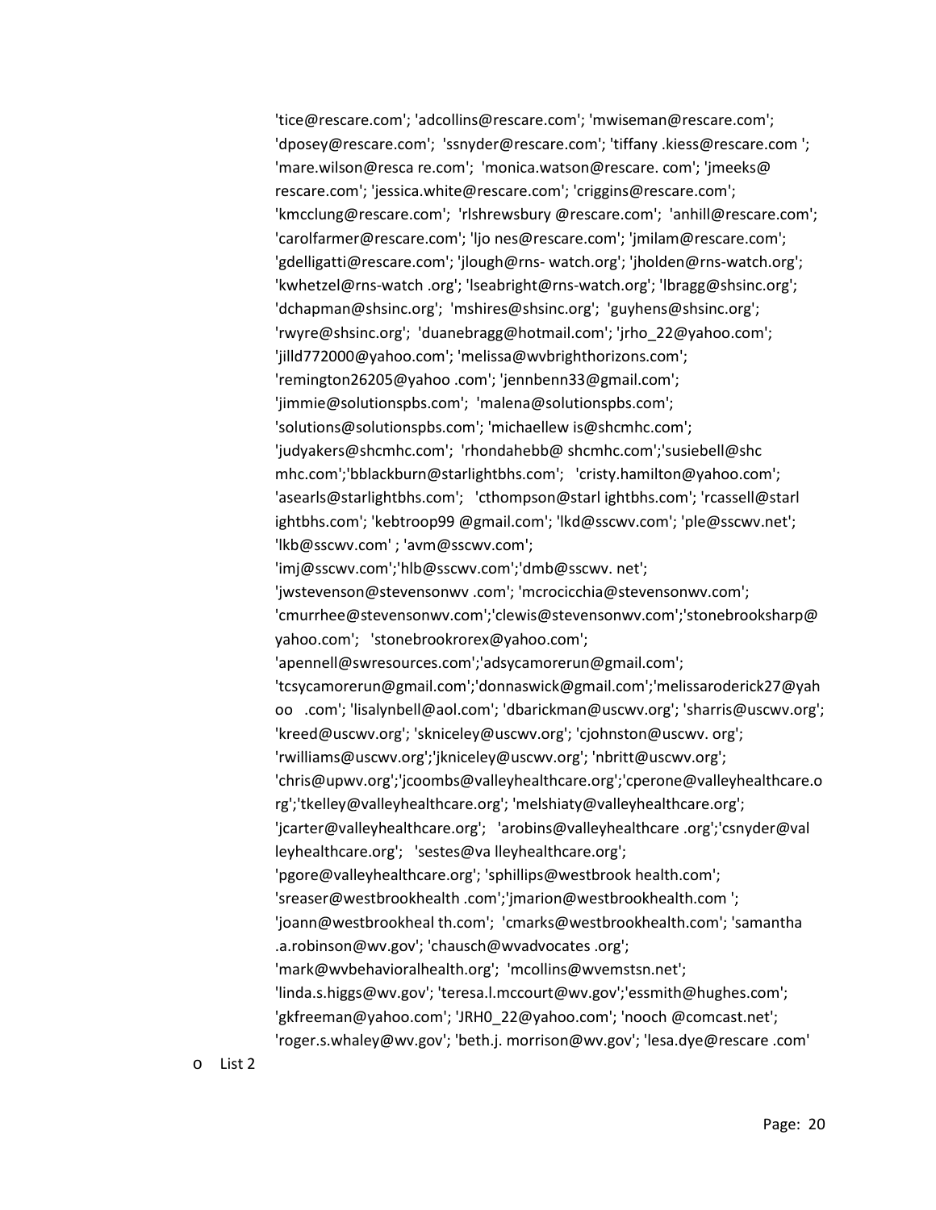'tice@rescare.com'; 'adcollins@rescare.com'; 'mwiseman@rescare.com'; 'dposey@rescare.com'; 'ssnyder@rescare.com'; 'tiffany .kiess@rescare.com '; 'mare.wilson@resca re.com'; 'monica.watson@rescare. com'; 'jmeeks@ rescare.com'; 'jessica.white@rescare.com'; 'criggins@rescare.com'; 'kmcclung@rescare.com'; 'rlshrewsbury @rescare.com'; 'anhill@rescare.com'; 'carolfarmer@rescare.com'; 'ljo nes@rescare.com'; 'jmilam@rescare.com'; 'gdelligatti@rescare.com'; 'jlough@rns- watch.org'; 'jholden@rns-watch.org'; 'kwhetzel@rns-watch .org'; 'lseabright@rns-watch.org'; 'lbragg@shsinc.org'; 'dchapman@shsinc.org'; 'mshires@shsinc.org'; 'guyhens@shsinc.org'; 'rwyre@shsinc.org'; 'duanebragg@hotmail.com'; 'jrho_22@yahoo.com'; 'jilld772000@yahoo.com'; 'melissa@wvbrighthorizons.com'; 'remington26205@yahoo .com'; 'jennbenn33@gmail.com'; 'jimmie@solutionspbs.com'; 'malena@solutionspbs.com'; 'solutions@solutionspbs.com'; 'michaellew is@shcmhc.com'; 'judyakers@shcmhc.com'; 'rhondahebb@ shcmhc.com';'susiebell@shc mhc.com';'bblackburn@starlightbhs.com'; 'cristy.hamilton@yahoo.com'; 'asearls@starlightbhs.com'; 'cthompson@starl ightbhs.com'; 'rcassell@starl ightbhs.com'; 'kebtroop99 @gmail.com'; 'lkd@sscwv.com'; 'ple@sscwv.net'; 'lkb@sscwv.com' ; 'avm@sscwv.com'; 'imj@sscwv.com';'hlb@sscwv.com';'dmb@sscwv. net'; 'jwstevenson@stevensonwv .com'; 'mcrocicchia@stevensonwv.com'; 'cmurrhee@stevensonwv.com';'clewis@stevensonwv.com';'stonebrooksharp@ yahoo.com'; 'stonebrookrorex@yahoo.com'; 'apennell@swresources.com';'adsycamorerun@gmail.com'; 'tcsycamorerun@gmail.com';'donnaswick@gmail.com';'melissaroderick27@yah oo .com'; 'lisalynbell@aol.com'; 'dbarickman@uscwv.org'; 'sharris@uscwv.org'; 'kreed@uscwv.org'; 'skniceley@uscwv.org'; 'cjohnston@uscwv. org'; 'rwilliams@uscwv.org';'jkniceley@uscwv.org'; 'nbritt@uscwv.org'; 'chris@upwv.org';'jcoombs@valleyhealthcare.org';'cperone@valleyhealthcare.o rg';'tkelley@valleyhealthcare.org'; 'melshiaty@valleyhealthcare.org'; 'jcarter@valleyhealthcare.org'; 'arobins@valleyhealthcare .org';'csnyder@val leyhealthcare.org'; 'sestes@va lleyhealthcare.org'; 'pgore@valleyhealthcare.org'; 'sphillips@westbrook health.com'; 'sreaser@westbrookhealth .com';'jmarion@westbrookhealth.com '; 'joann@westbrookheal th.com'; 'cmarks@westbrookhealth.com'; 'samantha .a.robinson@wv.gov'; 'chausch@wvadvocates .org'; 'mark@wvbehavioralhealth.org'; 'mcollins@wvemstsn.net'; 'linda.s.higgs@wv.gov'; 'teresa.l.mccourt@wv.gov';'essmith@hughes.com'; 'gkfreeman@yahoo.com'; 'JRH0_22@yahoo.com'; 'nooch @comcast.net'; 'roger.s.whaley@wv.gov'; 'beth.j. morrison@wv.gov'; 'lesa.dye@rescare .com'

- List 2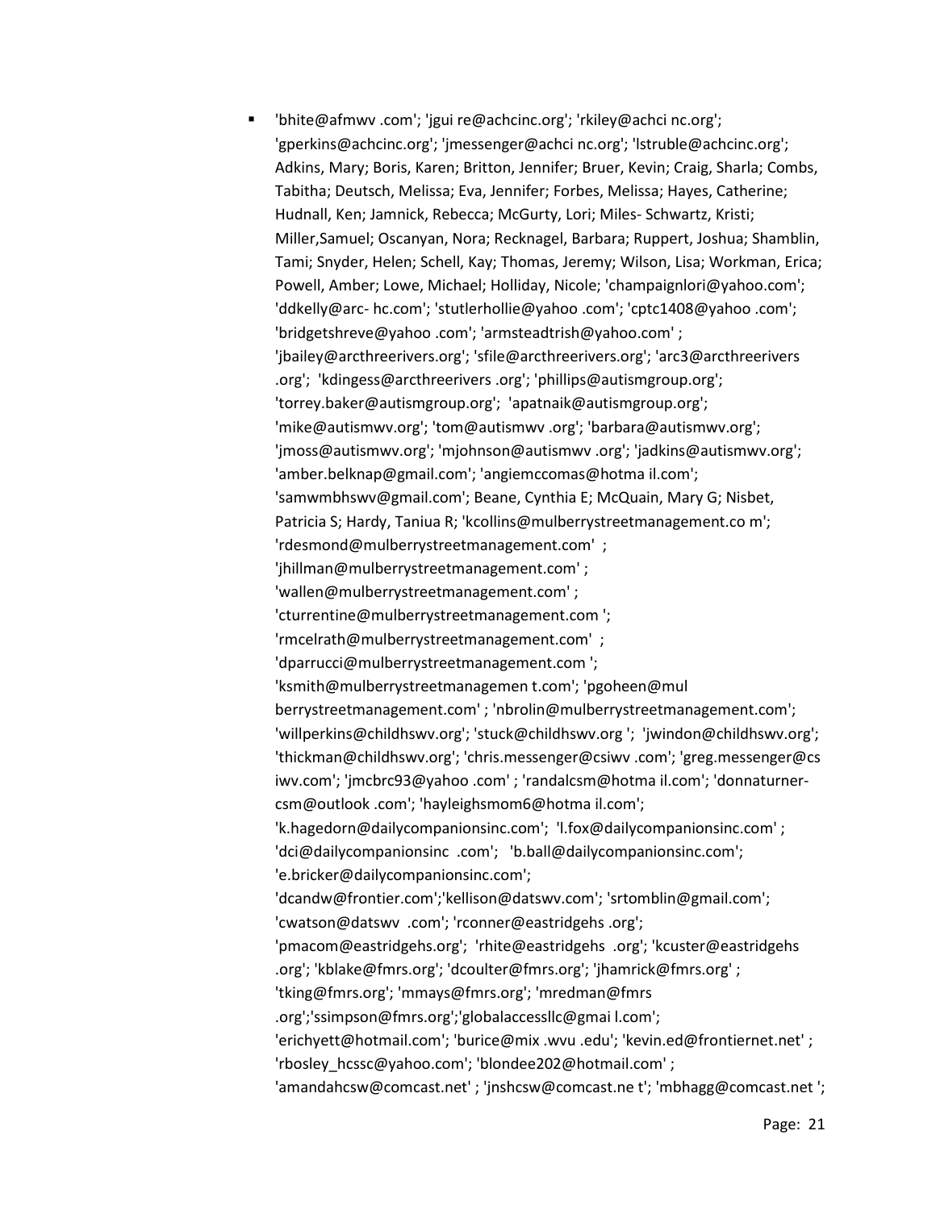- 'bhite@afmwv .com'; 'jgui re@achcinc.org'; 'rkiley@achci nc.org'; 'gperkins@achcinc.org'; 'jmessenger@achci nc.org'; 'lstruble@achcinc.org'; Adkins, Mary; Boris, Karen; Britton, Jennifer; Bruer, Kevin; Craig, Sharla; Combs, Tabitha; Deutsch, Melissa; Eva, Jennifer; Forbes, Melissa; Hayes, Catherine; Hudnall, Ken; Jamnick, Rebecca; McGurty, Lori; Miles- Schwartz, Kristi; Miller,Samuel; Oscanyan, Nora; Recknagel, Barbara; Ruppert, Joshua; Shamblin, Tami; Snyder, Helen; Schell, Kay; Thomas, Jeremy; Wilson, Lisa; Workman, Erica; Powell, Amber; Lowe, Michael; Holliday, Nicole; 'champaignlori@yahoo.com'; 'ddkelly@arc- hc.com'; 'stutlerhollie@yahoo .com'; 'cptc1408@yahoo .com'; 'bridgetshreve@yahoo .com'; 'armsteadtrish@yahoo.com' ; 'jbailey@arcthreerivers.org'; 'sfile@arcthreerivers.org'; 'arc3@arcthreerivers .org'; 'kdingess@arcthreerivers .org'; 'phillips@autismgroup.org'; 'torrey.baker@autismgroup.org'; 'apatnaik@autismgroup.org'; 'mike@autismwv.org'; 'tom@autismwv .org'; 'barbara@autismwv.org'; 'jmoss@autismwv.org'; 'mjohnson@autismwv .org'; 'jadkins@autismwv.org'; 'amber.belknap@gmail.com'; 'angiemccomas@hotma il.com'; 'samwmbhswv@gmail.com'; Beane, Cynthia E; McQuain, Mary G; Nisbet, Patricia S; Hardy, Taniua R; 'kcollins@mulberrystreetmanagement.co m'; 'rdesmond@mulberrystreetmanagement.com' ; 'jhillman@mulberrystreetmanagement.com' ; 'wallen@mulberrystreetmanagement.com' ; 'cturrentine@mulberrystreetmanagement.com '; 'rmcelrath@mulberrystreetmanagement.com' ; 'dparrucci@mulberrystreetmanagement.com '; 'ksmith@mulberrystreetmanagemen t.com'; 'pgoheen@mul berrystreetmanagement.com' ; 'nbrolin@mulberrystreetmanagement.com'; 'willperkins@childhswv.org'; 'stuck@childhswv.org '; 'jwindon@childhswv.org'; 'thickman@childhswv.org'; 'chris.messenger@csiwv .com'; 'greg.messenger@cs iwv.com'; 'jmcbrc93@yahoo .com' ; 'randalcsm@hotma il.com'; 'donnaturner-csm@outlook .com'; 'hayleighsmom6@hotma il.com'; 'k.hagedorn@dailycompanionsinc.com'; 'l.fox@dailycompanionsinc.com' ; 'dci@dailycompanionsinc .com'; 'b.ball@dailycompanionsinc.com'; 'e.bricker@dailycompanionsinc.com'; 'dcandw@frontier.com';'kellison@datswv.com'; 'srtomblin@gmail.com'; 'cwatson@datswv .com'; 'rconner@eastridgehs .org'; 'pmacom@eastridgehs.org'; 'rhite@eastridgehs .org'; 'kcuster@eastridgehs .org'; 'kblake@fmrs.org'; 'dcoulter@fmrs.org'; 'jhamrick@fmrs.org' ; 'tking@fmrs.org'; 'mmays@fmrs.org'; 'mredman@fmrs .org';'ssimpson@fmrs.org';'globalaccessllc@gmai l.com'; 'erichyett@hotmail.com'; 'burice@mix .wvu .edu'; 'kevin.ed@frontiernet.net' ; 'rbosley_hcssc@yahoo.com'; 'blondee202@hotmail.com' ; 'amandahcsw@comcast.net' ; 'jnshcsw@comcast.ne t'; 'mbhagg@comcast.net ';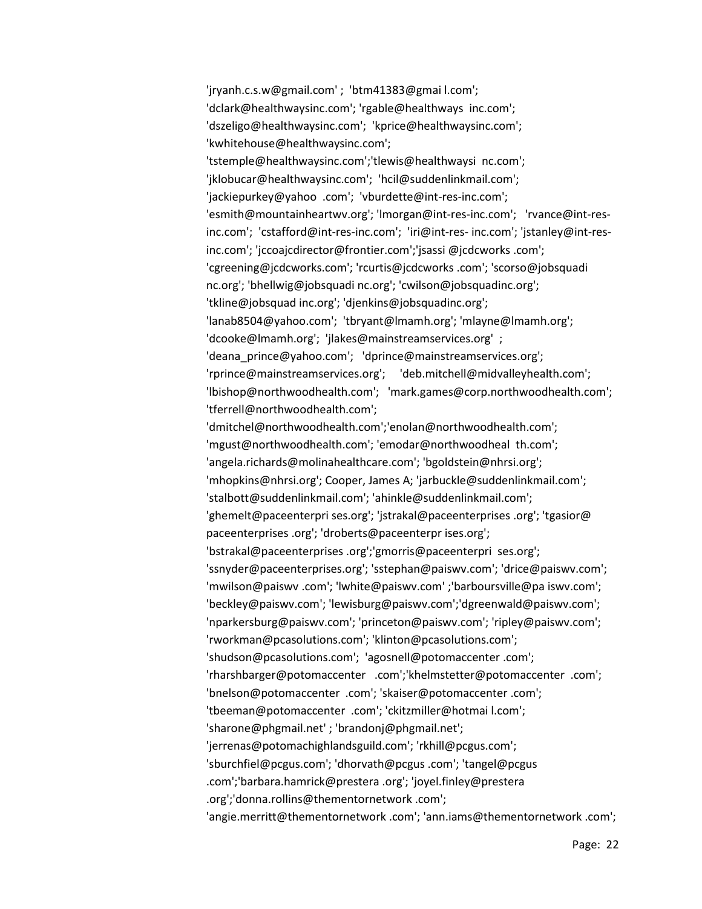'jryanh.c.s.w@gmail.com' ; 'btm41383@gmai l.com'; 'dclark@healthwaysinc.com'; 'rgable@healthways inc.com'; 'dszeligo@healthwaysinc.com'; 'kprice@healthwaysinc.com'; 'kwhitehouse@healthwaysinc.com'; 'tstemple@healthwaysinc.com';'tlewis@healthwaysi nc.com'; 'jklobucar@healthwaysinc.com'; 'hcil@suddenlinkmail.com'; 'jackiepurkey@yahoo .com'; 'vburdette@int-res-inc.com'; 'esmith@mountainheartwv.org'; 'lmorgan@int-res-inc.com'; 'rvance@int-res-inc.com'; 'cstafford@int-res-inc.com'; 'iri@int-res- inc.com'; 'jstanley@int-res-inc.com'; 'jccoajcdirector@frontier.com';'jsassi @jcdcworks .com'; 'cgreening@jcdcworks.com'; 'rcurtis@jcdcworks .com'; 'scorso@jobsquadi nc.org'; 'bhellwig@jobsquadi nc.org'; 'cwilson@jobsquadinc.org'; 'tkline@jobsquad inc.org'; 'djenkins@jobsquadinc.org'; 'lanab8504@yahoo.com'; 'tbryant@lmamh.org'; 'mlayne@lmamh.org'; 'dcooke@lmamh.org'; 'jlakes@mainstreamservices.org' ; 'deana_prince@yahoo.com'; 'dprince@mainstreamservices.org'; 'rprince@mainstreamservices.org'; 'deb.mitchell@midvalleyhealth.com'; 'lbishop@northwoodhealth.com'; 'mark.games@corp.northwoodhealth.com'; 'tferrell@northwoodhealth.com'; 'dmitchel@northwoodhealth.com';'enolan@northwoodhealth.com'; 'mgust@northwoodhealth.com'; 'emodar@northwoodheal th.com'; 'angela.richards@molinahealthcare.com'; 'bgoldstein@nhrsi.org'; 'mhopkins@nhrsi.org'; Cooper, James A; 'jarbuckle@suddenlinkmail.com'; 'stalbott@suddenlinkmail.com'; 'ahinkle@suddenlinkmail.com'; 'ghemelt@paceenterpri ses.org'; 'jstrakal@paceenterprises .org'; 'tgasior@ paceenterprises .org'; 'droberts@paceenterpr ises.org'; 'bstrakal@paceenterprises .org';'gmorris@paceenterpri ses.org'; 'ssnyder@paceenterprises.org'; 'sstephan@paiswv.com'; 'drice@paiswv.com'; 'mwilson@paiswv .com'; 'lwhite@paiswv.com' ;'barboursville@pa iswv.com'; 'beckley@paiswv.com'; 'lewisburg@paiswv.com';'dgreenwald@paiswv.com'; 'nparkersburg@paiswv.com'; 'princeton@paiswv.com'; 'ripley@paiswv.com'; 'rworkman@pcasolutions.com'; 'klinton@pcasolutions.com'; 'shudson@pcasolutions.com'; 'agosnell@potomaccenter .com'; 'rharshbarger@potomaccenter .com';'khelmstetter@potomaccenter .com'; 'bnelson@potomaccenter .com'; 'skaiser@potomaccenter .com'; 'tbeeman@potomaccenter .com'; 'ckitzmiller@hotmai l.com'; 'sharone@phgmail.net' ; 'brandonj@phgmail.net'; 'jerrenas@potomachighlandsguild.com'; 'rkhill@pcgus.com'; 'sburchfiel@pcgus.com'; 'dhorvath@pcgus .com'; 'tangel@pcgus .com';'barbara.hamrick@prestera .org'; 'joyel.finley@prestera .org';'donna.rollins@thementornetwork .com'; 'angie.merritt@thementornetwork .com'; 'ann.iams@thementornetwork .com';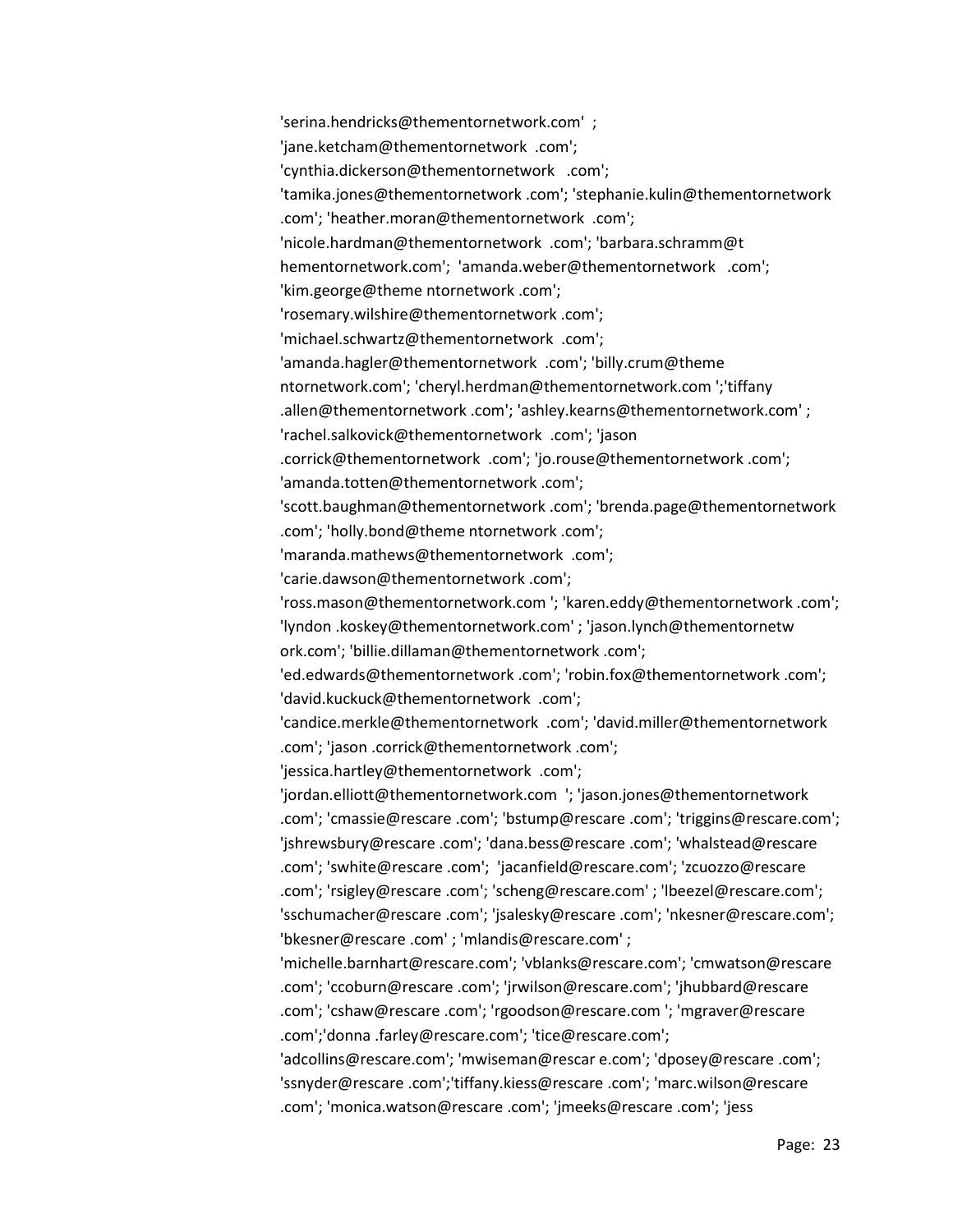'serina.hendricks@thementornetwork.com' ;
'jane.ketcham@thementornetwork .com';
'cynthia.dickerson@thementornetwork .com';
'tamika.jones@thementornetwork .com'; 'stephanie.kulin@thementornetwork .com'; 'heather.moran@thementornetwork .com';
'nicole.hardman@thementornetwork .com'; 'barbara.schramm@t hementornetwork.com'; 'amanda.weber@thementornetwork .com';
'kim.george@theme ntornetwork .com';
'rosemary.wilshire@thementornetwork .com';
'michael.schwartz@thementornetwork .com';
'amanda.hagler@thementornetwork .com'; 'billy.crum@theme ntornetwork.com'; 'cheryl.herdman@thementornetwork.com ';'tiffany .allen@thementornetwork .com'; 'ashley.kearns@thementornetwork.com' ;
'rachel.salkovick@thementornetwork .com'; 'jason .corrick@thementornetwork .com'; 'jo.rouse@thementornetwork .com';
'amanda.totten@thementornetwork .com';
'scott.baughman@thementornetwork .com'; 'brenda.page@thementornetwork .com'; 'holly.bond@theme ntornetwork .com';
'maranda.mathews@thementornetwork .com';
'carie.dawson@thementornetwork .com';
'ross.mason@thementornetwork.com '; 'karen.eddy@thementornetwork .com';
'lyndon .koskey@thementornetwork.com' ; 'jason.lynch@thementornetw ork.com'; 'billie.dillaman@thementornetwork .com';
'ed.edwards@thementornetwork .com'; 'robin.fox@thementornetwork .com';
'david.kuckuck@thementornetwork .com';
'candice.merkle@thementornetwork .com'; 'david.miller@thementornetwork .com'; 'jason .corrick@thementornetwork .com';
'jessica.hartley@thementornetwork .com';
'jordan.elliott@thementornetwork.com '; 'jason.jones@thementornetwork .com'; 'cmassie@rescare .com'; 'bstump@rescare .com'; 'triggins@rescare.com';
'jshrewsbury@rescare .com'; 'dana.bess@rescare .com'; 'whalstead@rescare .com'; 'swhite@rescare .com'; 'jacanfield@rescare.com'; 'zcuozzo@rescare .com'; 'rsigley@rescare .com'; 'scheng@rescare.com' ; 'lbeezel@rescare.com';
'sschumacher@rescare .com'; 'jsalesky@rescare .com'; 'nkesner@rescare.com';
'bkesner@rescare .com' ; 'mlandis@rescare.com' ;
'michelle.barnhart@rescare.com'; 'vblanks@rescare.com'; 'cmwatson@rescare .com'; 'ccoburn@rescare .com'; 'jrwilson@rescare.com'; 'jhubbard@rescare .com'; 'cshaw@rescare .com'; 'rgoodson@rescare.com '; 'mgraver@rescare .com';'donna .farley@rescare.com'; 'tice@rescare.com';
'adcollins@rescare.com'; 'mwiseman@rescar e.com'; 'dposey@rescare .com';
'ssnyder@rescare .com';'tiffany.kiess@rescare .com'; 'marc.wilson@rescare .com'; 'monica.watson@rescare .com'; 'jmeeks@rescare .com'; 'jess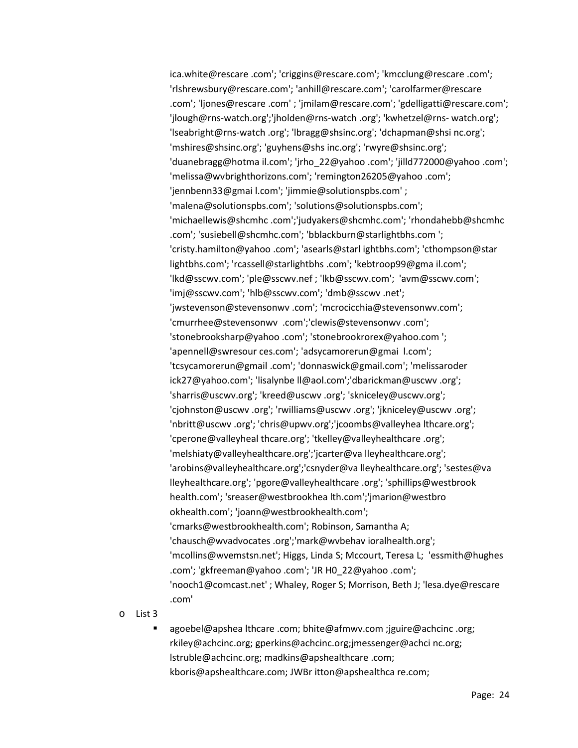ica.white@rescare .com'; 'criggins@rescare.com'; 'kmcclung@rescare .com'; 'rlshrewsbury@rescare.com'; 'anhill@rescare.com'; 'carolfarmer@rescare .com'; 'ljones@rescare .com' ; 'jmilam@rescare.com'; 'gdelligatti@rescare.com'; 'jlough@rns-watch.org';'jholden@rns-watch .org'; 'kwhetzel@rns- watch.org'; 'lseabright@rns-watch .org'; 'lbragg@shsinc.org'; 'dchapman@shsi nc.org'; 'mshires@shsinc.org'; 'guyhens@shs inc.org'; 'rwyre@shsinc.org'; 'duanebragg@hotma il.com'; 'jrho_22@yahoo .com'; 'jilld772000@yahoo .com'; 'melissa@wvbrighthorizons.com'; 'remington26205@yahoo .com'; 'jennbenn33@gmai l.com'; 'jimmie@solutionspbs.com' ; 'malena@solutionspbs.com'; 'solutions@solutionspbs.com'; 'michaellewis@shcmhc .com';'judyakers@shcmhc.com'; 'rhondahebb@shcmhc .com'; 'susiebell@shcmhc.com'; 'bblackburn@starlightbhs.com '; 'cristy.hamilton@yahoo .com'; 'asearls@starl ightbhs.com'; 'cthompson@star lightbhs.com'; 'rcassell@starlightbhs .com'; 'kebtroop99@gma il.com'; 'lkd@sscwv.com'; 'ple@sscwv.nef ; 'lkb@sscwv.com'; 'avm@sscwv.com'; 'imj@sscwv.com'; 'hlb@sscwv.com'; 'dmb@sscwv .net'; 'jwstevenson@stevensonwv .com'; 'mcrocicchia@stevensonwv.com'; 'cmurrhee@stevensonwv .com';'clewis@stevensonwv .com'; 'stonebrooksharp@yahoo .com'; 'stonebrookrorex@yahoo.com '; 'apennell@swresour ces.com'; 'adsycamorerun@gmai l.com'; 'tcsycamorerun@gmail .com'; 'donnaswick@gmail.com'; 'melissaroder ick27@yahoo.com'; 'lisalynbe ll@aol.com';'dbarickman@uscwv .org'; 'sharris@uscwv.org'; 'kreed@uscwv .org'; 'skniceley@uscwv.org'; 'cjohnston@uscwv .org'; 'rwilliams@uscwv .org'; 'jkniceley@uscwv .org'; 'nbritt@uscwv .org'; 'chris@upwv.org';'jcoombs@valleyhea lthcare.org'; 'cperone@valleyheal thcare.org'; 'tkelley@valleyhealthcare .org'; 'melshiaty@valleyhealthcare.org';'jcarter@va lleyhealthcare.org'; 'arobins@valleyhealthcare.org';'csnyder@va lleyhealthcare.org'; 'sestes@va lleyhealthcare.org'; 'pgore@valleyhealthcare .org'; 'sphillips@westbrook health.com'; 'sreaser@westbrookhea lth.com';'jmarion@westbro okhealth.com'; 'joann@westbrookhealth.com'; 'cmarks@westbrookhealth.com'; Robinson, Samantha A; 'chausch@wvadvocates .org';'mark@wvbehav ioralhealth.org'; 'mcollins@wvemstsn.net'; Higgs, Linda S; Mccourt, Teresa L; 'essmith@hughes .com'; 'gkfreeman@yahoo .com'; 'JR H0_22@yahoo .com'; 'nooch1@comcast.net' ; Whaley, Roger S; Morrison, Beth J; 'lesa.dye@rescare .com'

- List 3
  - agoebel@apshea lthcare .com; bhite@afmwv.com ;jguire@achcinc .org; rkiley@achcinc.org; gperkins@achcinc.org;jmessenger@achci nc.org; lstruble@achcinc.org; madkins@apshealthcare .com; kboris@apshealthcare.com; JWBr itton@apshealthca re.com;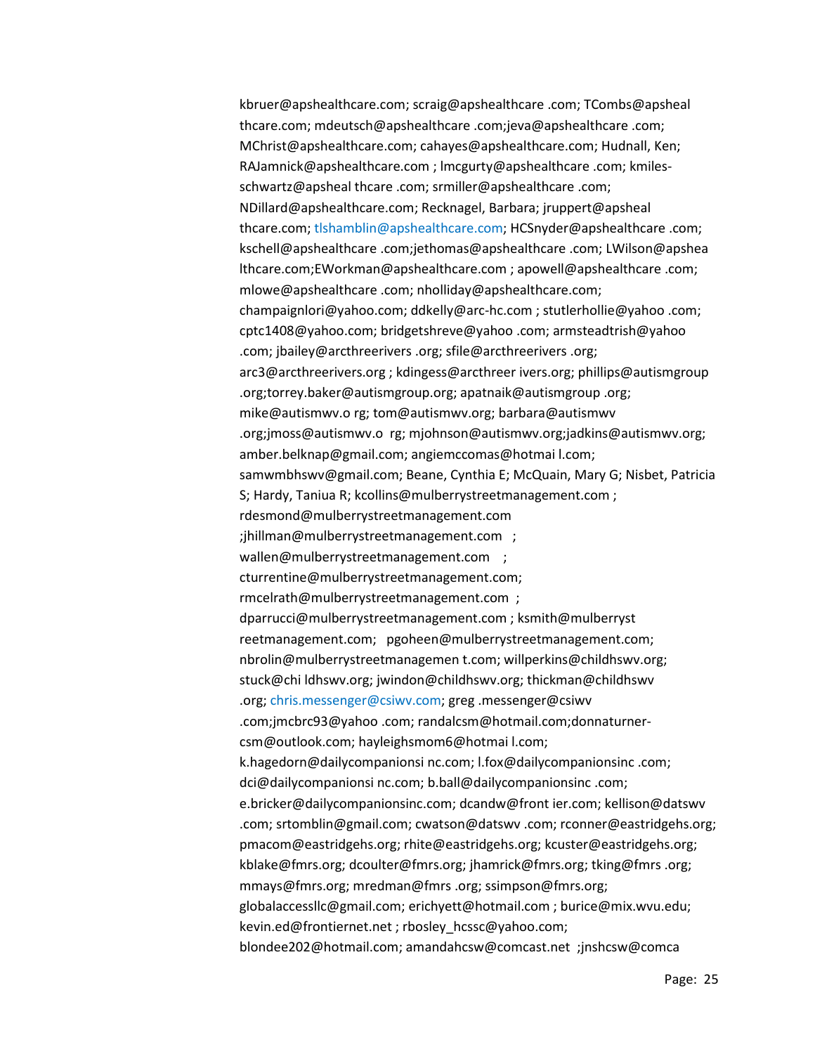kbruer@apshealthcare.com; scraig@apshealthcare .com; TCombs@apsheal thcare.com; mdeutsch@apshealthcare .com;jeva@apshealthcare .com; MChrist@apshealthcare.com; cahayes@apshealthcare.com; Hudnall, Ken; RAJamnick@apshealthcare.com ; lmcgurty@apshealthcare .com; kmiles-schwartz@apsheal thcare .com; srmiller@apshealthcare .com; NDillard@apshealthcare.com; Recknagel, Barbara; jruppert@apsheal thcare.com; tlshamblin@apshealthcare.com; HCSnyder@apshealthcare .com; kschell@apshealthcare .com;jethomas@apshealthcare .com; LWilson@apshea lthcare.com;EWorkman@apshealthcare.com ; apowell@apshealthcare .com; mlowe@apshealthcare .com; nholliday@apshealthcare.com; champaignlori@yahoo.com; ddkelly@arc-hc.com ; stutlerhollie@yahoo .com; cptc1408@yahoo.com; bridgetshreve@yahoo .com; armsteadtrish@yahoo .com; jbailey@arcthreerivers .org; sfile@arcthreerivers .org; arc3@arcthreerivers.org ; kdingess@arcthreer ivers.org; phillips@autismgroup .org;torrey.baker@autismgroup.org; apatnaik@autismgroup .org; mike@autismwv.o rg; tom@autismwv.org; barbara@autismwv .org;jmoss@autismwv.o rg; mjohnson@autismwv.org;jadkins@autismwv.org; amber.belknap@gmail.com; angiemccomas@hotmai l.com; samwmbhswv@gmail.com; Beane, Cynthia E; McQuain, Mary G; Nisbet, Patricia S; Hardy, Taniua R; kcollins@mulberrystreetmanagement.com ; rdesmond@mulberrystreetmanagement.com ;jhillman@mulberrystreetmanagement.com ; wallen@mulberrystreetmanagement.com ; cturrentine@mulberrystreetmanagement.com; rmcelrath@mulberrystreetmanagement.com ; dparrucci@mulberrystreetmanagement.com ; ksmith@mulberryst reetmanagement.com; pgoheen@mulberrystreetmanagement.com; nbrolin@mulberrystreetmanagemen t.com; willperkins@childhswv.org; stuck@chi ldhswv.org; jwindon@childhswv.org; thickman@childhswv .org; chris.messenger@csiwv.com; greg .messenger@csiwv .com;jmcbrc93@yahoo .com; randalcsm@hotmail.com;donnaturner-csm@outlook.com; hayleighsmom6@hotmai l.com; k.hagedorn@dailycompanionsi nc.com; l.fox@dailycompanionsinc .com; dci@dailycompanionsi nc.com; b.ball@dailycompanionsinc .com; e.bricker@dailycompanionsinc.com; dcandw@front ier.com; kellison@datswv .com; srtomblin@gmail.com; cwatson@datswv .com; rconner@eastridgehs.org; pmacom@eastridgehs.org; rhite@eastridgehs.org; kcuster@eastridgehs.org; kblake@fmrs.org; dcoulter@fmrs.org; jhamrick@fmrs.org; tking@fmrs .org; mmays@fmrs.org; mredman@fmrs .org; ssimpson@fmrs.org; globalaccessllc@gmail.com; erichyett@hotmail.com ; burice@mix.wvu.edu; kevin.ed@frontiernet.net ; rbosley_hcssc@yahoo.com; blondee202@hotmail.com; amandahcsw@comcast.net ;jnshcsw@comca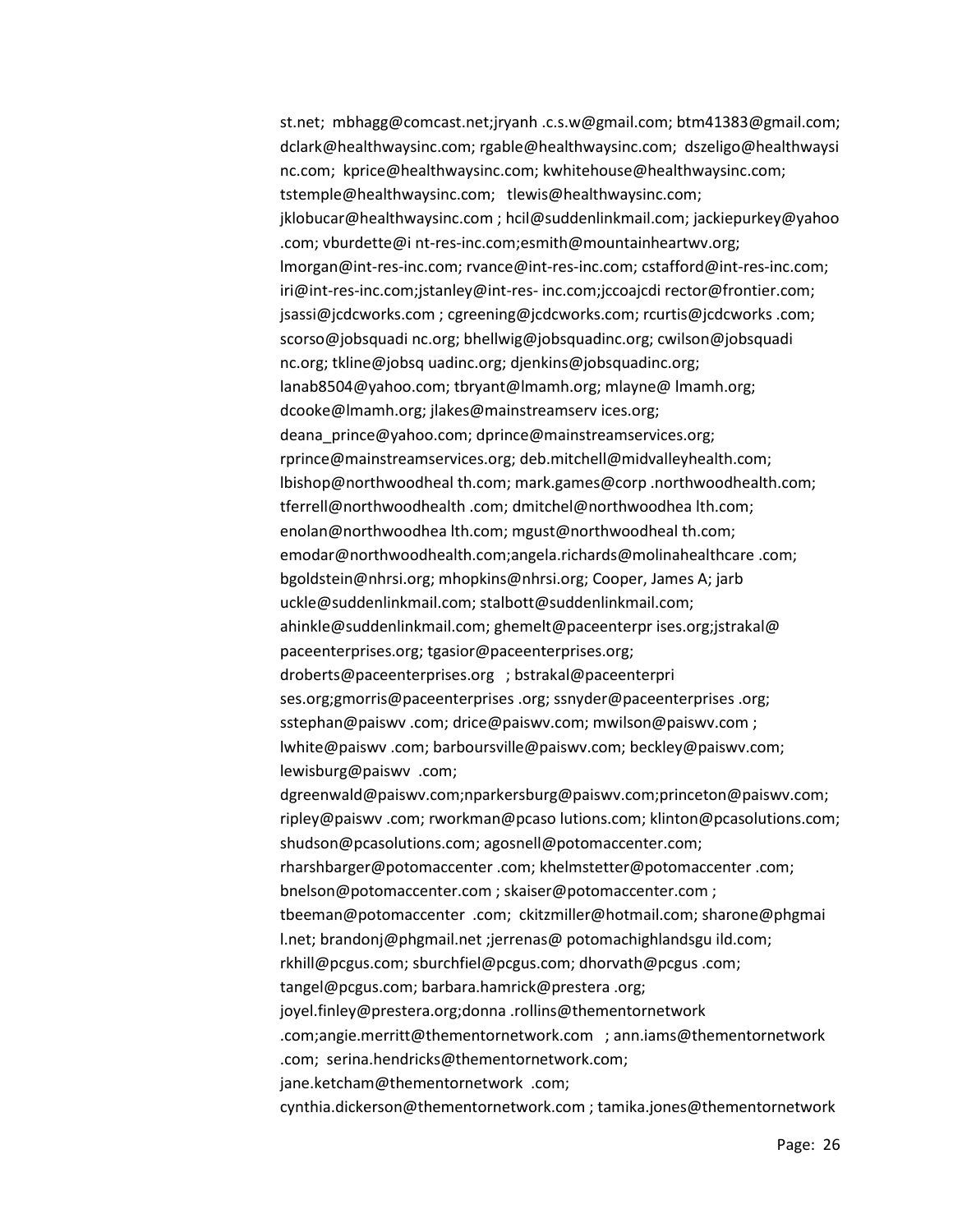st.net; mbhagg@comcast.net;jryanh .c.s.w@gmail.com; btm41383@gmail.com; dclark@healthwaysinc.com; rgable@healthwaysinc.com; dszeligo@healthwaysi nc.com; kprice@healthwaysinc.com; kwhitehouse@healthwaysinc.com; tstemple@healthwaysinc.com; tlewis@healthwaysinc.com; jklobucar@healthwaysinc.com ; hcil@suddenlinkmail.com; jackiepurkey@yahoo .com; vburdette@i nt-res-inc.com;esmith@mountainheartwv.org; lmorgan@int-res-inc.com; rvance@int-res-inc.com; cstafford@int-res-inc.com; iri@int-res-inc.com;jstanley@int-res- inc.com;jccoajcdi rector@frontier.com; jsassi@jcdcworks.com ; cgreening@jcdcworks.com; rcurtis@jcdcworks .com; scorso@jobsquadi nc.org; bhellwig@jobsquadinc.org; cwilson@jobsquadi nc.org; tkline@jobsq uadinc.org; djenkins@jobsquadinc.org; lanab8504@yahoo.com; tbryant@lmamh.org; mlayne@ lmamh.org; dcooke@lmamh.org; jlakes@mainstreamserv ices.org; deana_prince@yahoo.com; dprince@mainstreamservices.org; rprince@mainstreamservices.org; deb.mitchell@midvalleyhealth.com; lbishop@northwoodheal th.com; mark.games@corp .northwoodhealth.com; tferrell@northwoodhealth .com; dmitchel@northwoodhea lth.com; enolan@northwoodhea lth.com; mgust@northwoodheal th.com; emodar@northwoodhealth.com;angela.richards@molinahealthcare .com; bgoldstein@nhrsi.org; mhopkins@nhrsi.org; Cooper, James A; jarb uckle@suddenlinkmail.com; stalbott@suddenlinkmail.com; ahinkle@suddenlinkmail.com; ghemelt@paceenterpr ises.org;jstrakal@ paceenterprises.org; tgasior@paceenterprises.org; droberts@paceenterprises.org ; bstrakal@paceenterpri ses.org;gmorris@paceenterprises .org; ssnyder@paceenterprises .org; sstephan@paiswv .com; drice@paiswv.com; mwilson@paiswv.com ; lwhite@paiswv .com; barboursville@paiswv.com; beckley@paiswv.com; lewisburg@paiswv .com; dgreenwald@paiswv.com;nparkersburg@paiswv.com;princeton@paiswv.com; ripley@paiswv .com; rworkman@pcaso lutions.com; klinton@pcasolutions.com; shudson@pcasolutions.com; agosnell@potomaccenter.com; rharshbarger@potomaccenter .com; khelmstetter@potomaccenter .com; bnelson@potomaccenter.com ; skaiser@potomaccenter.com ; tbeeman@potomaccenter .com; ckitzmiller@hotmail.com; sharone@phgmai l.net; brandonj@phgmail.net ;jerrenas@ potomachighlandsgu ild.com; rkhill@pcgus.com; sburchfiel@pcgus.com; dhorvath@pcgus .com; tangel@pcgus.com; barbara.hamrick@prestera .org; joyel.finley@prestera.org;donna .rollins@thementornetwork .com;angie.merritt@thementornetwork.com ; ann.iams@thementornetwork .com; serina.hendricks@thementornetwork.com; jane.ketcham@thementornetwork .com; cynthia.dickerson@thementornetwork.com ; tamika.jones@thementornetwork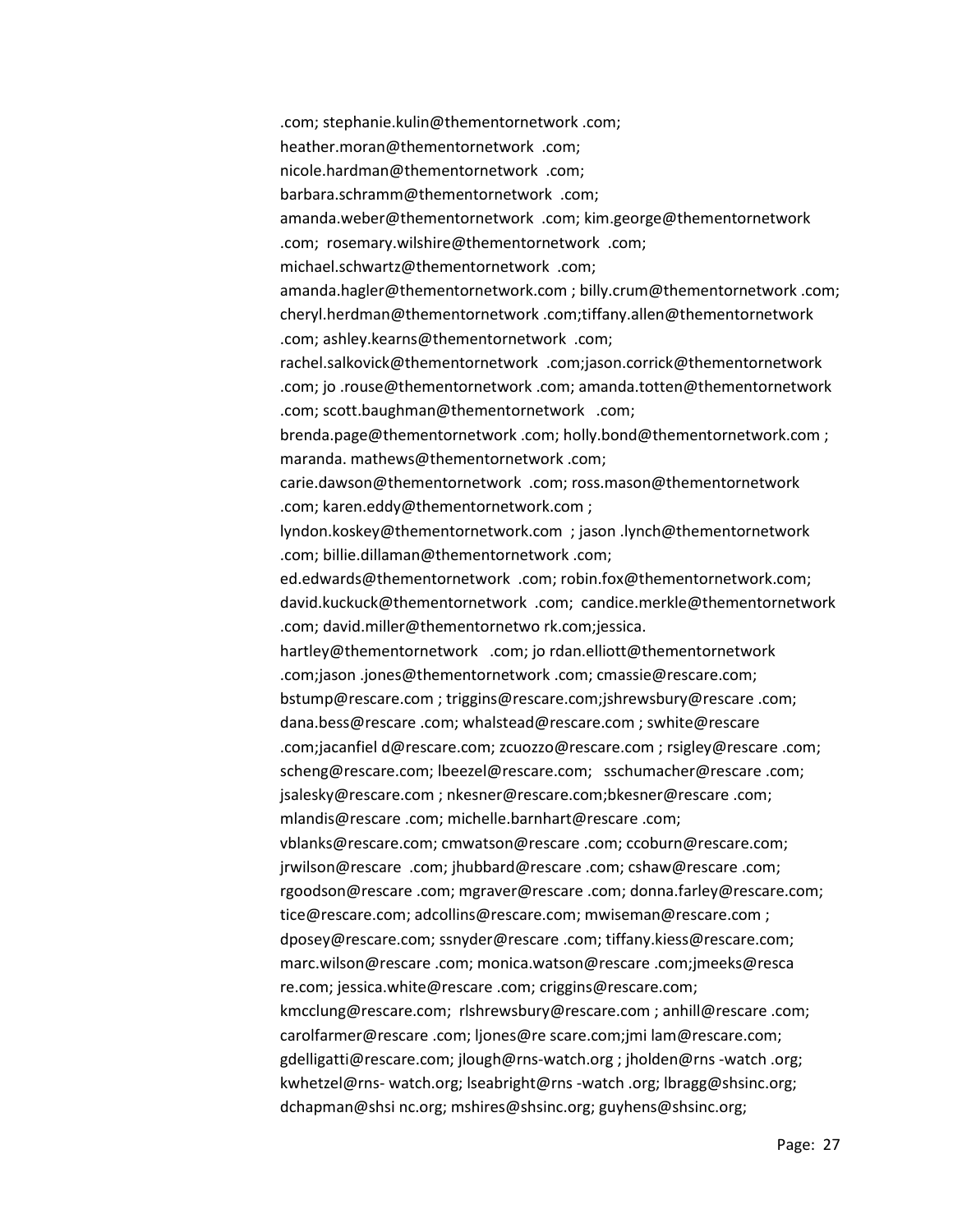.com; stephanie.kulin@thementornetwork .com;
heather.moran@thementornetwork .com;
nicole.hardman@thementornetwork .com;
barbara.schramm@thementornetwork .com;
amanda.weber@thementornetwork .com; kim.george@thementornetwork .com; rosemary.wilshire@thementornetwork .com;
michael.schwartz@thementornetwork .com;
amanda.hagler@thementornetwork.com ; billy.crum@thementornetwork .com; cheryl.herdman@thementornetwork .com;tiffany.allen@thementornetwork .com; ashley.kearns@thementornetwork .com;
rachel.salkovick@thementornetwork .com;jason.corrick@thementornetwork .com; jo .rouse@thementornetwork .com; amanda.totten@thementornetwork .com; scott.baughman@thementornetwork .com;
brenda.page@thementornetwork .com; holly.bond@thementornetwork.com ; maranda. mathews@thementornetwork .com;
carie.dawson@thementornetwork .com; ross.mason@thementornetwork .com; karen.eddy@thementornetwork.com ;
lyndon.koskey@thementornetwork.com ; jason .lynch@thementornetwork .com; billie.dillaman@thementornetwork .com;
ed.edwards@thementornetwork .com; robin.fox@thementornetwork.com;
david.kuckuck@thementornetwork .com; candice.merkle@thementornetwork .com; david.miller@thementornetwo rk.com;jessica. hartley@thementornetwork .com; jo rdan.elliott@thementornetwork .com;jason .jones@thementornetwork .com; cmassie@rescare.com;
bstump@rescare.com ; triggins@rescare.com;jshrewsbury@rescare .com;
dana.bess@rescare .com; whalstead@rescare.com ; swhite@rescare .com;jacanfiel d@rescare.com; zcuozzo@rescare.com ; rsigley@rescare .com;
scheng@rescare.com; lbeezel@rescare.com; sschumacher@rescare .com;
jsalesky@rescare.com ; nkesner@rescare.com;bkesner@rescare .com;
mlandis@rescare .com; michelle.barnhart@rescare .com;
vblanks@rescare.com; cmwatson@rescare .com; ccoburn@rescare.com;
jrwilson@rescare .com; jhubbard@rescare .com; cshaw@rescare .com;
rgoodson@rescare .com; mgraver@rescare .com; donna.farley@rescare.com;
tice@rescare.com; adcollins@rescare.com; mwiseman@rescare.com ;
dposey@rescare.com; ssnyder@rescare .com; tiffany.kiess@rescare.com;
marc.wilson@rescare .com; monica.watson@rescare .com;jmeeks@resca re.com; jessica.white@rescare .com; criggins@rescare.com;
kmcclung@rescare.com; rlshrewsbury@rescare.com ; anhill@rescare .com;
carolfarmer@rescare .com; ljones@re scare.com;jmi lam@rescare.com;
gdelligatti@rescare.com; jlough@rns-watch.org ; jholden@rns -watch .org;
kwhetzel@rns- watch.org; lseabright@rns -watch .org; lbragg@shsinc.org;
dchapman@shsi nc.org; mshires@shsinc.org; guyhens@shsinc.org;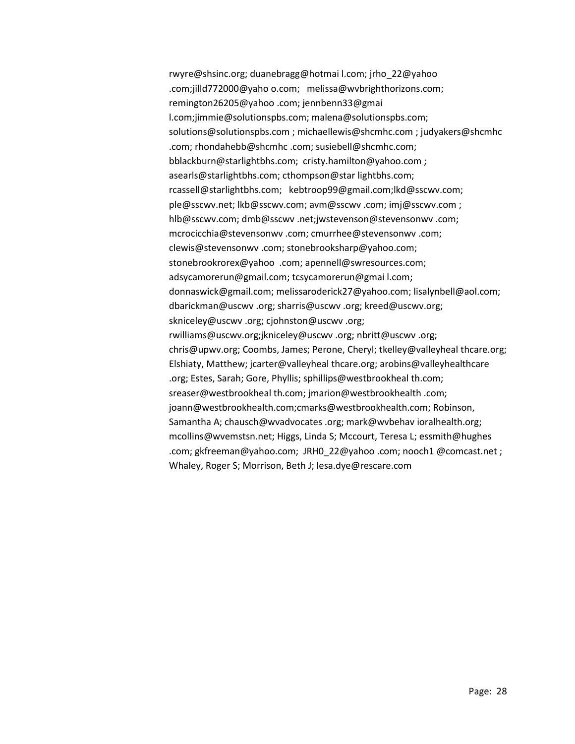rwyre@shsinc.org; duanebragg@hotmai l.com; jrho_22@yahoo .com;jilld772000@yaho o.com; melissa@wvbrighthorizons.com; remington26205@yahoo .com; jennbenn33@gmai l.com;jimmie@solutionspbs.com; malena@solutionspbs.com; solutions@solutionspbs.com ; michaellewis@shcmhc.com ; judyakers@shcmhc .com; rhondahebb@shcmhc .com; susiebell@shcmhc.com; bblackburn@starlightbhs.com; cristy.hamilton@yahoo.com ; asearls@starlightbhs.com; cthompson@star lightbhs.com; rcassell@starlightbhs.com; kebtroop99@gmail.com;lkd@sscwv.com; ple@sscwv.net; lkb@sscwv.com; avm@sscwv .com; imj@sscwv.com ; hlb@sscwv.com; dmb@sscwv .net;jwstevenson@stevensonwv .com; mcrocicchia@stevensonwv .com; cmurrhee@stevensonwv .com; clewis@stevensonwv .com; stonebrooksharp@yahoo.com; stonebrookrorex@yahoo .com; apennell@swresources.com; adsycamorerun@gmail.com; tcsycamorerun@gmai l.com; donnaswick@gmail.com; melissaroderick27@yahoo.com; lisalynbell@aol.com; dbarickman@uscwv .org; sharris@uscwv .org; kreed@uscwv.org; skniceley@uscwv .org; cjohnston@uscwv .org; rwilliams@uscwv.org;jkniceley@uscwv .org; nbritt@uscwv .org; chris@upwv.org; Coombs, James; Perone, Cheryl; tkelley@valleyheal thcare.org; Elshiaty, Matthew; jcarter@valleyheal thcare.org; arobins@valleyhealthcare .org; Estes, Sarah; Gore, Phyllis; sphillips@westbrookheal th.com; sreaser@westbrookheal th.com; jmarion@westbrookhealth .com; joann@westbrookhealth.com;cmarks@westbrookhealth.com; Robinson, Samantha A; chausch@wvadvocates .org; mark@wvbehav ioralhealth.org; mcollins@wvemstsn.net; Higgs, Linda S; Mccourt, Teresa L; essmith@hughes .com; gkfreeman@yahoo.com; JRH0_22@yahoo .com; nooch1 @comcast.net ; Whaley, Roger S; Morrison, Beth J; lesa.dye@rescare.com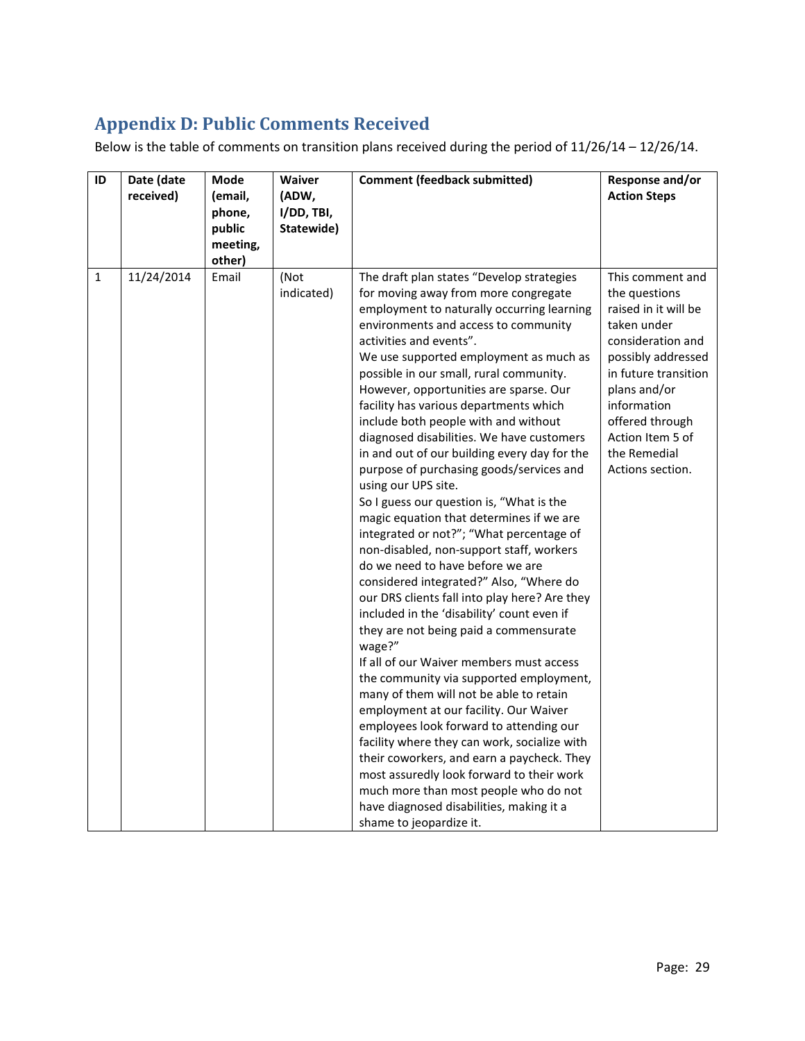## Appendix D: Public Comments Received

Below is the table of comments on transition plans received during the period of 11/26/14 – 12/26/14.

| ID | Date (date received) | Mode (email, phone, public meeting, other) | Waiver (ADW, I/DD, TBI, Statewide) | Comment (feedback submitted) | Response and/or Action Steps |
|---|---|---|---|---|---|
| 1 | 11/24/2014 | Email | (Not indicated) | The draft plan states "Develop strategies for moving away from more congregate employment to naturally occurring learning environments and access to community activities and events".<br>We use supported employment as much as possible in our small, rural community. However, opportunities are sparse. Our facility has various departments which include both people with and without diagnosed disabilities. We have customers in and out of our building every day for the purpose of purchasing goods/services and using our UPS site.<br>So I guess our question is, "What is the magic equation that determines if we are integrated or not?"; "What percentage of non-disabled, non-support staff, workers do we need to have before we are considered integrated?" Also, "Where do our DRS clients fall into play here? Are they included in the 'disability' count even if they are not being paid a commensurate wage?"<br>If all of our Waiver members must access the community via supported employment, many of them will not be able to retain employment at our facility. Our Waiver employees look forward to attending our facility where they can work, socialize with their coworkers, and earn a paycheck. They most assuredly look forward to their work much more than most people who do not have diagnosed disabilities, making it a shame to jeopardize it. | This comment and the questions raised in it will be taken under consideration and possibly addressed in future transition plans and/or information offered through Action Item 5 of the Remedial Actions section. |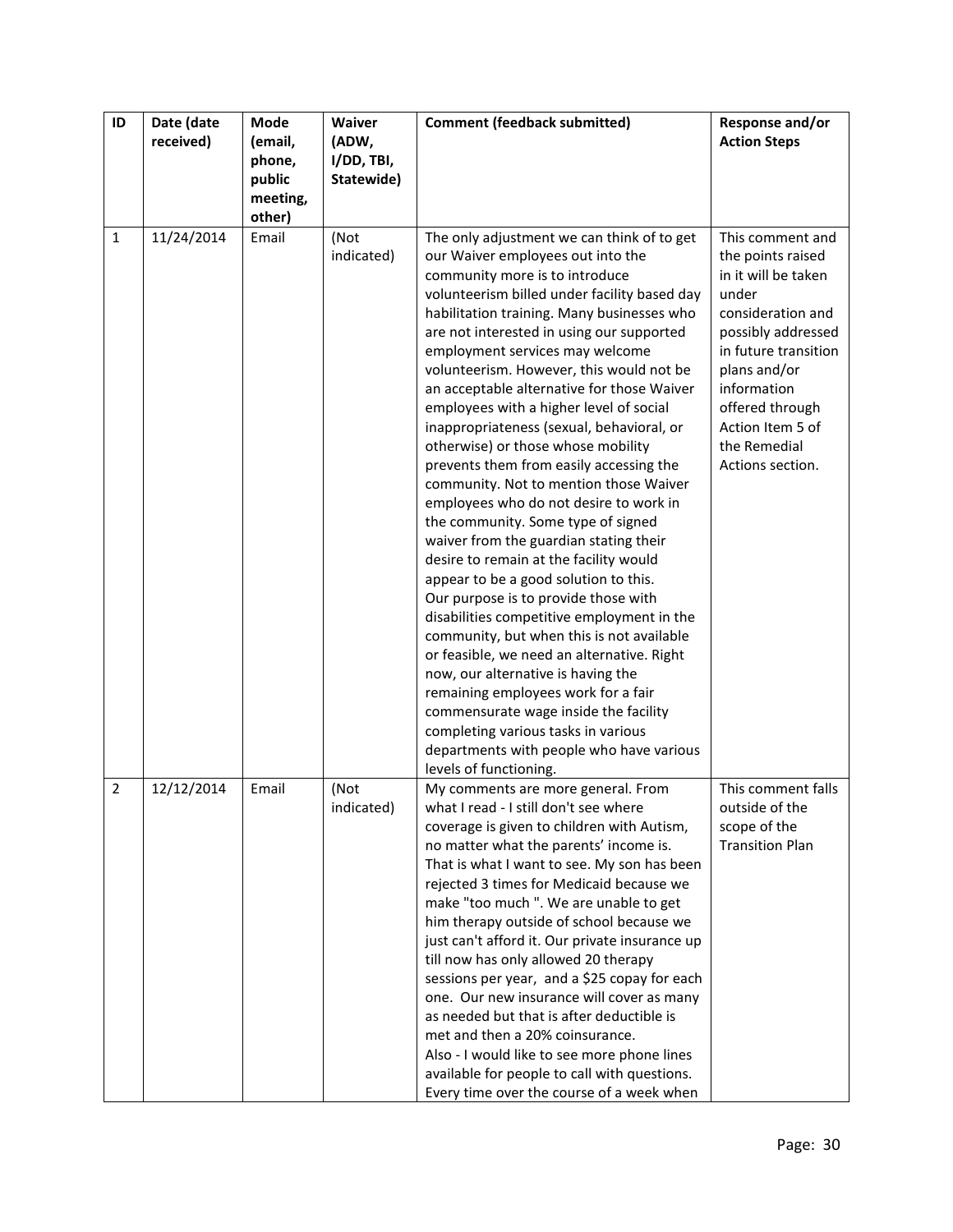| ID | Date (date received) | Mode (email, phone, public meeting, other) | Waiver (ADW, I/DD, TBI, Statewide) | Comment (feedback submitted) | Response and/or Action Steps |
|---|---|---|---|---|---|
| 1 | 11/24/2014 | Email | (Not indicated) | The only adjustment we can think of to get our Waiver employees out into the community more is to introduce volunteerism billed under facility based day habilitation training. Many businesses who are not interested in using our supported employment services may welcome volunteerism. However, this would not be an acceptable alternative for those Waiver employees with a higher level of social inappropriateness (sexual, behavioral, or otherwise) or those whose mobility prevents them from easily accessing the community. Not to mention those Waiver employees who do not desire to work in the community. Some type of signed waiver from the guardian stating their desire to remain at the facility would appear to be a good solution to this.<br>Our purpose is to provide those with disabilities competitive employment in the community, but when this is not available or feasible, we need an alternative. Right now, our alternative is having the remaining employees work for a fair commensurate wage inside the facility completing various tasks in various departments with people who have various levels of functioning. | This comment and the points raised in it will be taken under consideration and possibly addressed in future transition plans and/or information offered through Action Item 5 of the Remedial Actions section. |
| 2 | 12/12/2014 | Email | (Not indicated) | My comments are more general. From what I read - I still don't see where coverage is given to children with Autism, no matter what the parents' income is. That is what I want to see. My son has been rejected 3 times for Medicaid because we make "too much ". We are unable to get him therapy outside of school because we just can't afford it. Our private insurance up till now has only allowed 20 therapy sessions per year, and a $25 copay for each one. Our new insurance will cover as many as needed but that is after deductible is met and then a 20% coinsurance.<br>Also - I would like to see more phone lines available for people to call with questions. Every time over the course of a week when | This comment falls outside of the scope of the Transition Plan |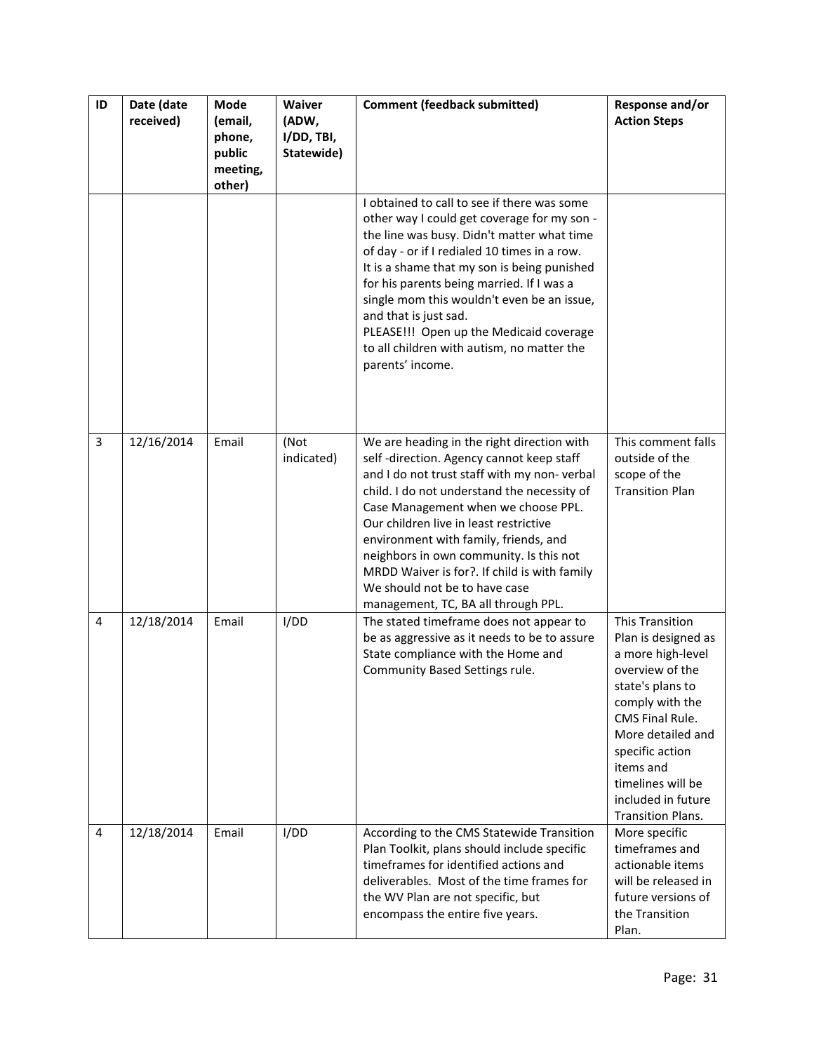| ID | Date (date received) | Mode (email, phone, public meeting, other) | Waiver (ADW, I/DD, TBI, Statewide) | Comment (feedback submitted) | Response and/or Action Steps |
|---|---|---|---|---|---|
| | | | | I obtained to call to see if there was some other way I could get coverage for my son - the line was busy. Didn't matter what time of day - or if I redialed 10 times in a row. It is a shame that my son is being punished for his parents being married. If I was a single mom this wouldn't even be an issue, and that is just sad.<br>PLEASE!!! Open up the Medicaid coverage to all children with autism, no matter the parents' income. | |
| 3 | 12/16/2014 | Email | (Not indicated) | We are heading in the right direction with self -direction. Agency cannot keep staff and I do not trust staff with my non- verbal child. I do not understand the necessity of Case Management when we choose PPL. Our children live in least restrictive environment with family, friends, and neighbors in own community. Is this not MRDD Waiver is for?. If child is with family We should not be to have case management, TC, BA all through PPL. | This comment falls outside of the scope of the Transition Plan |
| 4 | 12/18/2014 | Email | I/DD | The stated timeframe does not appear to be as aggressive as it needs to be to assure State compliance with the Home and Community Based Settings rule. | This Transition Plan is designed as a more high-level overview of the state's plans to comply with the CMS Final Rule. More detailed and specific action items and timelines will be included in future Transition Plans. |
| 4 | 12/18/2014 | Email | I/DD | According to the CMS Statewide Transition Plan Toolkit, plans should include specific timeframes for identified actions and deliverables. Most of the time frames for the WV Plan are not specific, but encompass the entire five years. | More specific timeframes and actionable items will be released in future versions of the Transition Plan. |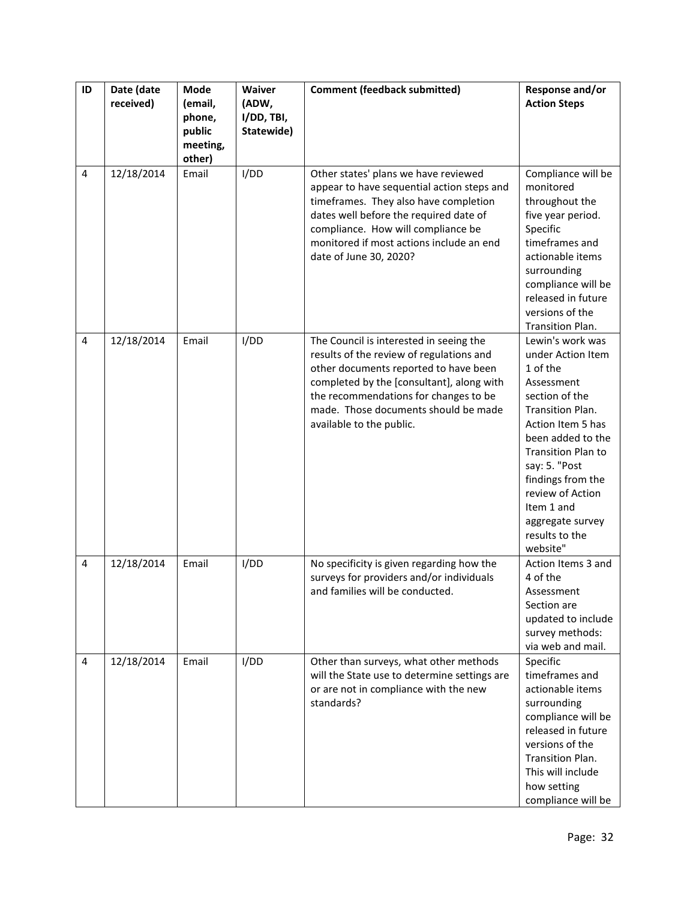| ID | Date (date received) | Mode (email, phone, public meeting, other) | Waiver (ADW, I/DD, TBI, Statewide) | Comment (feedback submitted) | Response and/or Action Steps |
|---|---|---|---|---|---|
| 4 | 12/18/2014 | Email | I/DD | Other states' plans we have reviewed appear to have sequential action steps and timeframes. They also have completion dates well before the required date of compliance. How will compliance be monitored if most actions include an end date of June 30, 2020? | Compliance will be monitored throughout the five year period. Specific timeframes and actionable items surrounding compliance will be released in future versions of the Transition Plan. |
| 4 | 12/18/2014 | Email | I/DD | The Council is interested in seeing the results of the review of regulations and other documents reported to have been completed by the [consultant], along with the recommendations for changes to be made. Those documents should be made available to the public. | Lewin's work was under Action Item 1 of the Assessment section of the Transition Plan. Action Item 5 has been added to the Transition Plan to say: 5. "Post findings from the review of Action Item 1 and aggregate survey results to the website" |
| 4 | 12/18/2014 | Email | I/DD | No specificity is given regarding how the surveys for providers and/or individuals and families will be conducted. | Action Items 3 and 4 of the Assessment Section are updated to include survey methods: via web and mail. |
| 4 | 12/18/2014 | Email | I/DD | Other than surveys, what other methods will the State use to determine settings are or are not in compliance with the new standards? | Specific timeframes and actionable items surrounding compliance will be released in future versions of the Transition Plan. This will include how setting compliance will be |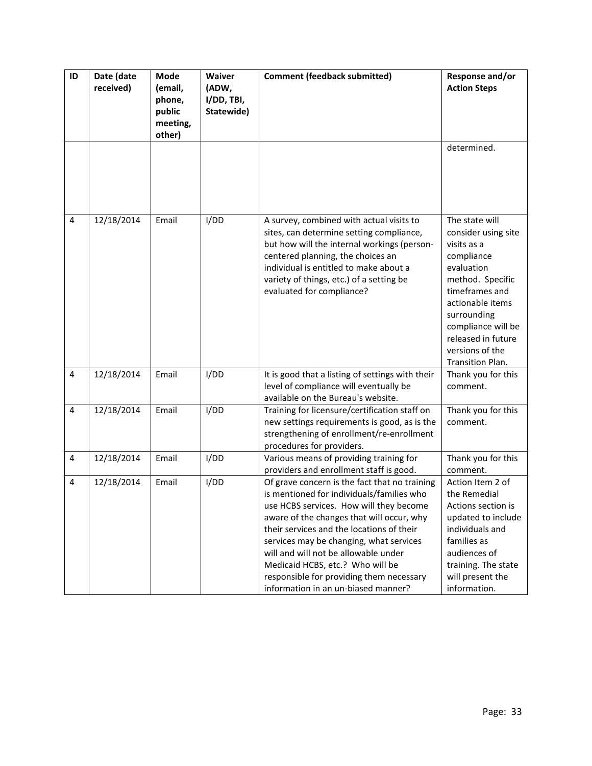| ID | Date (date received) | Mode (email, phone, public meeting, other) | Waiver (ADW, I/DD, TBI, Statewide) | Comment (feedback submitted) | Response and/or Action Steps |
|---|---|---|---|---|---|
| | | | | | determined. |
| 4 | 12/18/2014 | Email | I/DD | A survey, combined with actual visits to sites, can determine setting compliance, but how will the internal workings (person-centered planning, the choices an individual is entitled to make about a variety of things, etc.) of a setting be evaluated for compliance? | The state will consider using site visits as a compliance evaluation method. Specific timeframes and actionable items surrounding compliance will be released in future versions of the Transition Plan. |
| 4 | 12/18/2014 | Email | I/DD | It is good that a listing of settings with their level of compliance will eventually be available on the Bureau's website. | Thank you for this comment. |
| 4 | 12/18/2014 | Email | I/DD | Training for licensure/certification staff on new settings requirements is good, as is the strengthening of enrollment/re-enrollment procedures for providers. | Thank you for this comment. |
| 4 | 12/18/2014 | Email | I/DD | Various means of providing training for providers and enrollment staff is good. | Thank you for this comment. |
| 4 | 12/18/2014 | Email | I/DD | Of grave concern is the fact that no training is mentioned for individuals/families who use HCBS services. How will they become aware of the changes that will occur, why their services and the locations of their services may be changing, what services will and will not be allowable under Medicaid HCBS, etc.? Who will be responsible for providing them necessary information in an un-biased manner? | Action Item 2 of the Remedial Actions section is updated to include individuals and families as audiences of training. The state will present the information. |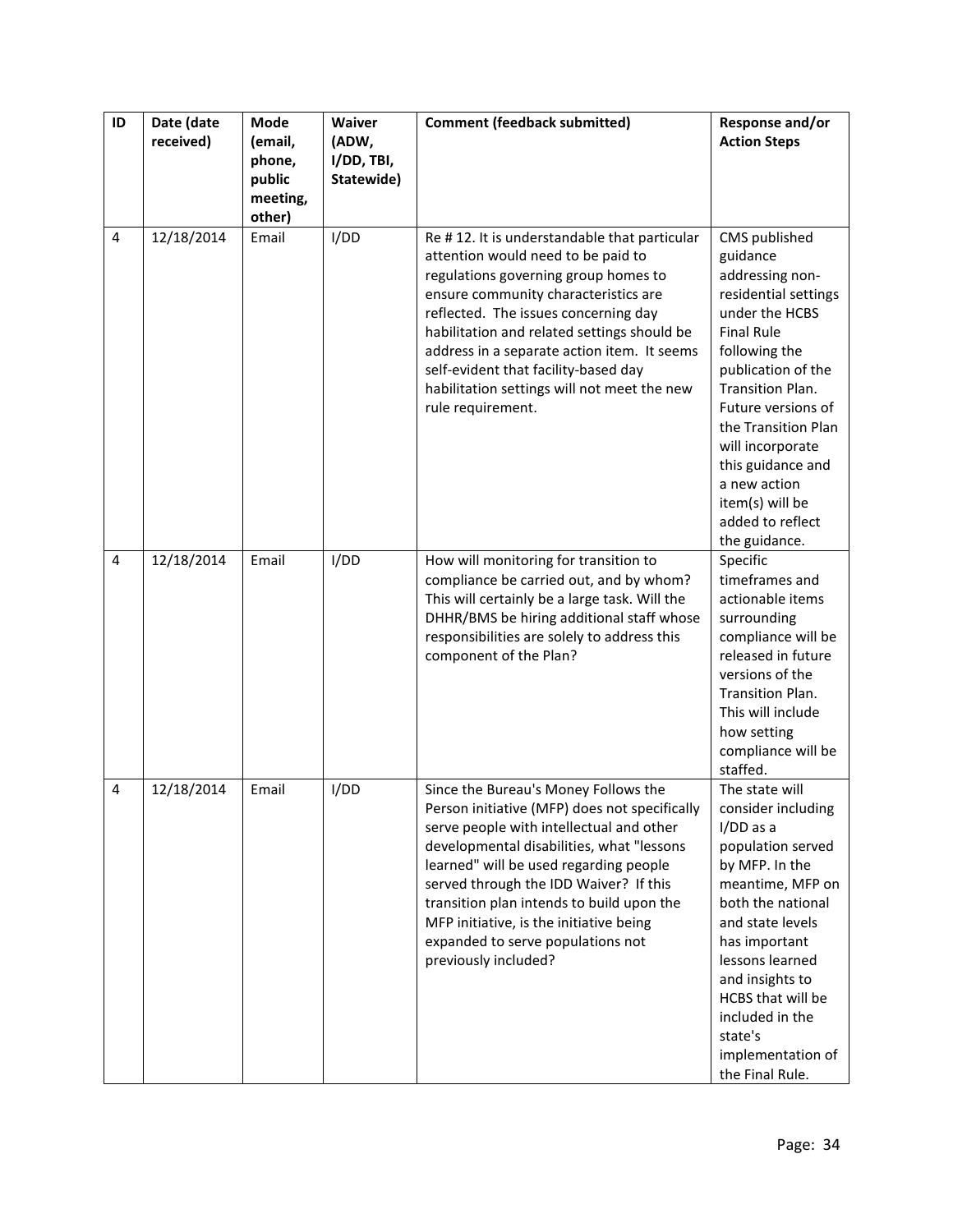| ID | Date (date received) | Mode (email, phone, public meeting, other) | Waiver (ADW, I/DD, TBI, Statewide) | Comment (feedback submitted) | Response and/or Action Steps |
|---|---|---|---|---|---|
| 4 | 12/18/2014 | Email | I/DD | Re # 12. It is understandable that particular attention would need to be paid to regulations governing group homes to ensure community characteristics are reflected. The issues concerning day habilitation and related settings should be address in a separate action item. It seems self-evident that facility-based day habilitation settings will not meet the new rule requirement. | CMS published guidance addressing non-residential settings under the HCBS Final Rule following the publication of the Transition Plan. Future versions of the Transition Plan will incorporate this guidance and a new action item(s) will be added to reflect the guidance. |
| 4 | 12/18/2014 | Email | I/DD | How will monitoring for transition to compliance be carried out, and by whom? This will certainly be a large task. Will the DHHR/BMS be hiring additional staff whose responsibilities are solely to address this component of the Plan? | Specific timeframes and actionable items surrounding compliance will be released in future versions of the Transition Plan. This will include how setting compliance will be staffed. |
| 4 | 12/18/2014 | Email | I/DD | Since the Bureau's Money Follows the Person initiative (MFP) does not specifically serve people with intellectual and other developmental disabilities, what "lessons learned" will be used regarding people served through the IDD Waiver? If this transition plan intends to build upon the MFP initiative, is the initiative being expanded to serve populations not previously included? | The state will consider including I/DD as a population served by MFP. In the meantime, MFP on both the national and state levels has important lessons learned and insights to HCBS that will be included in the state's implementation of the Final Rule. |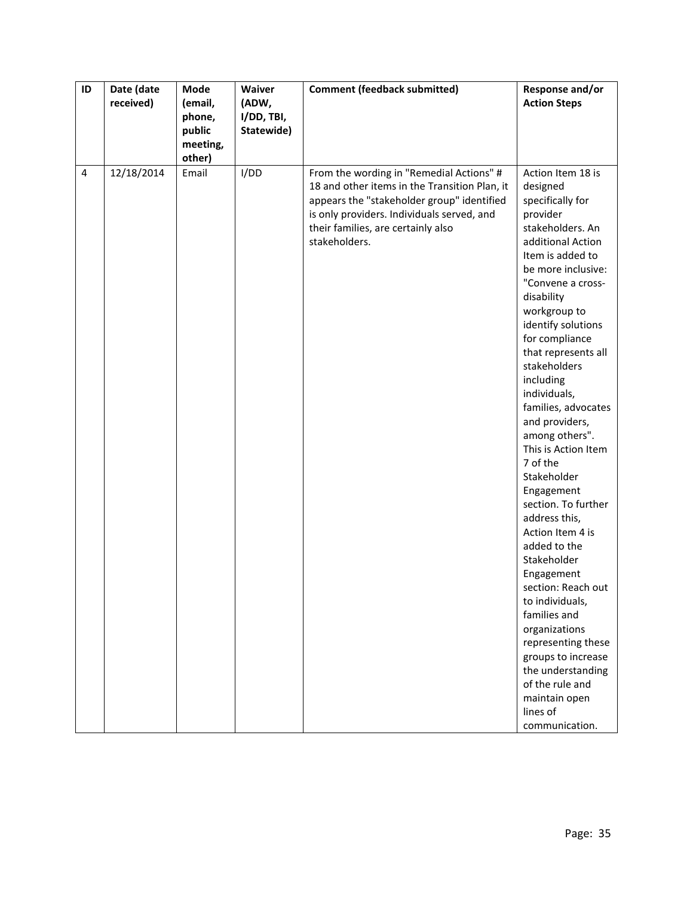| ID | Date (date received) | Mode (email, phone, public meeting, other) | Waiver (ADW, I/DD, TBI, Statewide) | Comment (feedback submitted) | Response and/or Action Steps |
|---|---|---|---|---|---|
| 4 | 12/18/2014 | Email | I/DD | From the wording in "Remedial Actions" # 18 and other items in the Transition Plan, it appears the "stakeholder group" identified is only providers. Individuals served, and their families, are certainly also stakeholders. | Action Item 18 is designed specifically for provider stakeholders. An additional Action Item is added to be more inclusive: "Convene a cross-disability workgroup to identify solutions for compliance that represents all stakeholders including individuals, families, advocates and providers, among others". This is Action Item 7 of the Stakeholder Engagement section. To further address this, Action Item 4 is added to the Stakeholder Engagement section: Reach out to individuals, families and organizations representing these groups to increase the understanding of the rule and maintain open lines of communication. |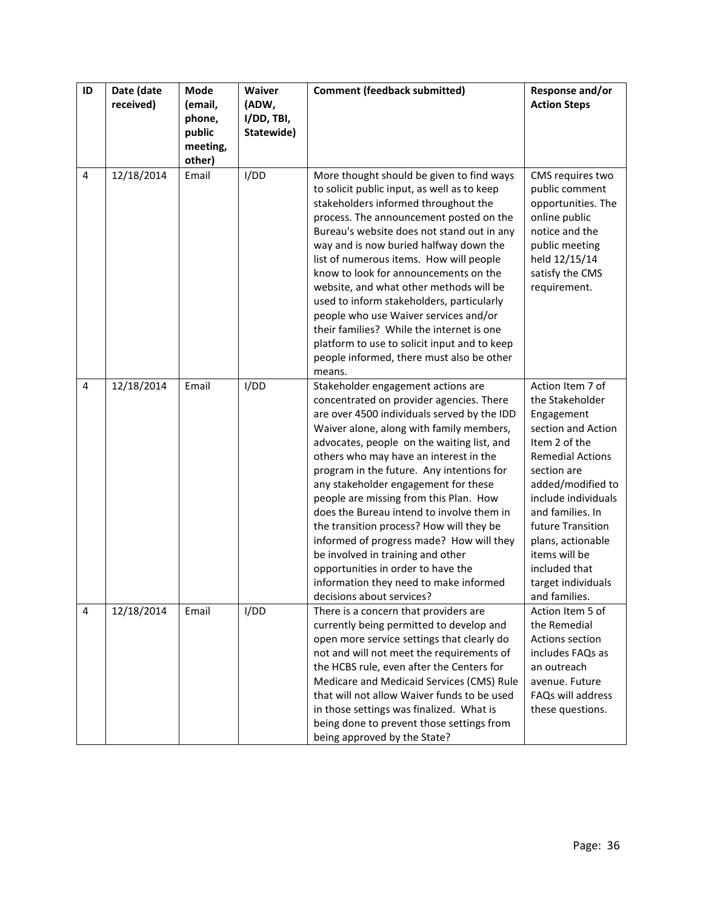| ID | Date (date received) | Mode (email, phone, public meeting, other) | Waiver (ADW, I/DD, TBI, Statewide) | Comment (feedback submitted) | Response and/or Action Steps |
|---|---|---|---|---|---|
| 4 | 12/18/2014 | Email | I/DD | More thought should be given to find ways to solicit public input, as well as to keep stakeholders informed throughout the process. The announcement posted on the Bureau's website does not stand out in any way and is now buried halfway down the list of numerous items. How will people know to look for announcements on the website, and what other methods will be used to inform stakeholders, particularly people who use Waiver services and/or their families? While the internet is one platform to use to solicit input and to keep people informed, there must also be other means. | CMS requires two public comment opportunities. The online public notice and the public meeting held 12/15/14 satisfy the CMS requirement. |
| 4 | 12/18/2014 | Email | I/DD | Stakeholder engagement actions are concentrated on provider agencies. There are over 4500 individuals served by the IDD Waiver alone, along with family members, advocates, people on the waiting list, and others who may have an interest in the program in the future. Any intentions for any stakeholder engagement for these people are missing from this Plan. How does the Bureau intend to involve them in the transition process? How will they be informed of progress made? How will they be involved in training and other opportunities in order to have the information they need to make informed decisions about services? | Action Item 7 of the Stakeholder Engagement section and Action Item 2 of the Remedial Actions section are added/modified to include individuals and families. In future Transition plans, actionable items will be included that target individuals and families. |
| 4 | 12/18/2014 | Email | I/DD | There is a concern that providers are currently being permitted to develop and open more service settings that clearly do not and will not meet the requirements of the HCBS rule, even after the Centers for Medicare and Medicaid Services (CMS) Rule that will not allow Waiver funds to be used in those settings was finalized. What is being done to prevent those settings from being approved by the State? | Action Item 5 of the Remedial Actions section includes FAQs as an outreach avenue. Future FAQs will address these questions. |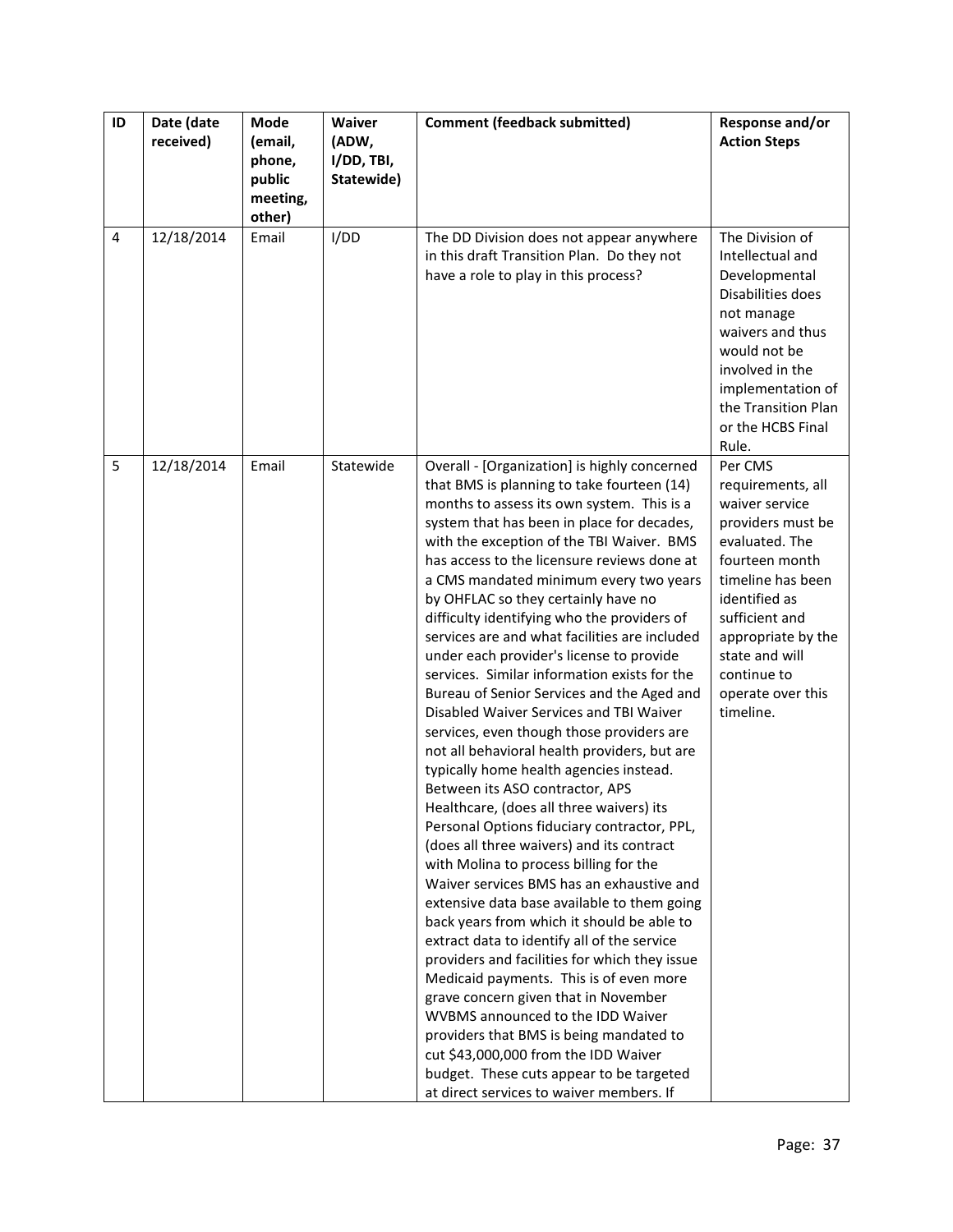| ID | Date (date received) | Mode (email, phone, public meeting, other) | Waiver (ADW, I/DD, TBI, Statewide) | Comment (feedback submitted) | Response and/or Action Steps |
|---|---|---|---|---|---|
| 4 | 12/18/2014 | Email | I/DD | The DD Division does not appear anywhere in this draft Transition Plan. Do they not have a role to play in this process? | The Division of Intellectual and Developmental Disabilities does not manage waivers and thus would not be involved in the implementation of the Transition Plan or the HCBS Final Rule. |
| 5 | 12/18/2014 | Email | Statewide | Overall - [Organization] is highly concerned that BMS is planning to take fourteen (14) months to assess its own system. This is a system that has been in place for decades, with the exception of the TBI Waiver. BMS has access to the licensure reviews done at a CMS mandated minimum every two years by OHFLAC so they certainly have no difficulty identifying who the providers of services are and what facilities are included under each provider's license to provide services. Similar information exists for the Bureau of Senior Services and the Aged and Disabled Waiver Services and TBI Waiver services, even though those providers are not all behavioral health providers, but are typically home health agencies instead. Between its ASO contractor, APS Healthcare, (does all three waivers) its Personal Options fiduciary contractor, PPL, (does all three waivers) and its contract with Molina to process billing for the Waiver services BMS has an exhaustive and extensive data base available to them going back years from which it should be able to extract data to identify all of the service providers and facilities for which they issue Medicaid payments. This is of even more grave concern given that in November WVBMS announced to the IDD Waiver providers that BMS is being mandated to cut $43,000,000 from the IDD Waiver budget. These cuts appear to be targeted at direct services to waiver members. If | Per CMS requirements, all waiver service providers must be evaluated. The fourteen month timeline has been identified as sufficient and appropriate by the state and will continue to operate over this timeline. |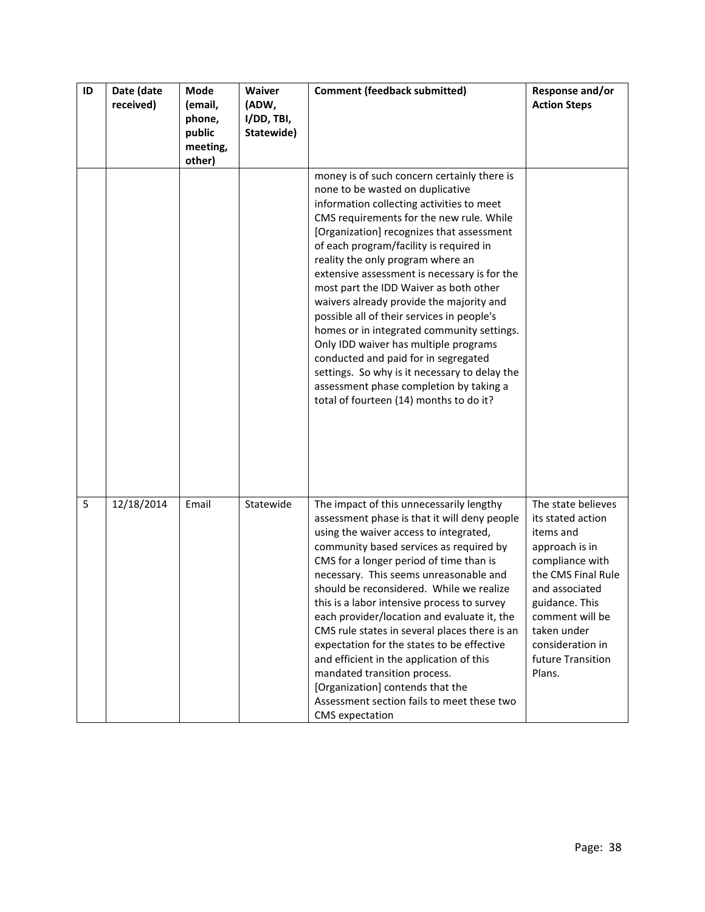| ID | Date (date received) | Mode (email, phone, public meeting, other) | Waiver (ADW, I/DD, TBI, Statewide) | Comment (feedback submitted) | Response and/or Action Steps |
|---|---|---|---|---|---|
| | | | | money is of such concern certainly there is none to be wasted on duplicative information collecting activities to meet CMS requirements for the new rule. While [Organization] recognizes that assessment of each program/facility is required in reality the only program where an extensive assessment is necessary is for the most part the IDD Waiver as both other waivers already provide the majority and possible all of their services in people's homes or in integrated community settings. Only IDD waiver has multiple programs conducted and paid for in segregated settings. So why is it necessary to delay the assessment phase completion by taking a total of fourteen (14) months to do it? | |
| 5 | 12/18/2014 | Email | Statewide | The impact of this unnecessarily lengthy assessment phase is that it will deny people using the waiver access to integrated, community based services as required by CMS for a longer period of time than is necessary. This seems unreasonable and should be reconsidered. While we realize this is a labor intensive process to survey each provider/location and evaluate it, the CMS rule states in several places there is an expectation for the states to be effective and efficient in the application of this mandated transition process. [Organization] contends that the Assessment section fails to meet these two CMS expectation | The state believes its stated action items and approach is in compliance with the CMS Final Rule and associated guidance. This comment will be taken under consideration in future Transition Plans. |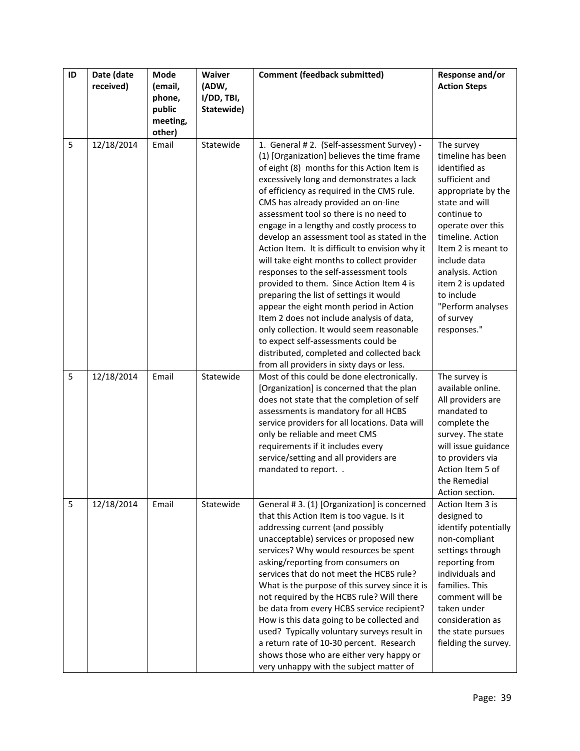| ID | Date (date received) | Mode (email, phone, public meeting, other) | Waiver (ADW, I/DD, TBI, Statewide) | Comment (feedback submitted) | Response and/or Action Steps |
|---|---|---|---|---|---|
| 5 | 12/18/2014 | Email | Statewide | 1. General # 2. (Self-assessment Survey) - (1) [Organization] believes the time frame of eight (8) months for this Action ltem is excessively long and demonstrates a lack of efficiency as required in the CMS rule. CMS has already provided an on-line assessment tool so there is no need to engage in a lengthy and costly process to develop an assessment tool as stated in the Action Item. It is difficult to envision why it will take eight months to collect provider responses to the self-assessment tools provided to them. Since Action Item 4 is preparing the list of settings it would appear the eight month period in Action Item 2 does not include analysis of data, only collection. It would seem reasonable to expect self-assessments could be distributed, completed and collected back from all providers in sixty days or less. | The survey timeline has been identified as sufficient and appropriate by the state and will continue to operate over this timeline. Action Item 2 is meant to include data analysis. Action item 2 is updated to include "Perform analyses of survey responses." |
| 5 | 12/18/2014 | Email | Statewide | Most of this could be done electronically. [Organization] is concerned that the plan does not state that the completion of self assessments is mandatory for all HCBS service providers for all locations. Data will only be reliable and meet CMS requirements if it includes every service/setting and all providers are mandated to report. . | The survey is available online. All providers are mandated to complete the survey. The state will issue guidance to providers via Action Item 5 of the Remedial Action section. |
| 5 | 12/18/2014 | Email | Statewide | General # 3. (1) [Organization] is concerned that this Action Item is too vague. Is it addressing current (and possibly unacceptable) services or proposed new services? Why would resources be spent asking/reporting from consumers on services that do not meet the HCBS rule? What is the purpose of this survey since it is not required by the HCBS rule? Will there be data from every HCBS service recipient? How is this data going to be collected and used? Typically voluntary surveys result in a return rate of 10-30 percent. Research shows those who are either very happy or very unhappy with the subject matter of | Action Item 3 is designed to identify potentially non-compliant settings through reporting from individuals and families. This comment will be taken under consideration as the state pursues fielding the survey. |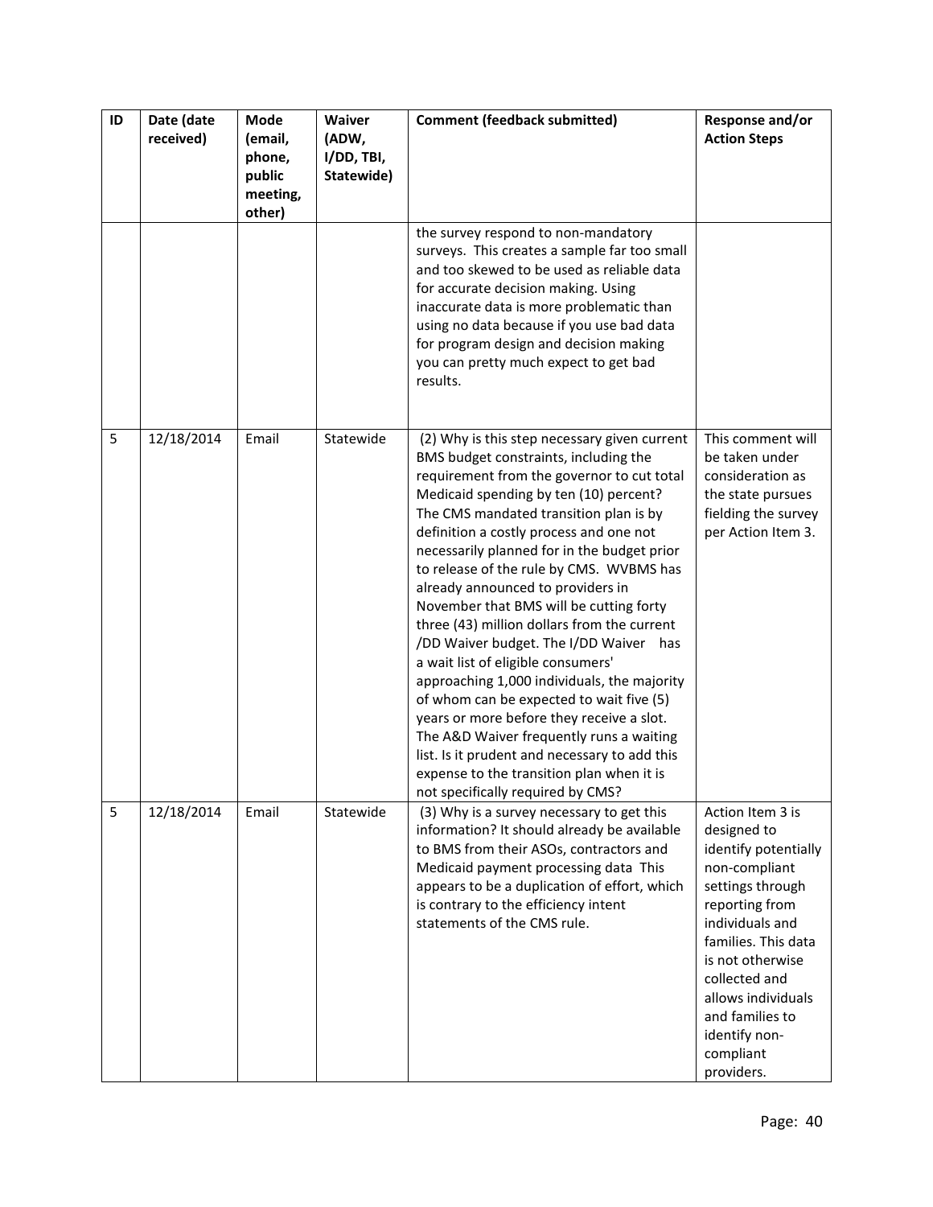| ID | Date (date received) | Mode (email, phone, public meeting, other) | Waiver (ADW, I/DD, TBI, Statewide) | Comment (feedback submitted) | Response and/or Action Steps |
|---|---|---|---|---|---|
| | | | | the survey respond to non-mandatory surveys. This creates a sample far too small and too skewed to be used as reliable data for accurate decision making. Using inaccurate data is more problematic than using no data because if you use bad data for program design and decision making you can pretty much expect to get bad results. | |
| 5 | 12/18/2014 | Email | Statewide | (2) Why is this step necessary given current BMS budget constraints, including the requirement from the governor to cut total Medicaid spending by ten (10) percent? The CMS mandated transition plan is by definition a costly process and one not necessarily planned for in the budget prior to release of the rule by CMS. WVBMS has already announced to providers in November that BMS will be cutting forty three (43) million dollars from the current /DD Waiver budget. The I/DD Waiver has a wait list of eligible consumers' approaching 1,000 individuals, the majority of whom can be expected to wait five (5) years or more before they receive a slot. The A&D Waiver frequently runs a waiting list. Is it prudent and necessary to add this expense to the transition plan when it is not specifically required by CMS? | This comment will be taken under consideration as the state pursues fielding the survey per Action Item 3. |
| 5 | 12/18/2014 | Email | Statewide | (3) Why is a survey necessary to get this information? It should already be available to BMS from their ASOs, contractors and Medicaid payment processing data This appears to be a duplication of effort, which is contrary to the efficiency intent statements of the CMS rule. | Action Item 3 is designed to identify potentially non-compliant settings through reporting from individuals and families. This data is not otherwise collected and allows individuals and families to identify non-compliant providers. |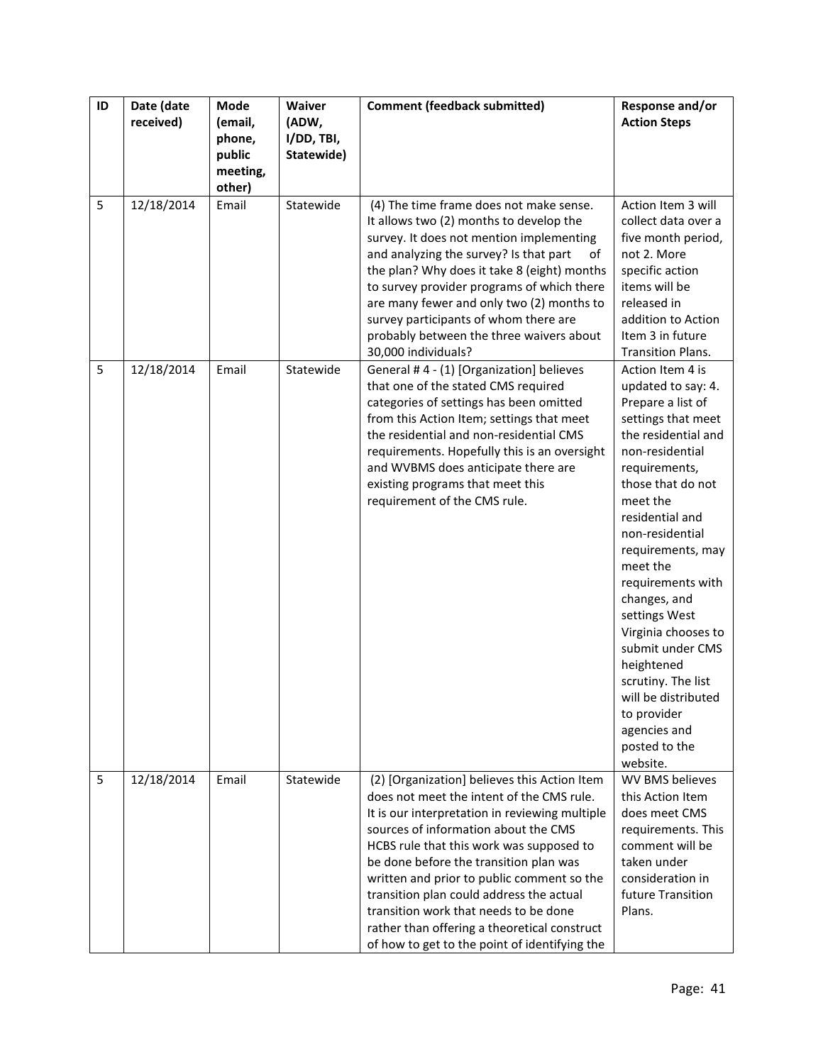| ID | Date (date received) | Mode (email, phone, public meeting, other) | Waiver (ADW, I/DD, TBI, Statewide) | Comment (feedback submitted) | Response and/or Action Steps |
|---|---|---|---|---|---|
| 5 | 12/18/2014 | Email | Statewide | (4) The time frame does not make sense. It allows two (2) months to develop the survey. It does not mention implementing and analyzing the survey? Is that part of the plan? Why does it take 8 (eight) months to survey provider programs of which there are many fewer and only two (2) months to survey participants of whom there are probably between the three waivers about 30,000 individuals? | Action Item 3 will collect data over a five month period, not 2. More specific action items will be released in addition to Action Item 3 in future Transition Plans. |
| 5 | 12/18/2014 | Email | Statewide | General # 4 - (1) [Organization] believes that one of the stated CMS required categories of settings has been omitted from this Action Item; settings that meet the residential and non-residential CMS requirements. Hopefully this is an oversight and WVBMS does anticipate there are existing programs that meet this requirement of the CMS rule. | Action Item 4 is updated to say: 4. Prepare a list of settings that meet the residential and non-residential requirements, those that do not meet the residential and non-residential requirements, may meet the requirements with changes, and settings West Virginia chooses to submit under CMS heightened scrutiny. The list will be distributed to provider agencies and posted to the website. |
| 5 | 12/18/2014 | Email | Statewide | (2) [Organization] believes this Action Item does not meet the intent of the CMS rule. It is our interpretation in reviewing multiple sources of information about the CMS HCBS rule that this work was supposed to be done before the transition plan was written and prior to public comment so the transition plan could address the actual transition work that needs to be done rather than offering a theoretical construct of how to get to the point of identifying the | WV BMS believes this Action Item does meet CMS requirements. This comment will be taken under consideration in future Transition Plans. |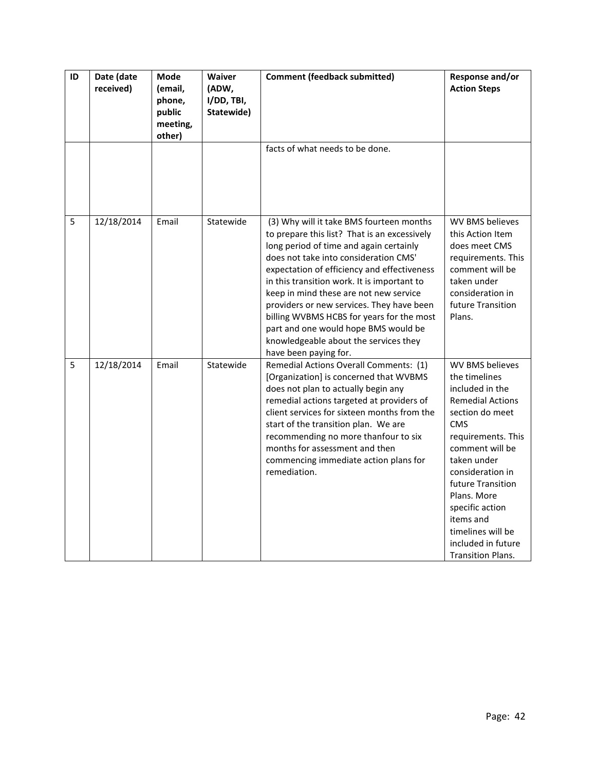| ID | Date (date received) | Mode (email, phone, public meeting, other) | Waiver (ADW, I/DD, TBI, Statewide) | Comment (feedback submitted) | Response and/or Action Steps |
|---|---|---|---|---|---|
| | | | | facts of what needs to be done. | |
| 5 | 12/18/2014 | Email | Statewide | (3) Why will it take BMS fourteen months to prepare this list? That is an excessively long period of time and again certainly does not take into consideration CMS' expectation of efficiency and effectiveness in this transition work. It is important to keep in mind these are not new service providers or new services. They have been billing WVBMS HCBS for years for the most part and one would hope BMS would be knowledgeable about the services they have been paying for. | WV BMS believes this Action Item does meet CMS requirements. This comment will be taken under consideration in future Transition Plans. |
| 5 | 12/18/2014 | Email | Statewide | Remedial Actions Overall Comments: (1) [Organization] is concerned that WVBMS does not plan to actually begin any remedial actions targeted at providers of client services for sixteen months from the start of the transition plan. We are recommending no more thanfour to six months for assessment and then commencing immediate action plans for remediation. | WV BMS believes the timelines included in the Remedial Actions section do meet CMS requirements. This comment will be taken under consideration in future Transition Plans. More specific action items and timelines will be included in future Transition Plans. |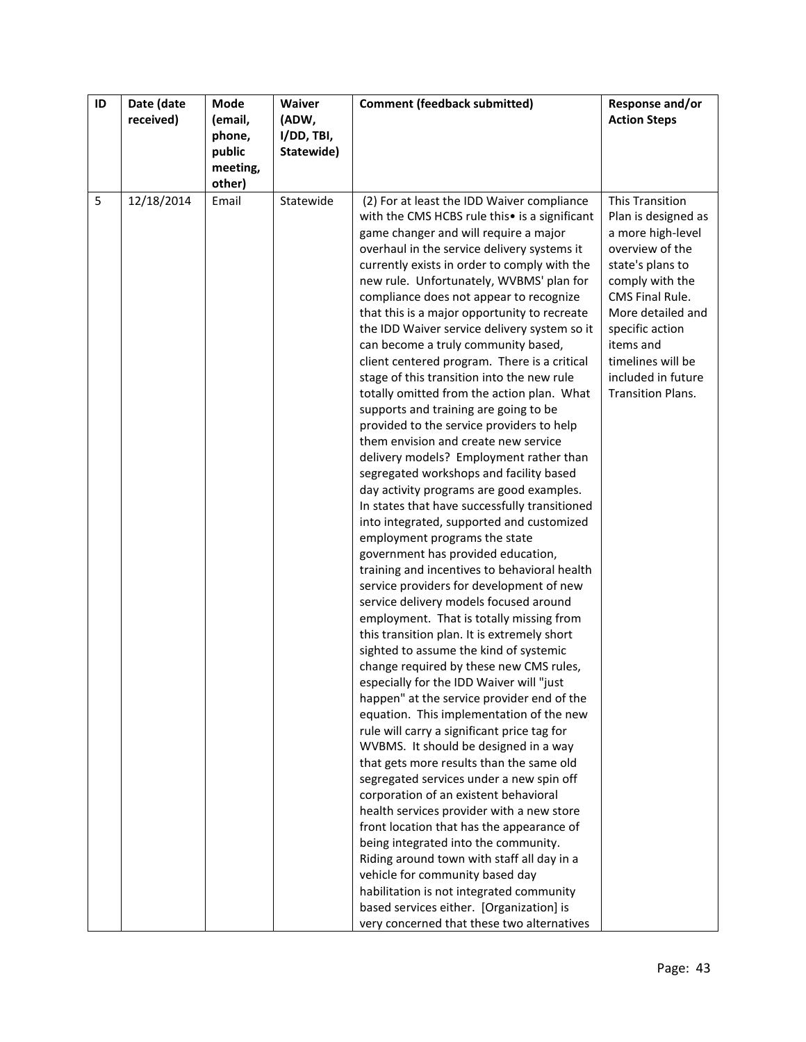| ID | Date (date received) | Mode (email, phone, public meeting, other) | Waiver (ADW, I/DD, TBI, Statewide) | Comment (feedback submitted) | Response and/or Action Steps |
|---|---|---|---|---|---|
| 5 | 12/18/2014 | Email | Statewide | (2) For at least the IDD Waiver compliance with the CMS HCBS rule this• is a significant game changer and will require a major overhaul in the service delivery systems it currently exists in order to comply with the new rule. Unfortunately, WVBMS' plan for compliance does not appear to recognize that this is a major opportunity to recreate the IDD Waiver service delivery system so it can become a truly community based, client centered program. There is a critical stage of this transition into the new rule totally omitted from the action plan. What supports and training are going to be provided to the service providers to help them envision and create new service delivery models? Employment rather than segregated workshops and facility based day activity programs are good examples. In states that have successfully transitioned into integrated, supported and customized employment programs the state government has provided education, training and incentives to behavioral health service providers for development of new service delivery models focused around employment. That is totally missing from this transition plan. It is extremely short sighted to assume the kind of systemic change required by these new CMS rules, especially for the IDD Waiver will "just happen" at the service provider end of the equation. This implementation of the new rule will carry a significant price tag for WVBMS. It should be designed in a way that gets more results than the same old segregated services under a new spin off corporation of an existent behavioral health services provider with a new store front location that has the appearance of being integrated into the community. Riding around town with staff all day in a vehicle for community based day habilitation is not integrated community based services either. [Organization] is very concerned that these two alternatives | This Transition Plan is designed as a more high-level overview of the state's plans to comply with the CMS Final Rule. More detailed and specific action items and timelines will be included in future Transition Plans. |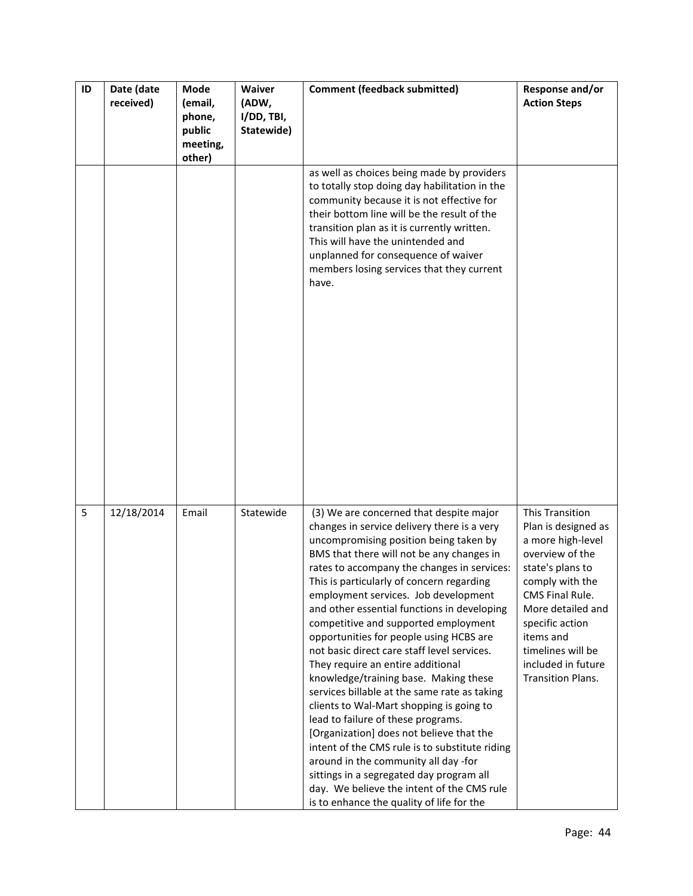| ID | Date (date received) | Mode (email, phone, public meeting, other) | Waiver (ADW, I/DD, TBI, Statewide) | Comment (feedback submitted) | Response and/or Action Steps |
|---|---|---|---|---|---|
| | | | | as well as choices being made by providers to totally stop doing day habilitation in the community because it is not effective for their bottom line will be the result of the transition plan as it is currently written. This will have the unintended and unplanned for consequence of waiver members losing services that they current have. | |
| 5 | 12/18/2014 | Email | Statewide | (3) We are concerned that despite major changes in service delivery there is a very uncompromising position being taken by BMS that there will not be any changes in rates to accompany the changes in services: This is particularly of concern regarding employment services. Job development and other essential functions in developing competitive and supported employment opportunities for people using HCBS are not basic direct care staff level services. They require an entire additional knowledge/training base. Making these services billable at the same rate as taking clients to Wal-Mart shopping is going to lead to failure of these programs. [Organization] does not believe that the intent of the CMS rule is to substitute riding around in the community all day -for sittings in a segregated day program all day. We believe the intent of the CMS rule is to enhance the quality of life for the | This Transition Plan is designed as a more high-level overview of the state's plans to comply with the CMS Final Rule. More detailed and specific action items and timelines will be included in future Transition Plans. |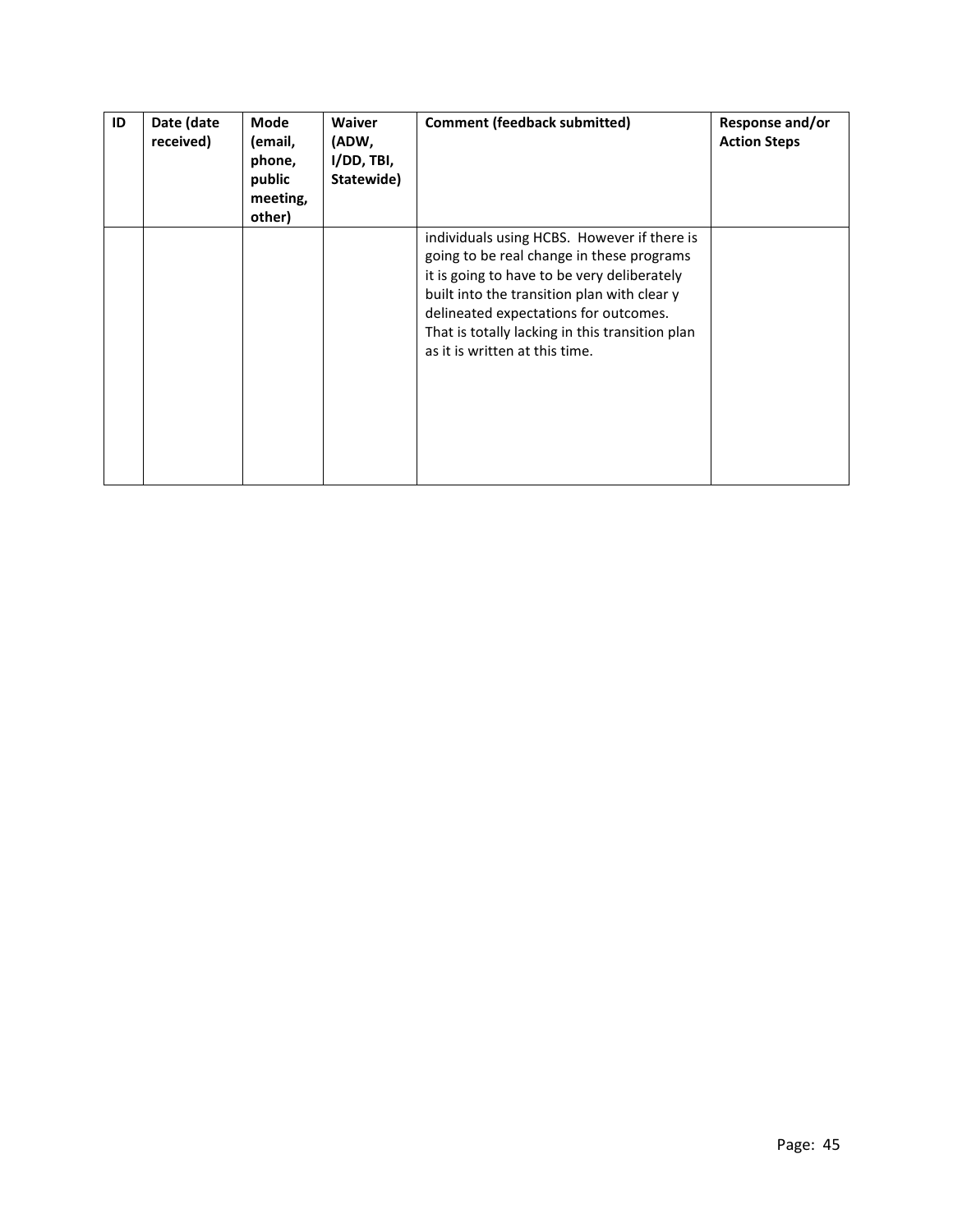| ID | Date (date received) | Mode (email, phone, public meeting, other) | Waiver (ADW, I/DD, TBI, Statewide) | Comment (feedback submitted) | Response and/or Action Steps |
|---|---|---|---|---|---|
| | | | | individuals using HCBS. However if there is going to be real change in these programs it is going to have to be very deliberately built into the transition plan with clear y delineated expectations for outcomes. That is totally lacking in this transition plan as it is written at this time. | |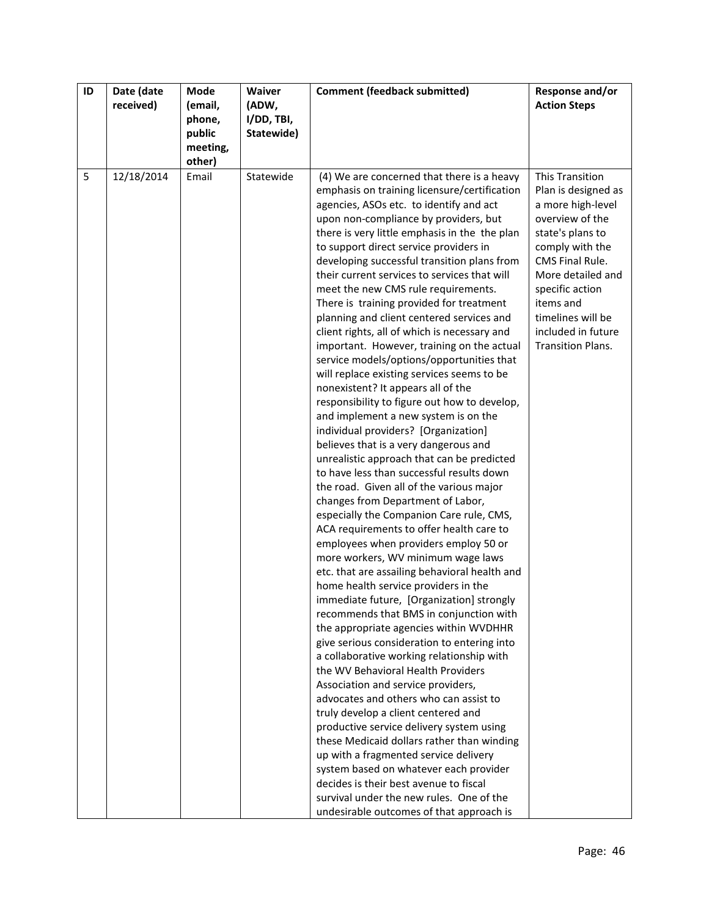| ID | Date (date received) | Mode (email, phone, public meeting, other) | Waiver (ADW, I/DD, TBI, Statewide) | Comment (feedback submitted) | Response and/or Action Steps |
|---|---|---|---|---|---|
| 5 | 12/18/2014 | Email | Statewide | (4) We are concerned that there is a heavy emphasis on training licensure/certification agencies, ASOs etc. to identify and act upon non-compliance by providers, but there is very little emphasis in the the plan to support direct service providers in developing successful transition plans from their current services to services that will meet the new CMS rule requirements. There is training provided for treatment planning and client centered services and client rights, all of which is necessary and important. However, training on the actual service models/options/opportunities that will replace existing services seems to be nonexistent? It appears all of the responsibility to figure out how to develop, and implement a new system is on the individual providers? [Organization] believes that is a very dangerous and unrealistic approach that can be predicted to have less than successful results down the road. Given all of the various major changes from Department of Labor, especially the Companion Care rule, CMS, ACA requirements to offer health care to employees when providers employ 50 or more workers, WV minimum wage laws etc. that are assailing behavioral health and home health service providers in the immediate future, [Organization] strongly recommends that BMS in conjunction with the appropriate agencies within WVDHHR give serious consideration to entering into a collaborative working relationship with the WV Behavioral Health Providers Association and service providers, advocates and others who can assist to truly develop a client centered and productive service delivery system using these Medicaid dollars rather than winding up with a fragmented service delivery system based on whatever each provider decides is their best avenue to fiscal survival under the new rules. One of the undesirable outcomes of that approach is | This Transition Plan is designed as a more high-level overview of the state's plans to comply with the CMS Final Rule. More detailed and specific action items and timelines will be included in future Transition Plans. |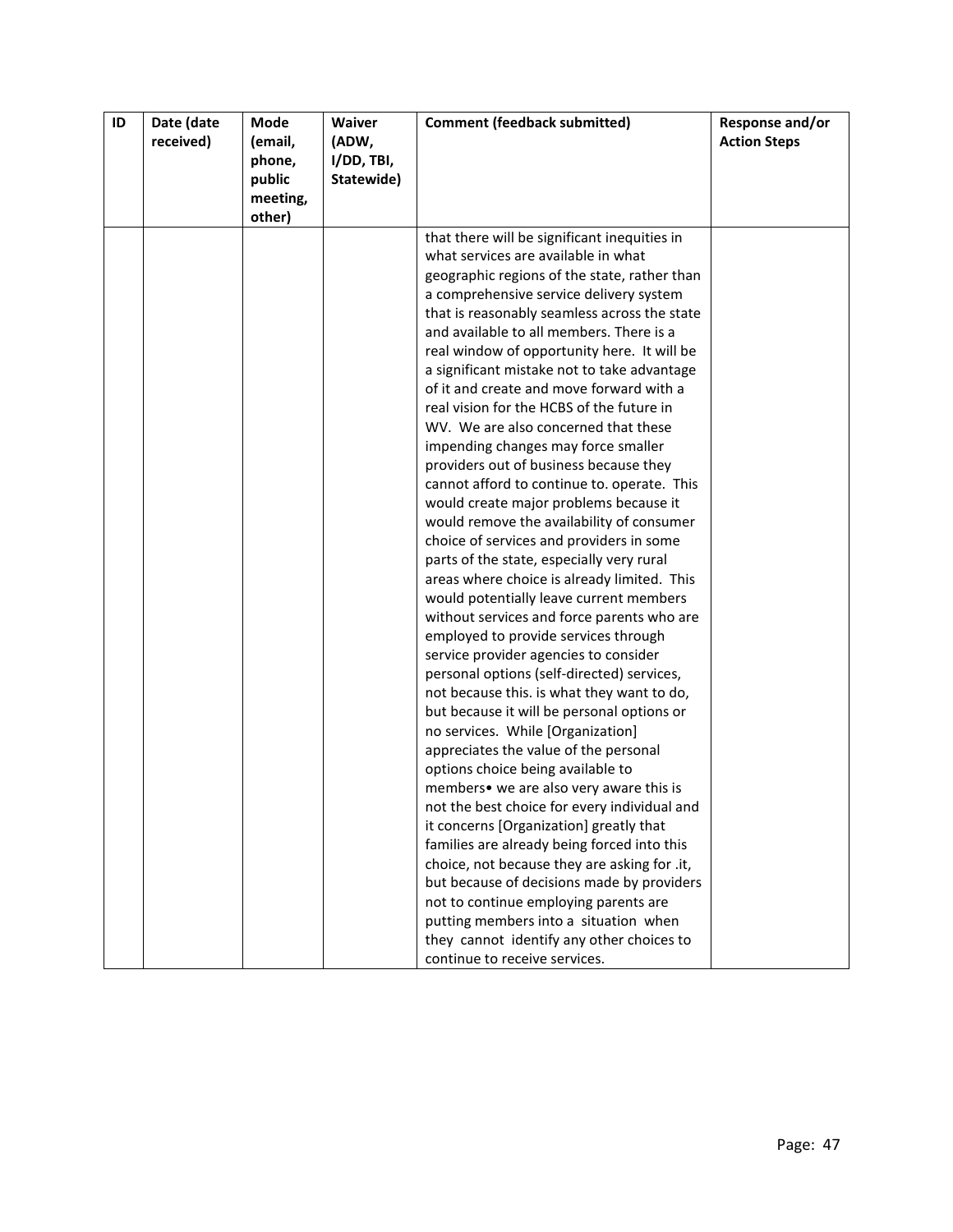| ID | Date (date received) | Mode (email, phone, public meeting, other) | Waiver (ADW, I/DD, TBI, Statewide) | Comment (feedback submitted) | Response and/or Action Steps |
|---|---|---|---|---|---|
| | | | | that there will be significant inequities in what services are available in what geographic regions of the state, rather than a comprehensive service delivery system that is reasonably seamless across the state and available to all members. There is a real window of opportunity here. It will be a significant mistake not to take advantage of it and create and move forward with a real vision for the HCBS of the future in WV. We are also concerned that these impending changes may force smaller providers out of business because they cannot afford to continue to. operate. This would create major problems because it would remove the availability of consumer choice of services and providers in some parts of the state, especially very rural areas where choice is already limited. This would potentially leave current members without services and force parents who are employed to provide services through service provider agencies to consider personal options (self-directed) services, not because this. is what they want to do, but because it will be personal options or no services. While [Organization] appreciates the value of the personal options choice being available to members• we are also very aware this is not the best choice for every individual and it concerns [Organization] greatly that families are already being forced into this choice, not because they are asking for .it, but because of decisions made by providers not to continue employing parents are putting members into a situation when they cannot identify any other choices to continue to receive services. | |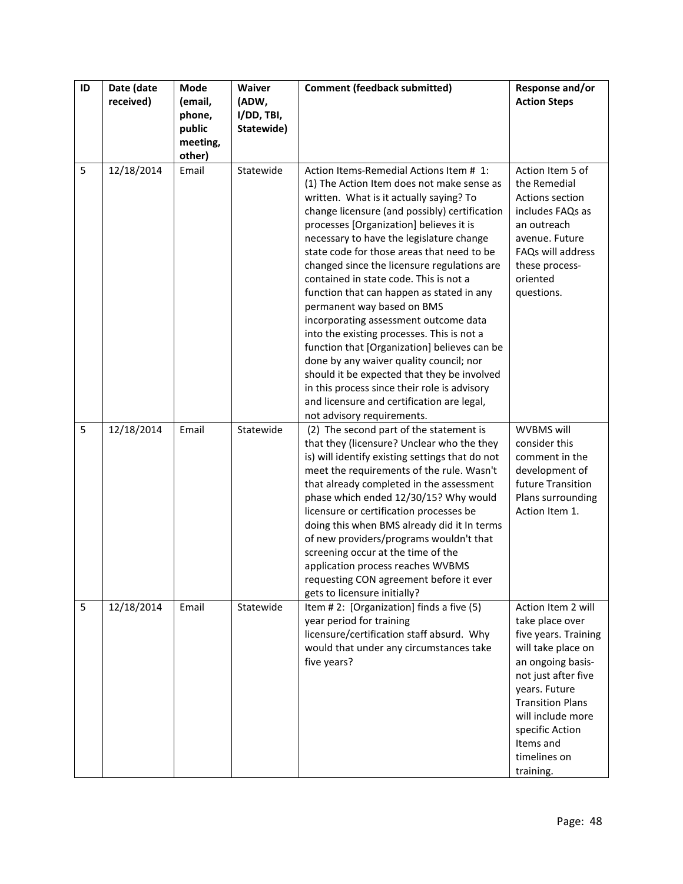| ID | Date (date received) | Mode (email, phone, public meeting, other) | Waiver (ADW, I/DD, TBI, Statewide) | Comment (feedback submitted) | Response and/or Action Steps |
|---|---|---|---|---|---|
| 5 | 12/18/2014 | Email | Statewide | Action Items-Remedial Actions Item # 1: (1) The Action Item does not make sense as written. What is it actually saying? To change licensure (and possibly) certification processes [Organization] believes it is necessary to have the legislature change state code for those areas that need to be changed since the licensure regulations are contained in state code. This is not a function that can happen as stated in any permanent way based on BMS incorporating assessment outcome data into the existing processes. This is not a function that [Organization] believes can be done by any waiver quality council; nor should it be expected that they be involved in this process since their role is advisory and licensure and certification are legal, not advisory requirements. | Action Item 5 of the Remedial Actions section includes FAQs as an outreach avenue. Future FAQs will address these process-oriented questions. |
| 5 | 12/18/2014 | Email | Statewide | (2) The second part of the statement is that they (licensure? Unclear who the they is) will identify existing settings that do not meet the requirements of the rule. Wasn't that already completed in the assessment phase which ended 12/30/15? Why would licensure or certification processes be doing this when BMS already did it In terms of new providers/programs wouldn't that screening occur at the time of the application process reaches WVBMS requesting CON agreement before it ever gets to licensure initially? | WVBMS will consider this comment in the development of future Transition Plans surrounding Action Item 1. |
| 5 | 12/18/2014 | Email | Statewide | Item # 2: [Organization] finds a five (5) year period for training licensure/certification staff absurd. Why would that under any circumstances take five years? | Action Item 2 will take place over five years. Training will take place on an ongoing basis- not just after five years. Future Transition Plans will include more specific Action Items and timelines on training. |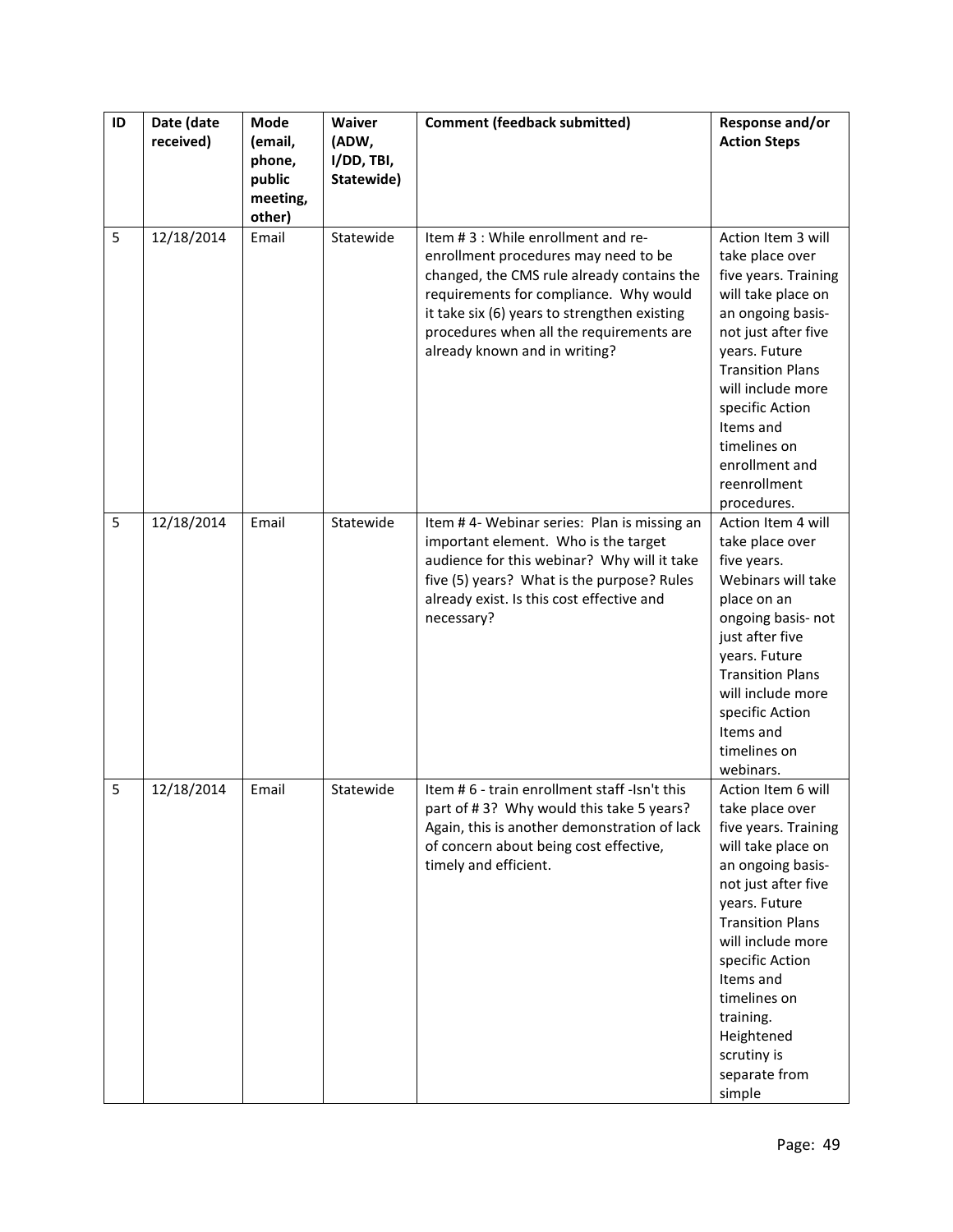| ID | Date (date received) | Mode (email, phone, public meeting, other) | Waiver (ADW, I/DD, TBI, Statewide) | Comment (feedback submitted) | Response and/or Action Steps |
|---|---|---|---|---|---|
| 5 | 12/18/2014 | Email | Statewide | Item # 3 : While enrollment and re-enrollment procedures may need to be changed, the CMS rule already contains the requirements for compliance. Why would it take six (6) years to strengthen existing procedures when all the requirements are already known and in writing? | Action Item 3 will take place over five years. Training will take place on an ongoing basis- not just after five years. Future Transition Plans will include more specific Action Items and timelines on enrollment and reenrollment procedures. |
| 5 | 12/18/2014 | Email | Statewide | Item # 4- Webinar series: Plan is missing an important element. Who is the target audience for this webinar? Why will it take five (5) years? What is the purpose? Rules already exist. Is this cost effective and necessary? | Action Item 4 will take place over five years. Webinars will take place on an ongoing basis- not just after five years. Future Transition Plans will include more specific Action Items and timelines on webinars. |
| 5 | 12/18/2014 | Email | Statewide | Item # 6 - train enrollment staff -Isn't this part of # 3? Why would this take 5 years? Again, this is another demonstration of lack of concern about being cost effective, timely and efficient. | Action Item 6 will take place over five years. Training will take place on an ongoing basis- not just after five years. Future Transition Plans will include more specific Action Items and timelines on training. Heightened scrutiny is separate from simple |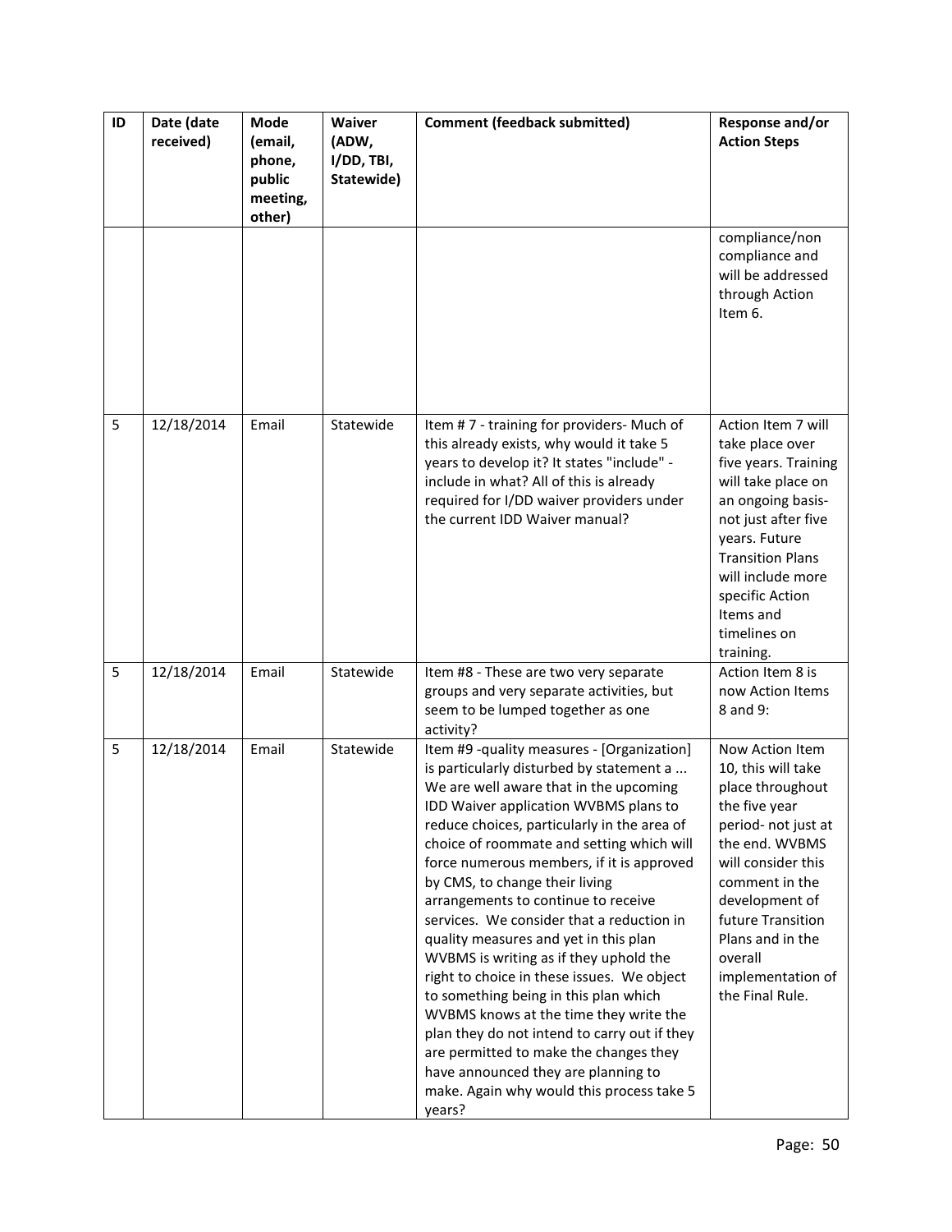| ID | Date (date received) | Mode (email, phone, public meeting, other) | Waiver (ADW, I/DD, TBI, Statewide) | Comment (feedback submitted) | Response and/or Action Steps |
|---|---|---|---|---|---|
| | | | | | compliance/non compliance and will be addressed through Action Item 6. |
| 5 | 12/18/2014 | Email | Statewide | Item # 7 - training for providers- Much of this already exists, why would it take 5 years to develop it? It states "include" - include in what? All of this is already required for I/DD waiver providers under the current IDD Waiver manual? | Action Item 7 will take place over five years. Training will take place on an ongoing basis- not just after five years. Future Transition Plans will include more specific Action Items and timelines on training. |
| 5 | 12/18/2014 | Email | Statewide | Item #8 - These are two very separate groups and very separate activities, but seem to be lumped together as one activity? | Action Item 8 is now Action Items 8 and 9: |
| 5 | 12/18/2014 | Email | Statewide | Item #9 -quality measures - [Organization] is particularly disturbed by statement a ... We are well aware that in the upcoming IDD Waiver application WVBMS plans to reduce choices, particularly in the area of choice of roommate and setting which will force numerous members, if it is approved by CMS, to change their living arrangements to continue to receive services. We consider that a reduction in quality measures and yet in this plan WVBMS is writing as if they uphold the right to choice in these issues. We object to something being in this plan which WVBMS knows at the time they write the plan they do not intend to carry out if they are permitted to make the changes they have announced they are planning to make. Again why would this process take 5 years? | Now Action Item 10, this will take place throughout the five year period- not just at the end. WVBMS will consider this comment in the development of future Transition Plans and in the overall implementation of the Final Rule. |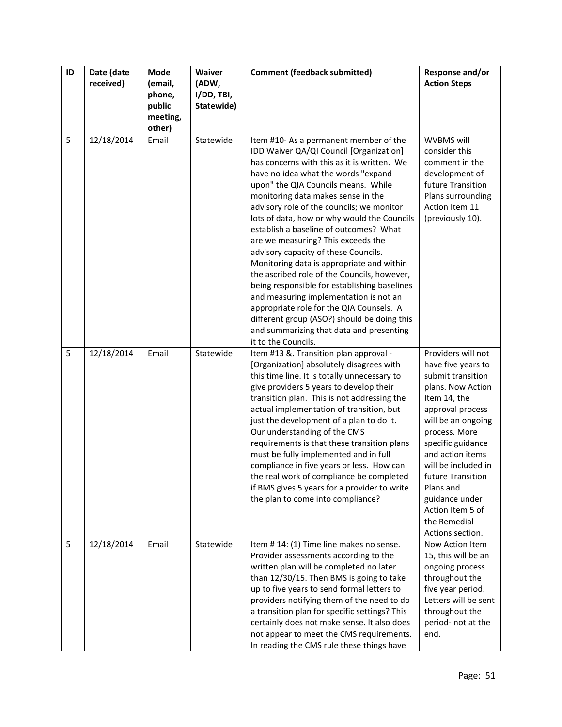| ID | Date (date received) | Mode (email, phone, public meeting, other) | Waiver (ADW, I/DD, TBI, Statewide) | Comment (feedback submitted) | Response and/or Action Steps |
|---|---|---|---|---|---|
| 5 | 12/18/2014 | Email | Statewide | Item #10- As a permanent member of the IDD Waiver QA/QI Council [Organization] has concerns with this as it is written. We have no idea what the words "expand upon" the QIA Councils means. While monitoring data makes sense in the advisory role of the councils; we monitor lots of data, how or why would the Councils establish a baseline of outcomes? What are we measuring? This exceeds the advisory capacity of these Councils. Monitoring data is appropriate and within the ascribed role of the Councils, however, being responsible for establishing baselines and measuring implementation is not an appropriate role for the QIA Counsels. A different group (ASO?) should be doing this and summarizing that data and presenting it to the Councils. | WVBMS will consider this comment in the development of future Transition Plans surrounding Action Item 11 (previously 10). |
| 5 | 12/18/2014 | Email | Statewide | Item #13 &. Transition plan approval - [Organization] absolutely disagrees with this time line. It is totally unnecessary to give providers 5 years to develop their transition plan. This is not addressing the actual implementation of transition, but just the development of a plan to do it. Our understanding of the CMS requirements is that these transition plans must be fully implemented and in full compliance in five years or less. How can the real work of compliance be completed if BMS gives 5 years for a provider to write the plan to come into compliance? | Providers will not have five years to submit transition plans. Now Action Item 14, the approval process will be an ongoing process. More specific guidance and action items will be included in future Transition Plans and guidance under Action Item 5 of the Remedial Actions section. |
| 5 | 12/18/2014 | Email | Statewide | Item # 14: (1) Time line makes no sense. Provider assessments according to the written plan will be completed no later than 12/30/15. Then BMS is going to take up to five years to send formal letters to providers notifying them of the need to do a transition plan for specific settings? This certainly does not make sense. It also does not appear to meet the CMS requirements. In reading the CMS rule these things have | Now Action Item 15, this will be an ongoing process throughout the five year period. Letters will be sent throughout the period- not at the end. |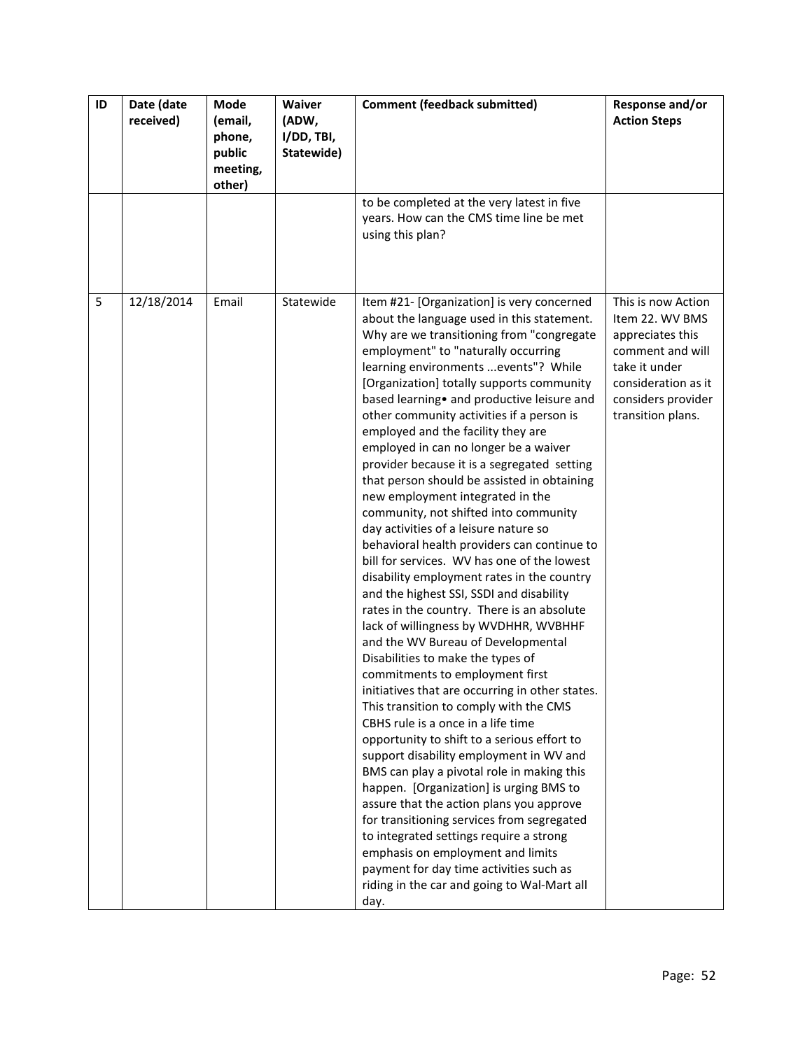| ID | Date (date received) | Mode (email, phone, public meeting, other) | Waiver (ADW, I/DD, TBI, Statewide) | Comment (feedback submitted) | Response and/or Action Steps |
|---|---|---|---|---|---|
| | | | | to be completed at the very latest in five years. How can the CMS time line be met using this plan? | |
| 5 | 12/18/2014 | Email | Statewide | Item #21- [Organization] is very concerned about the language used in this statement. Why are we transitioning from "congregate employment" to "naturally occurring learning environments ...events"? While [Organization] totally supports community based learning• and productive leisure and other community activities if a person is employed and the facility they are employed in can no longer be a waiver provider because it is a segregated setting that person should be assisted in obtaining new employment integrated in the community, not shifted into community day activities of a leisure nature so behavioral health providers can continue to bill for services. WV has one of the lowest disability employment rates in the country and the highest SSI, SSDI and disability rates in the country. There is an absolute lack of willingness by WVDHHR, WVBHHF and the WV Bureau of Developmental Disabilities to make the types of commitments to employment first initiatives that are occurring in other states. This transition to comply with the CMS CBHS rule is a once in a life time opportunity to shift to a serious effort to support disability employment in WV and BMS can play a pivotal role in making this happen. [Organization] is urging BMS to assure that the action plans you approve for transitioning services from segregated to integrated settings require a strong emphasis on employment and limits payment for day time activities such as riding in the car and going to Wal-Mart all day. | This is now Action Item 22. WV BMS appreciates this comment and will take it under consideration as it considers provider transition plans. |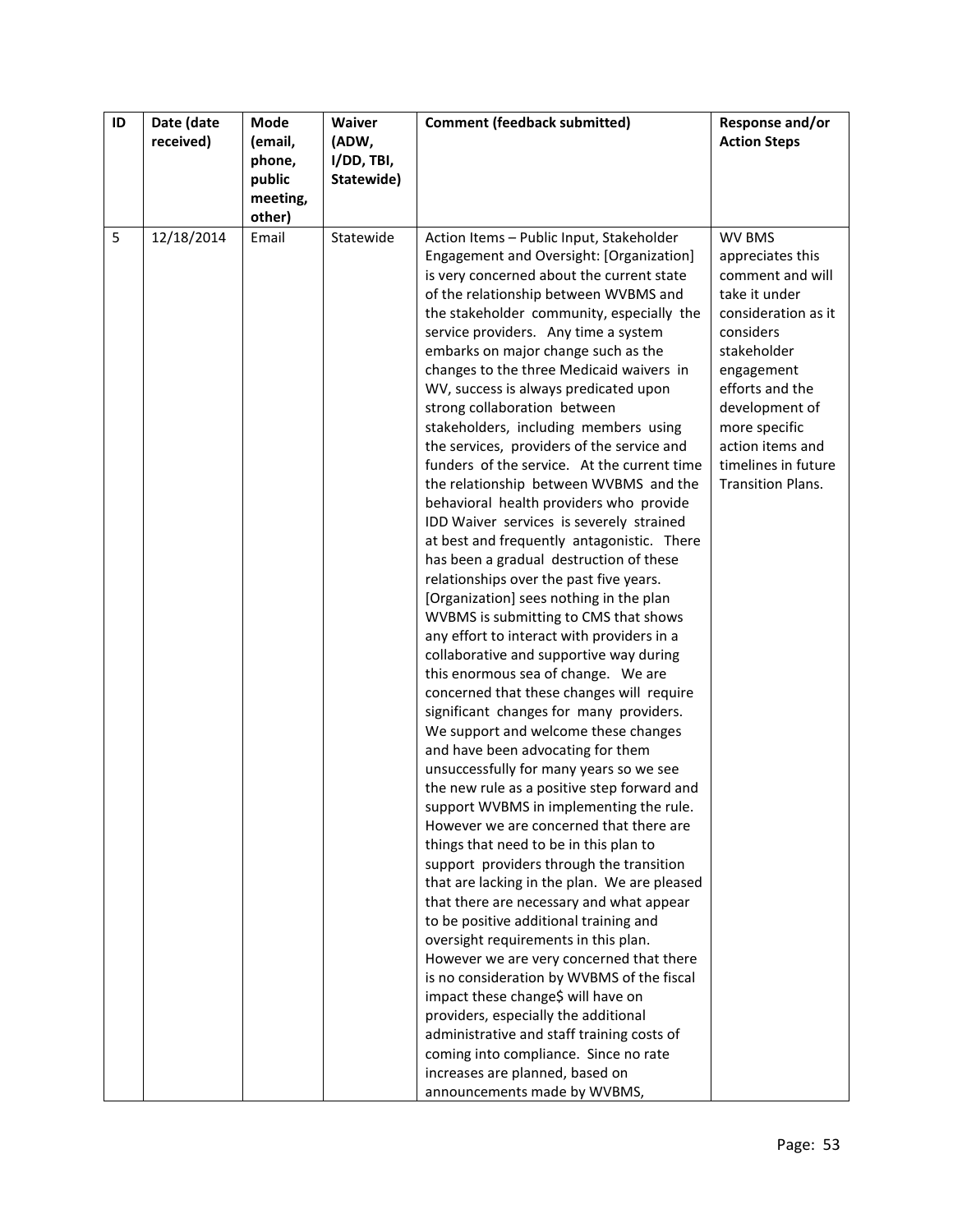| ID | Date (date received) | Mode (email, phone, public meeting, other) | Waiver (ADW, I/DD, TBI, Statewide) | Comment (feedback submitted) | Response and/or Action Steps |
|---|---|---|---|---|---|
| 5 | 12/18/2014 | Email | Statewide | Action Items – Public Input, Stakeholder Engagement and Oversight: [Organization] is very concerned about the current state of the relationship between WVBMS and the stakeholder community, especially the service providers. Any time a system embarks on major change such as the changes to the three Medicaid waivers in WV, success is always predicated upon strong collaboration between stakeholders, including members using the services, providers of the service and funders of the service. At the current time the relationship between WVBMS and the behavioral health providers who provide IDD Waiver services is severely strained at best and frequently antagonistic. There has been a gradual destruction of these relationships over the past five years. [Organization] sees nothing in the plan WVBMS is submitting to CMS that shows any effort to interact with providers in a collaborative and supportive way during this enormous sea of change. We are concerned that these changes will require significant changes for many providers. We support and welcome these changes and have been advocating for them unsuccessfully for many years so we see the new rule as a positive step forward and support WVBMS in implementing the rule. However we are concerned that there are things that need to be in this plan to support providers through the transition that are lacking in the plan. We are pleased that there are necessary and what appear to be positive additional training and oversight requirements in this plan. However we are very concerned that there is no consideration by WVBMS of the fiscal impact these change$ will have on providers, especially the additional administrative and staff training costs of coming into compliance. Since no rate increases are planned, based on announcements made by WVBMS, | WV BMS appreciates this comment and will take it under consideration as it considers stakeholder engagement efforts and the development of more specific action items and timelines in future Transition Plans. |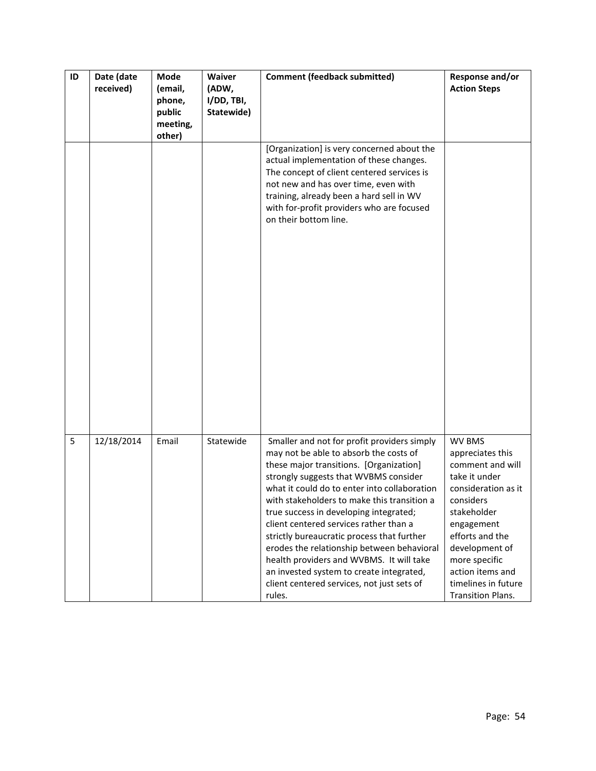| ID | Date (date received) | Mode (email, phone, public meeting, other) | Waiver (ADW, I/DD, TBI, Statewide) | Comment (feedback submitted) | Response and/or Action Steps |
|---|---|---|---|---|---|
| | | | | [Organization] is very concerned about the actual implementation of these changes. The concept of client centered services is not new and has over time, even with training, already been a hard sell in WV with for-profit providers who are focused on their bottom line. | |
| 5 | 12/18/2014 | Email | Statewide | Smaller and not for profit providers simply may not be able to absorb the costs of these major transitions. [Organization] strongly suggests that WVBMS consider what it could do to enter into collaboration with stakeholders to make this transition a true success in developing integrated; client centered services rather than a strictly bureaucratic process that further erodes the relationship between behavioral health providers and WVBMS. It will take an invested system to create integrated, client centered services, not just sets of rules. | WV BMS appreciates this comment and will take it under consideration as it considers stakeholder engagement efforts and the development of more specific action items and timelines in future Transition Plans. |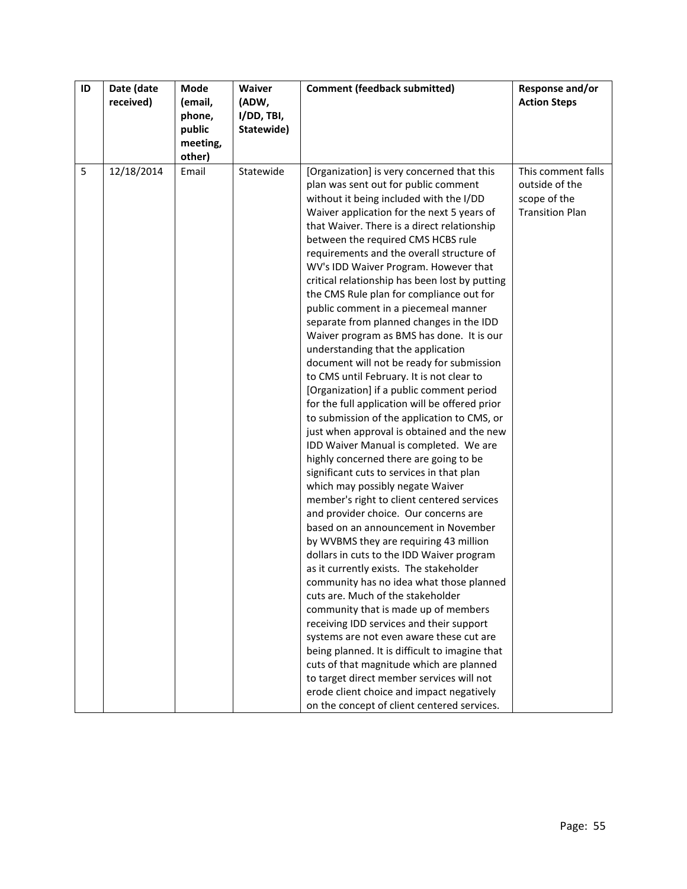| ID | Date (date received) | Mode (email, phone, public meeting, other) | Waiver (ADW, I/DD, TBI, Statewide) | Comment (feedback submitted) | Response and/or Action Steps |
|---|---|---|---|---|---|
| 5 | 12/18/2014 | Email | Statewide | [Organization] is very concerned that this plan was sent out for public comment without it being included with the I/DD Waiver application for the next 5 years of that Waiver. There is a direct relationship between the required CMS HCBS rule requirements and the overall structure of WV's IDD Waiver Program. However that critical relationship has been lost by putting the CMS Rule plan for compliance out for public comment in a piecemeal manner separate from planned changes in the IDD Waiver program as BMS has done. It is our understanding that the application document will not be ready for submission to CMS until February. It is not clear to [Organization] if a public comment period for the full application will be offered prior to submission of the application to CMS, or just when approval is obtained and the new IDD Waiver Manual is completed. We are highly concerned there are going to be significant cuts to services in that plan which may possibly negate Waiver member's right to client centered services and provider choice. Our concerns are based on an announcement in November by WVBMS they are requiring 43 million dollars in cuts to the IDD Waiver program as it currently exists. The stakeholder community has no idea what those planned cuts are. Much of the stakeholder community that is made up of members receiving IDD services and their support systems are not even aware these cut are being planned. It is difficult to imagine that cuts of that magnitude which are planned to target direct member services will not erode client choice and impact negatively on the concept of client centered services. | This comment falls outside of the scope of the Transition Plan |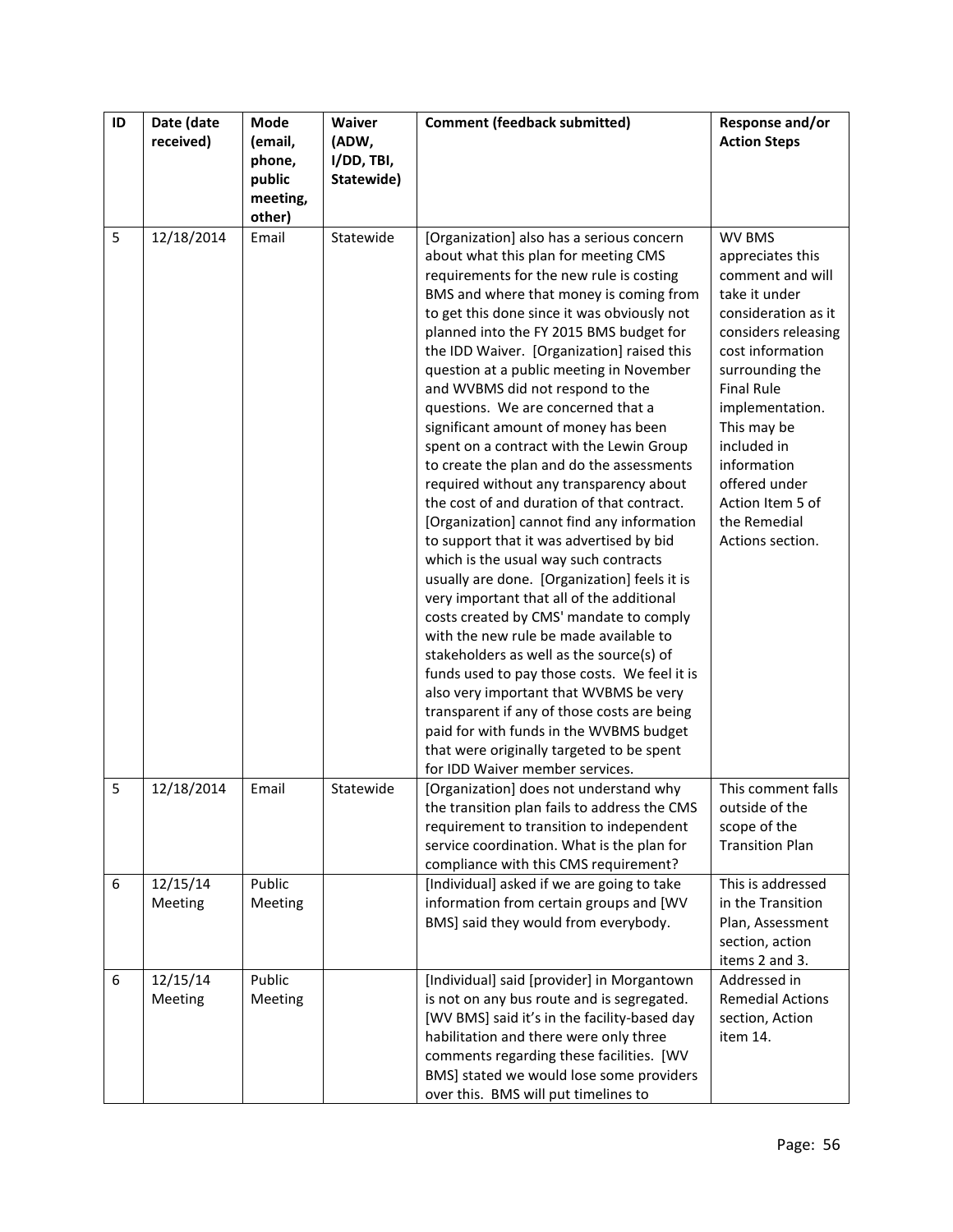| ID | Date (date received) | Mode (email, phone, public meeting, other) | Waiver (ADW, I/DD, TBI, Statewide) | Comment (feedback submitted) | Response and/or Action Steps |
|---|---|---|---|---|---|
| 5 | 12/18/2014 | Email | Statewide | [Organization] also has a serious concern about what this plan for meeting CMS requirements for the new rule is costing BMS and where that money is coming from to get this done since it was obviously not planned into the FY 2015 BMS budget for the IDD Waiver. [Organization] raised this question at a public meeting in November and WVBMS did not respond to the questions. We are concerned that a significant amount of money has been spent on a contract with the Lewin Group to create the plan and do the assessments required without any transparency about the cost of and duration of that contract. [Organization] cannot find any information to support that it was advertised by bid which is the usual way such contracts usually are done. [Organization] feels it is very important that all of the additional costs created by CMS' mandate to comply with the new rule be made available to stakeholders as well as the source(s) of funds used to pay those costs. We feel it is also very important that WVBMS be very transparent if any of those costs are being paid for with funds in the WVBMS budget that were originally targeted to be spent for IDD Waiver member services. | WV BMS appreciates this comment and will take it under consideration as it considers releasing cost information surrounding the Final Rule implementation. This may be included in information offered under Action Item 5 of the Remedial Actions section. |
| 5 | 12/18/2014 | Email | Statewide | [Organization] does not understand why the transition plan fails to address the CMS requirement to transition to independent service coordination. What is the plan for compliance with this CMS requirement? | This comment falls outside of the scope of the Transition Plan |
| 6 | 12/15/14 Meeting | Public Meeting | | [Individual] asked if we are going to take information from certain groups and [WV BMS] said they would from everybody. | This is addressed in the Transition Plan, Assessment section, action items 2 and 3. |
| 6 | 12/15/14 Meeting | Public Meeting | | [Individual] said [provider] in Morgantown is not on any bus route and is segregated. [WV BMS] said it's in the facility-based day habilitation and there were only three comments regarding these facilities. [WV BMS] stated we would lose some providers over this. BMS will put timelines to | Addressed in Remedial Actions section, Action item 14. |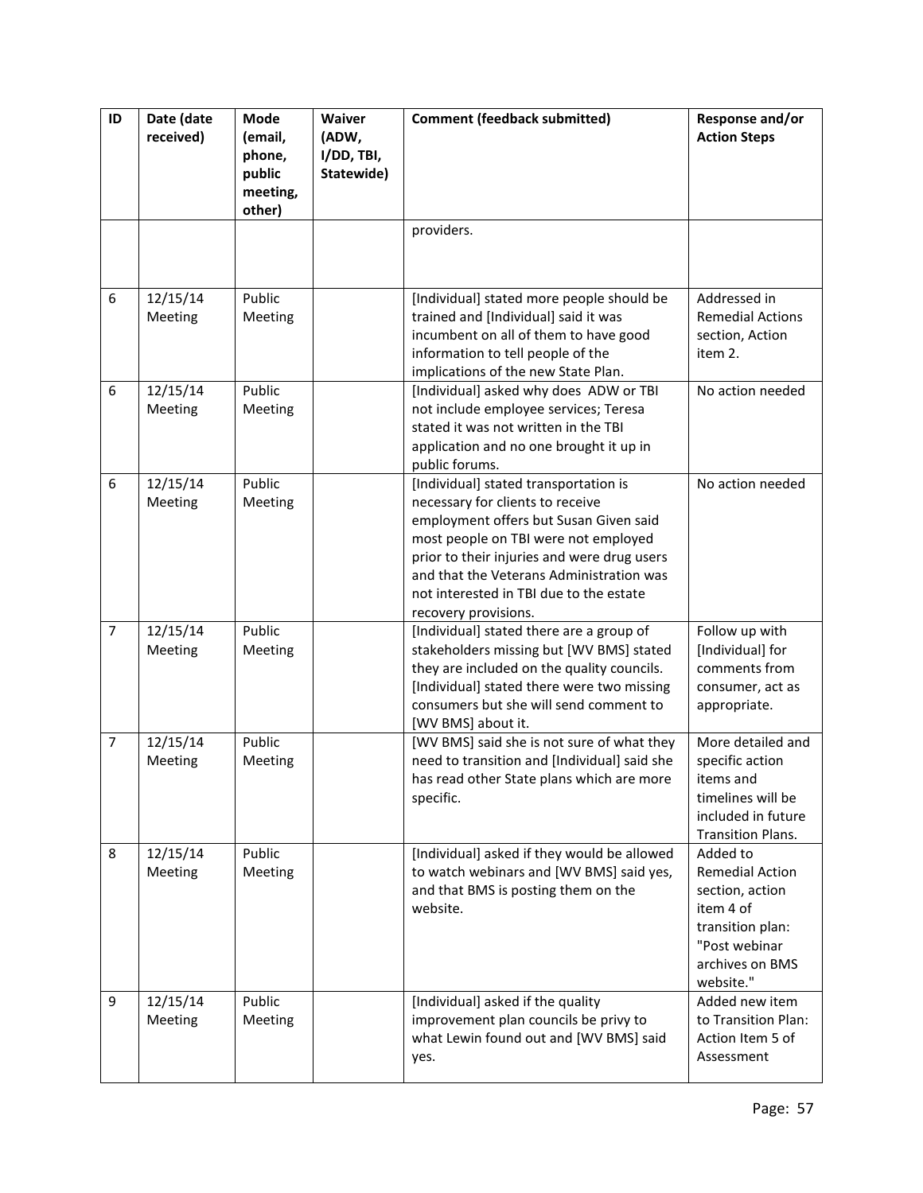| ID | Date (date received) | Mode (email, phone, public meeting, other) | Waiver (ADW, I/DD, TBI, Statewide) | Comment (feedback submitted) | Response and/or Action Steps |
|---|---|---|---|---|---|
| | | | | providers. | |
| 6 | 12/15/14 Meeting | Public Meeting | | [Individual] stated more people should be trained and [Individual] said it was incumbent on all of them to have good information to tell people of the implications of the new State Plan. | Addressed in Remedial Actions section, Action item 2. |
| 6 | 12/15/14 Meeting | Public Meeting | | [Individual] asked why does ADW or TBI not include employee services; Teresa stated it was not written in the TBI application and no one brought it up in public forums. | No action needed |
| 6 | 12/15/14 Meeting | Public Meeting | | [Individual] stated transportation is necessary for clients to receive employment offers but Susan Given said most people on TBI were not employed prior to their injuries and were drug users and that the Veterans Administration was not interested in TBI due to the estate recovery provisions. | No action needed |
| 7 | 12/15/14 Meeting | Public Meeting | | [Individual] stated there are a group of stakeholders missing but [WV BMS] stated they are included on the quality councils. [Individual] stated there were two missing consumers but she will send comment to [WV BMS] about it. | Follow up with [Individual] for comments from consumer, act as appropriate. |
| 7 | 12/15/14 Meeting | Public Meeting | | [WV BMS] said she is not sure of what they need to transition and [Individual] said she has read other State plans which are more specific. | More detailed and specific action items and timelines will be included in future Transition Plans. |
| 8 | 12/15/14 Meeting | Public Meeting | | [Individual] asked if they would be allowed to watch webinars and [WV BMS] said yes, and that BMS is posting them on the website. | Added to Remedial Action section, action item 4 of transition plan: "Post webinar archives on BMS website." |
| 9 | 12/15/14 Meeting | Public Meeting | | [Individual] asked if the quality improvement plan councils be privy to what Lewin found out and [WV BMS] said yes. | Added new item to Transition Plan: Action Item 5 of Assessment |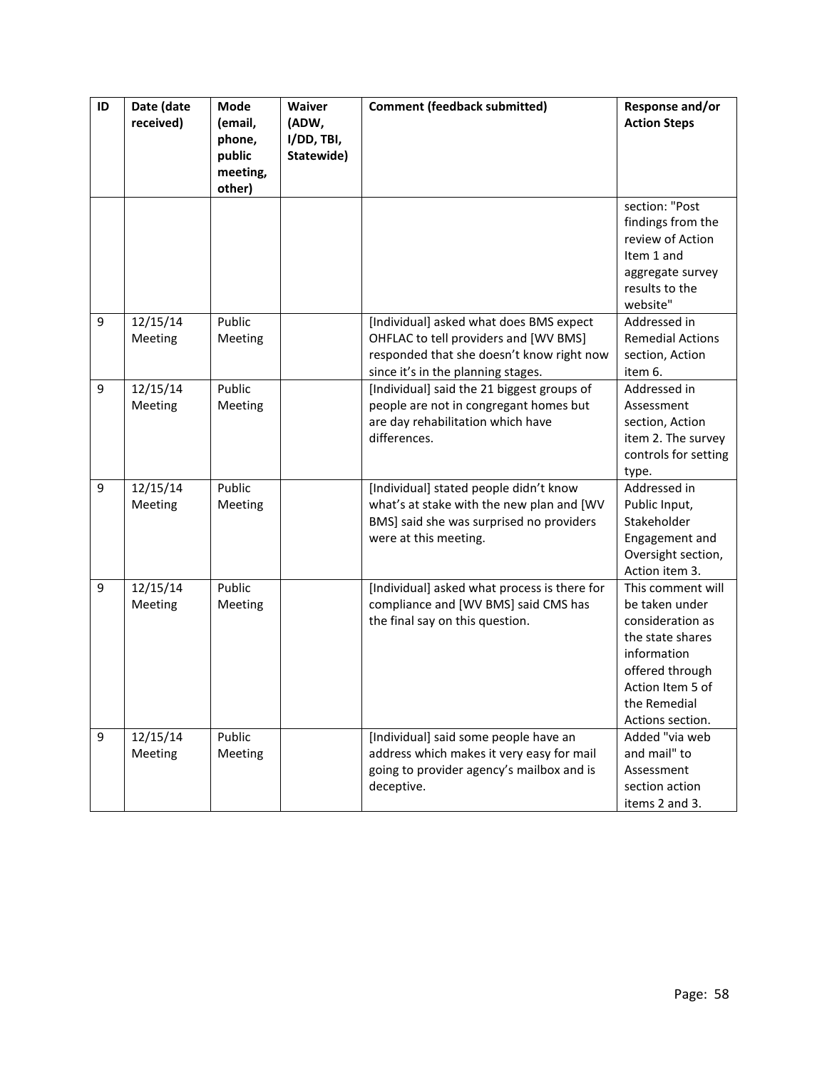| ID | Date (date received) | Mode (email, phone, public meeting, other) | Waiver (ADW, I/DD, TBI, Statewide) | Comment (feedback submitted) | Response and/or Action Steps |
|---|---|---|---|---|---|
| | | | | | section: "Post findings from the review of Action Item 1 and aggregate survey results to the website" |
| 9 | 12/15/14 Meeting | Public Meeting | | [Individual] asked what does BMS expect OHFLAC to tell providers and [WV BMS] responded that she doesn't know right now since it's in the planning stages. | Addressed in Remedial Actions section, Action item 6. |
| 9 | 12/15/14 Meeting | Public Meeting | | [Individual] said the 21 biggest groups of people are not in congregant homes but are day rehabilitation which have differences. | Addressed in Assessment section, Action item 2. The survey controls for setting type. |
| 9 | 12/15/14 Meeting | Public Meeting | | [Individual] stated people didn't know what's at stake with the new plan and [WV BMS] said she was surprised no providers were at this meeting. | Addressed in Public Input, Stakeholder Engagement and Oversight section, Action item 3. |
| 9 | 12/15/14 Meeting | Public Meeting | | [Individual] asked what process is there for compliance and [WV BMS] said CMS has the final say on this question. | This comment will be taken under consideration as the state shares information offered through Action Item 5 of the Remedial Actions section. |
| 9 | 12/15/14 Meeting | Public Meeting | | [Individual] said some people have an address which makes it very easy for mail going to provider agency's mailbox and is deceptive. | Added "via web and mail" to Assessment section action items 2 and 3. |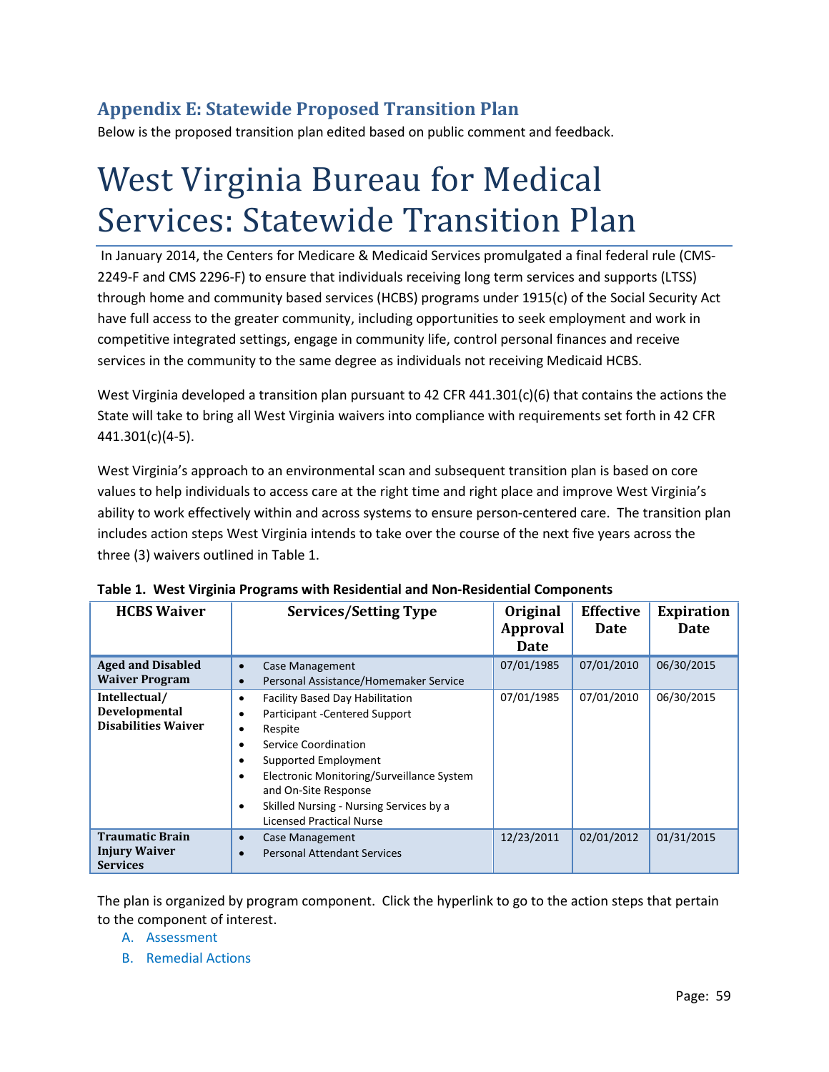## Appendix E: Statewide Proposed Transition Plan

Below is the proposed transition plan edited based on public comment and feedback.

# West Virginia Bureau for Medical Services: Statewide Transition Plan

In January 2014, the Centers for Medicare & Medicaid Services promulgated a final federal rule (CMS-2249-F and CMS 2296-F) to ensure that individuals receiving long term services and supports (LTSS) through home and community based services (HCBS) programs under 1915(c) of the Social Security Act have full access to the greater community, including opportunities to seek employment and work in competitive integrated settings, engage in community life, control personal finances and receive services in the community to the same degree as individuals not receiving Medicaid HCBS.

West Virginia developed a transition plan pursuant to 42 CFR 441.301(c)(6) that contains the actions the State will take to bring all West Virginia waivers into compliance with requirements set forth in 42 CFR 441.301(c)(4-5).

West Virginia's approach to an environmental scan and subsequent transition plan is based on core values to help individuals to access care at the right time and right place and improve West Virginia's ability to work effectively within and across systems to ensure person-centered care. The transition plan includes action steps West Virginia intends to take over the course of the next five years across the three (3) waivers outlined in Table 1.

**Table 1. West Virginia Programs with Residential and Non-Residential Components**

| HCBS Waiver | Services/Setting Type | Original Approval Date | Effective Date | Expiration Date |
|---|---|---|---|---|
| **Aged and Disabled Waiver Program** | • Case Management<br>• Personal Assistance/Homemaker Service | 07/01/1985 | 07/01/2010 | 06/30/2015 |
| **Intellectual/ Developmental Disabilities Waiver** | • Facility Based Day Habilitation<br>• Participant -Centered Support<br>• Respite<br>• Service Coordination<br>• Supported Employment<br>• Electronic Monitoring/Surveillance System and On-Site Response<br>• Skilled Nursing - Nursing Services by a Licensed Practical Nurse | 07/01/1985 | 07/01/2010 | 06/30/2015 |
| **Traumatic Brain Injury Waiver Services** | • Case Management<br>• Personal Attendant Services | 12/23/2011 | 02/01/2012 | 01/31/2015 |

The plan is organized by program component. Click the hyperlink to go to the action steps that pertain to the component of interest.

A. Assessment
B. Remedial Actions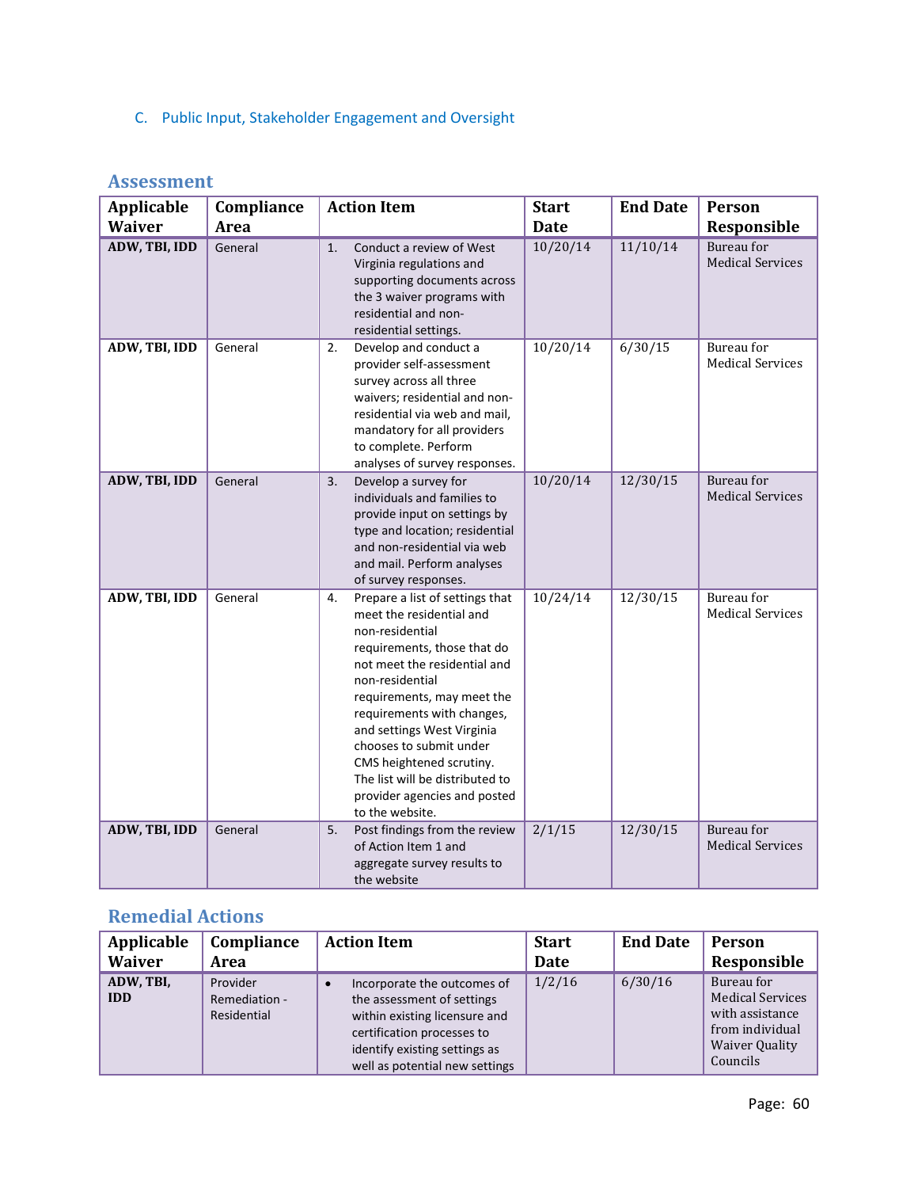## C. Public Input, Stakeholder Engagement and Oversight

### Assessment

| Applicable Waiver | Compliance Area | Action Item | Start Date | End Date | Person Responsible |
|---|---|---|---|---|---|
| **ADW, TBI, IDD** | General | 1. Conduct a review of West Virginia regulations and supporting documents across the 3 waiver programs with residential and non-residential settings. | 10/20/14 | 11/10/14 | Bureau for Medical Services |
| **ADW, TBI, IDD** | General | 2. Develop and conduct a provider self-assessment survey across all three waivers; residential and non-residential via web and mail, mandatory for all providers to complete. Perform analyses of survey responses. | 10/20/14 | 6/30/15 | Bureau for Medical Services |
| **ADW, TBI, IDD** | General | 3. Develop a survey for individuals and families to provide input on settings by type and location; residential and non-residential via web and mail. Perform analyses of survey responses. | 10/20/14 | 12/30/15 | Bureau for Medical Services |
| **ADW, TBI, IDD** | General | 4. Prepare a list of settings that meet the residential and non-residential requirements, those that do not meet the residential and non-residential requirements, may meet the requirements with changes, and settings West Virginia chooses to submit under CMS heightened scrutiny. The list will be distributed to provider agencies and posted to the website. | 10/24/14 | 12/30/15 | Bureau for Medical Services |
| **ADW, TBI, IDD** | General | 5. Post findings from the review of Action Item 1 and aggregate survey results to the website | 2/1/15 | 12/30/15 | Bureau for Medical Services |

### Remedial Actions

| Applicable Waiver | Compliance Area | Action Item | Start Date | End Date | Person Responsible |
|---|---|---|---|---|---|
| **ADW, TBI, IDD** | Provider Remediation - Residential | • Incorporate the outcomes of the assessment of settings within existing licensure and certification processes to identify existing settings as well as potential new settings | 1/2/16 | 6/30/16 | Bureau for Medical Services with assistance from individual Waiver Quality Councils |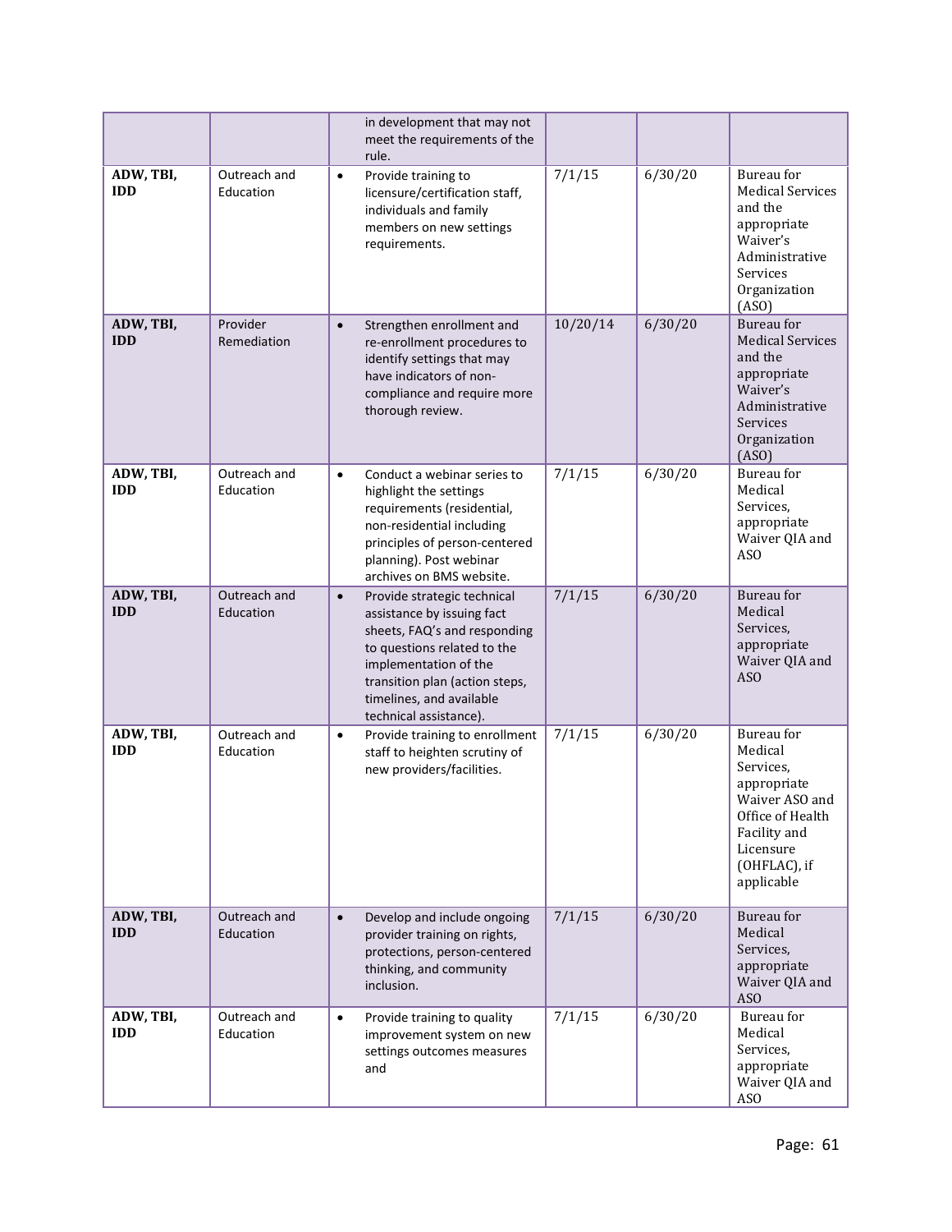| | | in development that may not meet the requirements of the rule. | | | |
|---|---|---|---|---|---|
| **ADW, TBI, IDD** | Outreach and Education | • Provide training to licensure/certification staff, individuals and family members on new settings requirements. | 7/1/15 | 6/30/20 | Bureau for Medical Services and the appropriate Waiver's Administrative Services Organization (ASO) |
| **ADW, TBI, IDD** | Provider Remediation | • Strengthen enrollment and re-enrollment procedures to identify settings that may have indicators of non-compliance and require more thorough review. | 10/20/14 | 6/30/20 | Bureau for Medical Services and the appropriate Waiver's Administrative Services Organization (ASO) |
| **ADW, TBI, IDD** | Outreach and Education | • Conduct a webinar series to highlight the settings requirements (residential, non-residential including principles of person-centered planning). Post webinar archives on BMS website. | 7/1/15 | 6/30/20 | Bureau for Medical Services, appropriate Waiver QIA and ASO |
| **ADW, TBI, IDD** | Outreach and Education | • Provide strategic technical assistance by issuing fact sheets, FAQ's and responding to questions related to the implementation of the transition plan (action steps, timelines, and available technical assistance). | 7/1/15 | 6/30/20 | Bureau for Medical Services, appropriate Waiver QIA and ASO |
| **ADW, TBI, IDD** | Outreach and Education | • Provide training to enrollment staff to heighten scrutiny of new providers/facilities. | 7/1/15 | 6/30/20 | Bureau for Medical Services, appropriate Waiver ASO and Office of Health Facility and Licensure (OHFLAC), if applicable |
| **ADW, TBI, IDD** | Outreach and Education | • Develop and include ongoing provider training on rights, protections, person-centered thinking, and community inclusion. | 7/1/15 | 6/30/20 | Bureau for Medical Services, appropriate Waiver QIA and ASO |
| **ADW, TBI, IDD** | Outreach and Education | • Provide training to quality improvement system on new settings outcomes measures and | 7/1/15 | 6/30/20 | Bureau for Medical Services, appropriate Waiver QIA and ASO |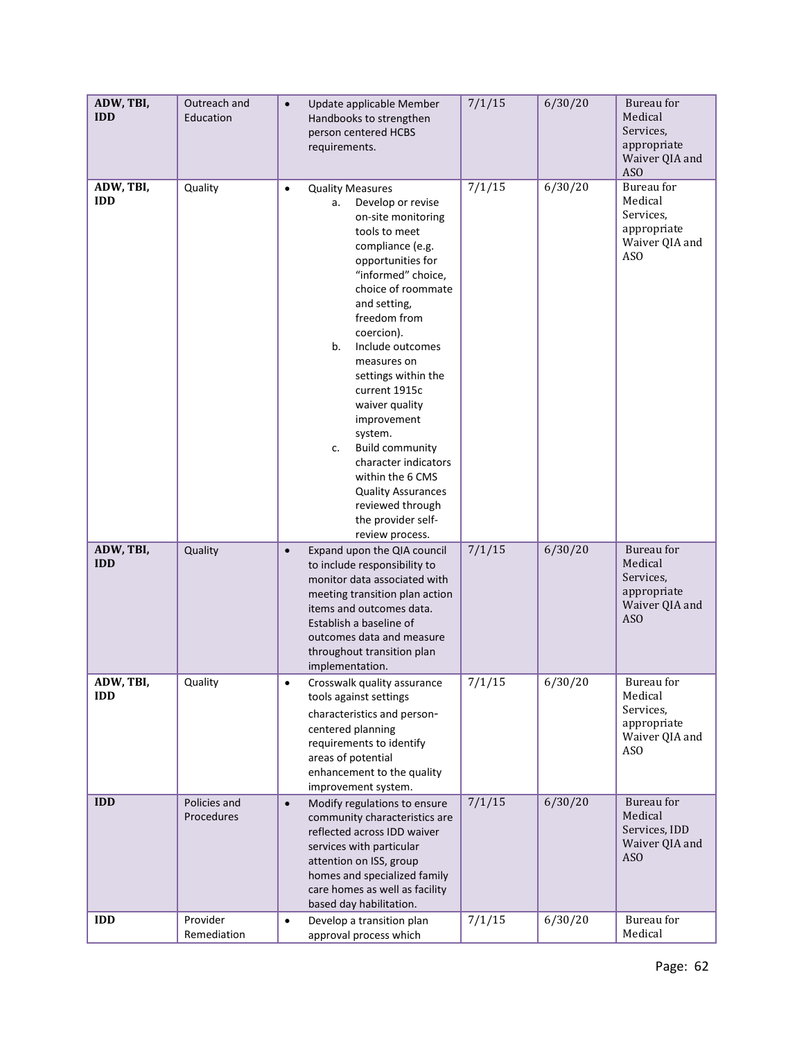| ADW, TBI, IDD | Outreach and Education | • Update applicable Member Handbooks to strengthen person centered HCBS requirements. | 7/1/15 | 6/30/20 | Bureau for Medical Services, appropriate Waiver QIA and ASO |
|---|---|---|---|---|---|
| ADW, TBI, IDD | Quality | • Quality Measures<br>a. Develop or revise on-site monitoring tools to meet compliance (e.g. opportunities for "informed" choice, choice of roommate and setting, freedom from coercion).<br>b. Include outcomes measures on settings within the current 1915c waiver quality improvement system.<br>c. Build community character indicators within the 6 CMS Quality Assurances reviewed through the provider self-review process. | 7/1/15 | 6/30/20 | Bureau for Medical Services, appropriate Waiver QIA and ASO |
| ADW, TBI, IDD | Quality | • Expand upon the QIA council to include responsibility to monitor data associated with meeting transition plan action items and outcomes data. Establish a baseline of outcomes data and measure throughout transition plan implementation. | 7/1/15 | 6/30/20 | Bureau for Medical Services, appropriate Waiver QIA and ASO |
| ADW, TBI, IDD | Quality | • Crosswalk quality assurance tools against settings characteristics and person-centered planning requirements to identify areas of potential enhancement to the quality improvement system. | 7/1/15 | 6/30/20 | Bureau for Medical Services, appropriate Waiver QIA and ASO |
| IDD | Policies and Procedures | • Modify regulations to ensure community characteristics are reflected across IDD waiver services with particular attention on ISS, group homes and specialized family care homes as well as facility based day habilitation. | 7/1/15 | 6/30/20 | Bureau for Medical Services, IDD Waiver QIA and ASO |
| IDD | Provider Remediation | • Develop a transition plan approval process which | 7/1/15 | 6/30/20 | Bureau for Medical |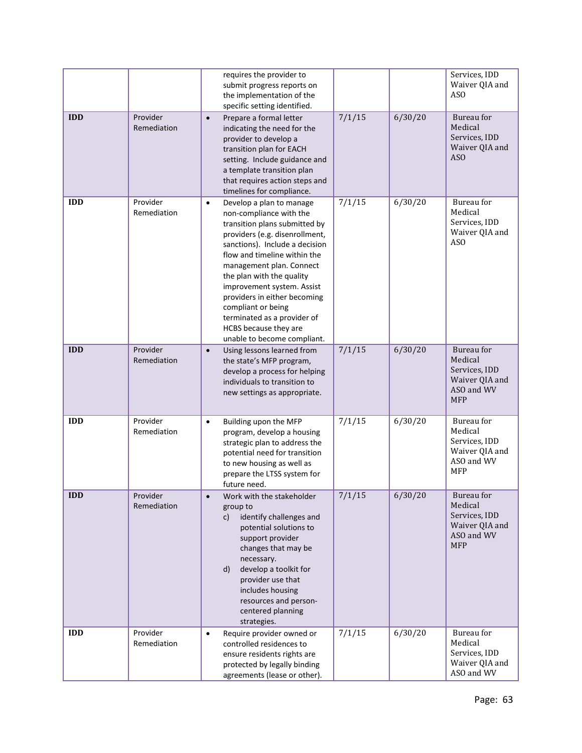| | | requires the provider to submit progress reports on the implementation of the specific setting identified. | | | Services, IDD Waiver QIA and ASO |
|---|---|---|---|---|---|
| **IDD** | Provider Remediation | • Prepare a formal letter indicating the need for the provider to develop a transition plan for EACH setting. Include guidance and a template transition plan that requires action steps and timelines for compliance. | 7/1/15 | 6/30/20 | Bureau for Medical Services, IDD Waiver QIA and ASO |
| **IDD** | Provider Remediation | • Develop a plan to manage non-compliance with the transition plans submitted by providers (e.g. disenrollment, sanctions). Include a decision flow and timeline within the management plan. Connect the plan with the quality improvement system. Assist providers in either becoming compliant or being terminated as a provider of HCBS because they are unable to become compliant. | 7/1/15 | 6/30/20 | Bureau for Medical Services, IDD Waiver QIA and ASO |
| **IDD** | Provider Remediation | • Using lessons learned from the state's MFP program, develop a process for helping individuals to transition to new settings as appropriate. | 7/1/15 | 6/30/20 | Bureau for Medical Services, IDD Waiver QIA and ASO and WV MFP |
| **IDD** | Provider Remediation | • Building upon the MFP program, develop a housing strategic plan to address the potential need for transition to new housing as well as prepare the LTSS system for future need. | 7/1/15 | 6/30/20 | Bureau for Medical Services, IDD Waiver QIA and ASO and WV MFP |
| **IDD** | Provider Remediation | • Work with the stakeholder group to<br>c) identify challenges and potential solutions to support provider changes that may be necessary.<br>d) develop a toolkit for provider use that includes housing resources and person-centered planning strategies. | 7/1/15 | 6/30/20 | Bureau for Medical Services, IDD Waiver QIA and ASO and WV MFP |
| **IDD** | Provider Remediation | • Require provider owned or controlled residences to ensure residents rights are protected by legally binding agreements (lease or other). | 7/1/15 | 6/30/20 | Bureau for Medical Services, IDD Waiver QIA and ASO and WV |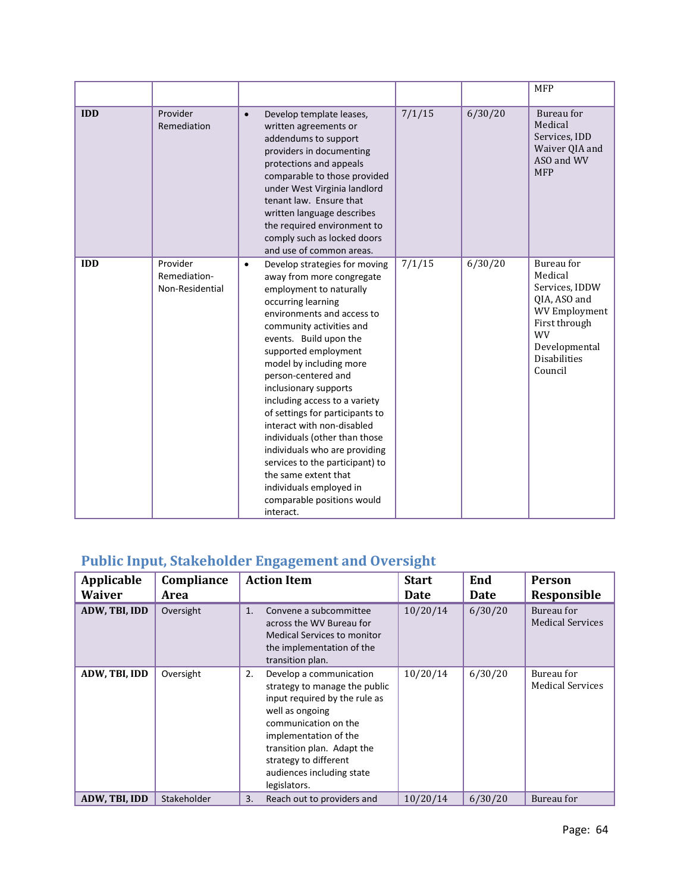| | | | | | MFP |
|---|---|---|---|---|---|
| **IDD** | Provider Remediation | • Develop template leases, written agreements or addendums to support providers in documenting protections and appeals comparable to those provided under West Virginia landlord tenant law. Ensure that written language describes the required environment to comply such as locked doors and use of common areas. | 7/1/15 | 6/30/20 | Bureau for Medical Services, IDD Waiver QIA and ASO and WV MFP |
| **IDD** | Provider Remediation-Non-Residential | • Develop strategies for moving away from more congregate employment to naturally occurring learning environments and access to community activities and events. Build upon the supported employment model by including more person-centered and inclusionary supports including access to a variety of settings for participants to interact with non-disabled individuals (other than those individuals who are providing services to the participant) to the same extent that individuals employed in comparable positions would interact. | 7/1/15 | 6/30/20 | Bureau for Medical Services, IDDW QIA, ASO and WV Employment First through WV Developmental Disabilities Council |

## Public Input, Stakeholder Engagement and Oversight

| Applicable Waiver | Compliance Area | Action Item | Start Date | End Date | Person Responsible |
|---|---|---|---|---|---|
| **ADW, TBI, IDD** | Oversight | 1. Convene a subcommittee across the WV Bureau for Medical Services to monitor the implementation of the transition plan. | 10/20/14 | 6/30/20 | Bureau for Medical Services |
| **ADW, TBI, IDD** | Oversight | 2. Develop a communication strategy to manage the public input required by the rule as well as ongoing communication on the implementation of the transition plan. Adapt the strategy to different audiences including state legislators. | 10/20/14 | 6/30/20 | Bureau for Medical Services |
| **ADW, TBI, IDD** | Stakeholder | 3. Reach out to providers and | 10/20/14 | 6/30/20 | Bureau for |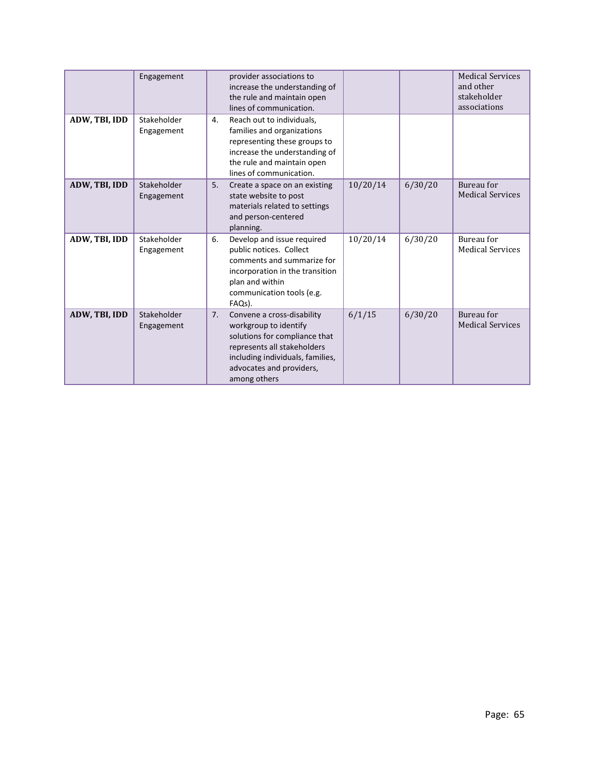| | | | | | |
|---|---|---|---|---|---|
| | Engagement | provider associations to increase the understanding of the rule and maintain open lines of communication. | | | Medical Services and other stakeholder associations |
| **ADW, TBI, IDD** | Stakeholder Engagement | 4. Reach out to individuals, families and organizations representing these groups to increase the understanding of the rule and maintain open lines of communication. | | | |
| **ADW, TBI, IDD** | Stakeholder Engagement | 5. Create a space on an existing state website to post materials related to settings and person-centered planning. | 10/20/14 | 6/30/20 | Bureau for Medical Services |
| **ADW, TBI, IDD** | Stakeholder Engagement | 6. Develop and issue required public notices. Collect comments and summarize for incorporation in the transition plan and within communication tools (e.g. FAQs). | 10/20/14 | 6/30/20 | Bureau for Medical Services |
| **ADW, TBI, IDD** | Stakeholder Engagement | 7. Convene a cross-disability workgroup to identify solutions for compliance that represents all stakeholders including individuals, families, advocates and providers, among others | 6/1/15 | 6/30/20 | Bureau for Medical Services |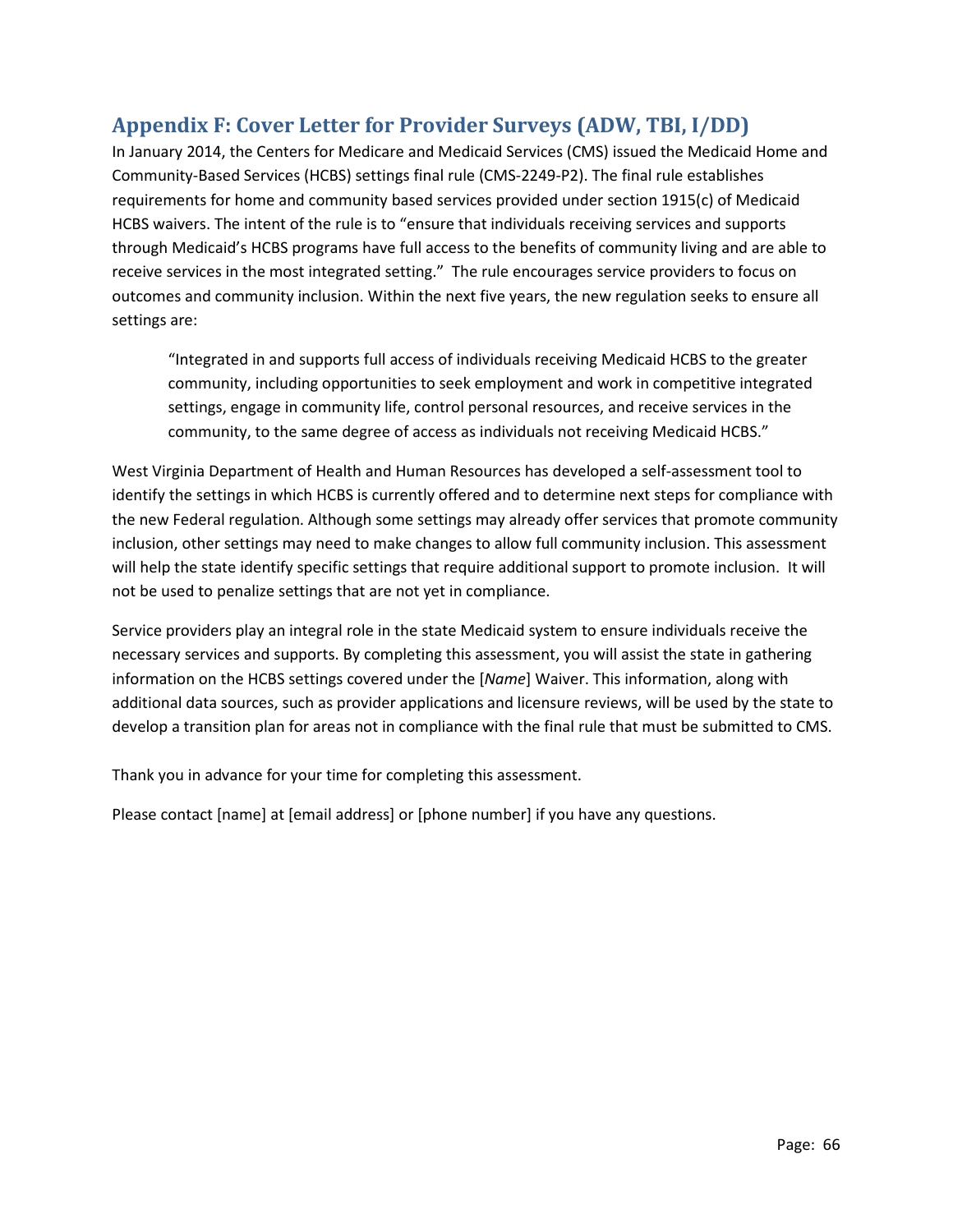## Appendix F: Cover Letter for Provider Surveys (ADW, TBI, I/DD)

In January 2014, the Centers for Medicare and Medicaid Services (CMS) issued the Medicaid Home and Community-Based Services (HCBS) settings final rule (CMS-2249-P2). The final rule establishes requirements for home and community based services provided under section 1915(c) of Medicaid HCBS waivers. The intent of the rule is to "ensure that individuals receiving services and supports through Medicaid's HCBS programs have full access to the benefits of community living and are able to receive services in the most integrated setting." The rule encourages service providers to focus on outcomes and community inclusion. Within the next five years, the new regulation seeks to ensure all settings are:

> "Integrated in and supports full access of individuals receiving Medicaid HCBS to the greater community, including opportunities to seek employment and work in competitive integrated settings, engage in community life, control personal resources, and receive services in the community, to the same degree of access as individuals not receiving Medicaid HCBS."

West Virginia Department of Health and Human Resources has developed a self-assessment tool to identify the settings in which HCBS is currently offered and to determine next steps for compliance with the new Federal regulation. Although some settings may already offer services that promote community inclusion, other settings may need to make changes to allow full community inclusion. This assessment will help the state identify specific settings that require additional support to promote inclusion. It will not be used to penalize settings that are not yet in compliance.

Service providers play an integral role in the state Medicaid system to ensure individuals receive the necessary services and supports. By completing this assessment, you will assist the state in gathering information on the HCBS settings covered under the [*Name*] Waiver. This information, along with additional data sources, such as provider applications and licensure reviews, will be used by the state to develop a transition plan for areas not in compliance with the final rule that must be submitted to CMS.

Thank you in advance for your time for completing this assessment.

Please contact [name] at [email address] or [phone number] if you have any questions.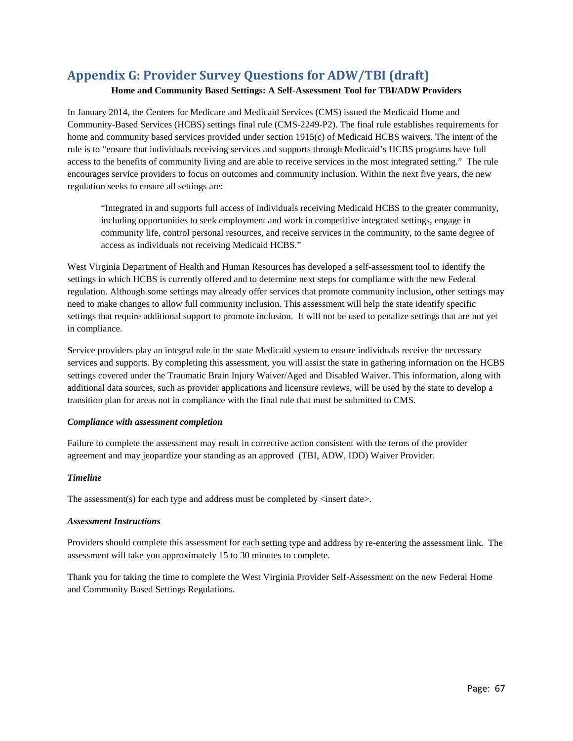# Appendix G: Provider Survey Questions for ADW/TBI (draft)

**Home and Community Based Settings: A Self-Assessment Tool for TBI/ADW Providers**

In January 2014, the Centers for Medicare and Medicaid Services (CMS) issued the Medicaid Home and Community-Based Services (HCBS) settings final rule (CMS-2249-P2). The final rule establishes requirements for home and community based services provided under section 1915(c) of Medicaid HCBS waivers. The intent of the rule is to "ensure that individuals receiving services and supports through Medicaid's HCBS programs have full access to the benefits of community living and are able to receive services in the most integrated setting." The rule encourages service providers to focus on outcomes and community inclusion. Within the next five years, the new regulation seeks to ensure all settings are:

> "Integrated in and supports full access of individuals receiving Medicaid HCBS to the greater community, including opportunities to seek employment and work in competitive integrated settings, engage in community life, control personal resources, and receive services in the community, to the same degree of access as individuals not receiving Medicaid HCBS."

West Virginia Department of Health and Human Resources has developed a self-assessment tool to identify the settings in which HCBS is currently offered and to determine next steps for compliance with the new Federal regulation. Although some settings may already offer services that promote community inclusion, other settings may need to make changes to allow full community inclusion. This assessment will help the state identify specific settings that require additional support to promote inclusion. It will not be used to penalize settings that are not yet in compliance.

Service providers play an integral role in the state Medicaid system to ensure individuals receive the necessary services and supports. By completing this assessment, you will assist the state in gathering information on the HCBS settings covered under the Traumatic Brain Injury Waiver/Aged and Disabled Waiver. This information, along with additional data sources, such as provider applications and licensure reviews, will be used by the state to develop a transition plan for areas not in compliance with the final rule that must be submitted to CMS.

***Compliance with assessment completion***

Failure to complete the assessment may result in corrective action consistent with the terms of the provider agreement and may jeopardize your standing as an approved (TBI, ADW, IDD) Waiver Provider.

***Timeline***

The assessment(s) for each type and address must be completed by <insert date>.

***Assessment Instructions***

Providers should complete this assessment for each setting type and address by re-entering the assessment link. The assessment will take you approximately 15 to 30 minutes to complete.

Thank you for taking the time to complete the West Virginia Provider Self-Assessment on the new Federal Home and Community Based Settings Regulations.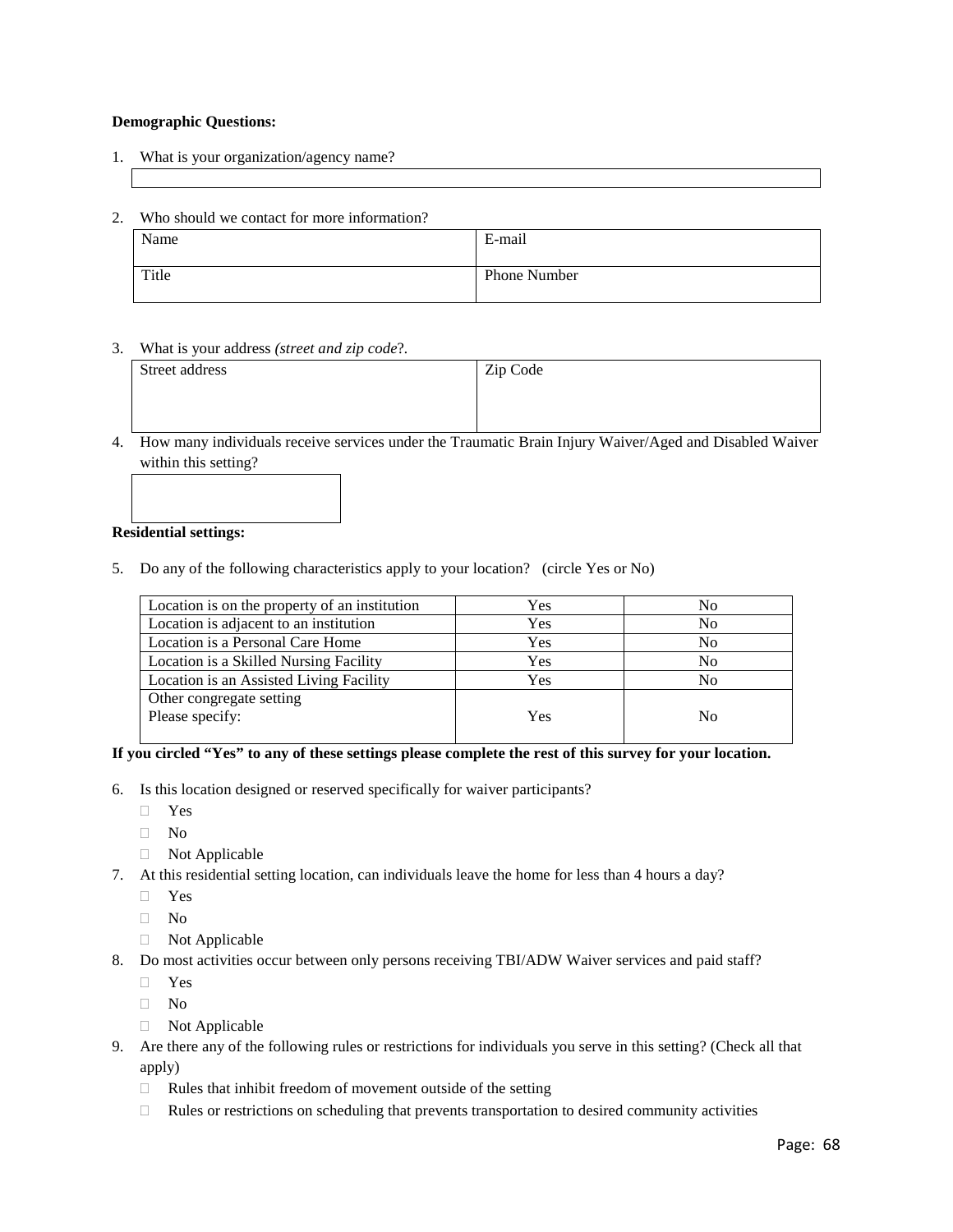**Demographic Questions:**

1. What is your organization/agency name?

| |
|---|
| |

2. Who should we contact for more information?

| Name | E-mail |
|---|---|
| Title | Phone Number |

3. What is your address *(street and zip code*?.

| Street address | Zip Code |
|---|---|
| | |

4. How many individuals receive services under the Traumatic Brain Injury Waiver/Aged and Disabled Waiver within this setting?

| |
|---|
| |

**Residential settings:**

5. Do any of the following characteristics apply to your location? (circle Yes or No)

| Location is on the property of an institution | Yes | No |
|---|---|---|
| Location is adjacent to an institution | Yes | No |
| Location is a Personal Care Home | Yes | No |
| Location is a Skilled Nursing Facility | Yes | No |
| Location is an Assisted Living Facility | Yes | No |
| Other congregate setting<br>Please specify: | Yes | No |

**If you circled "Yes" to any of these settings please complete the rest of this survey for your location.**

6. Is this location designed or reserved specifically for waiver participants?
   - Yes
   - No
   - Not Applicable
7. At this residential setting location, can individuals leave the home for less than 4 hours a day?
   - Yes
   - No
   - Not Applicable
8. Do most activities occur between only persons receiving TBI/ADW Waiver services and paid staff?
   - Yes
   - No
   - Not Applicable
9. Are there any of the following rules or restrictions for individuals you serve in this setting? (Check all that apply)
   - Rules that inhibit freedom of movement outside of the setting
   - Rules or restrictions on scheduling that prevents transportation to desired community activities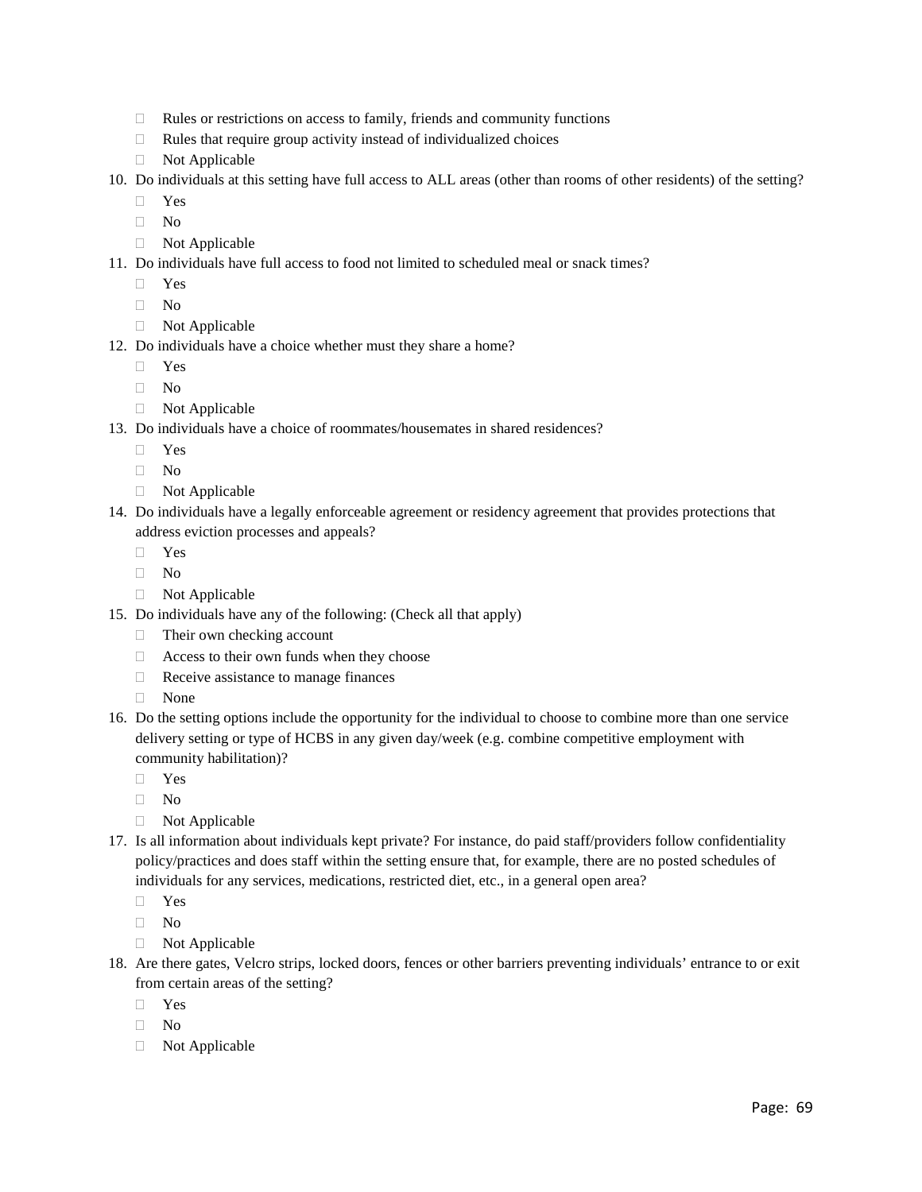- Rules or restrictions on access to family, friends and community functions
- Rules that require group activity instead of individualized choices
- Not Applicable

10. Do individuals at this setting have full access to ALL areas (other than rooms of other residents) of the setting?
    - Yes
    - No
    - Not Applicable
11. Do individuals have full access to food not limited to scheduled meal or snack times?
    - Yes
    - No
    - Not Applicable
12. Do individuals have a choice whether must they share a home?
    - Yes
    - No
    - Not Applicable
13. Do individuals have a choice of roommates/housemates in shared residences?
    - Yes
    - No
    - Not Applicable
14. Do individuals have a legally enforceable agreement or residency agreement that provides protections that address eviction processes and appeals?
    - Yes
    - No
    - Not Applicable
15. Do individuals have any of the following: (Check all that apply)
    - Their own checking account
    - Access to their own funds when they choose
    - Receive assistance to manage finances
    - None
16. Do the setting options include the opportunity for the individual to choose to combine more than one service delivery setting or type of HCBS in any given day/week (e.g. combine competitive employment with community habilitation)?
    - Yes
    - No
    - Not Applicable
17. Is all information about individuals kept private? For instance, do paid staff/providers follow confidentiality policy/practices and does staff within the setting ensure that, for example, there are no posted schedules of individuals for any services, medications, restricted diet, etc., in a general open area?
    - Yes
    - No
    - Not Applicable
18. Are there gates, Velcro strips, locked doors, fences or other barriers preventing individuals' entrance to or exit from certain areas of the setting?
    - Yes
    - No
    - Not Applicable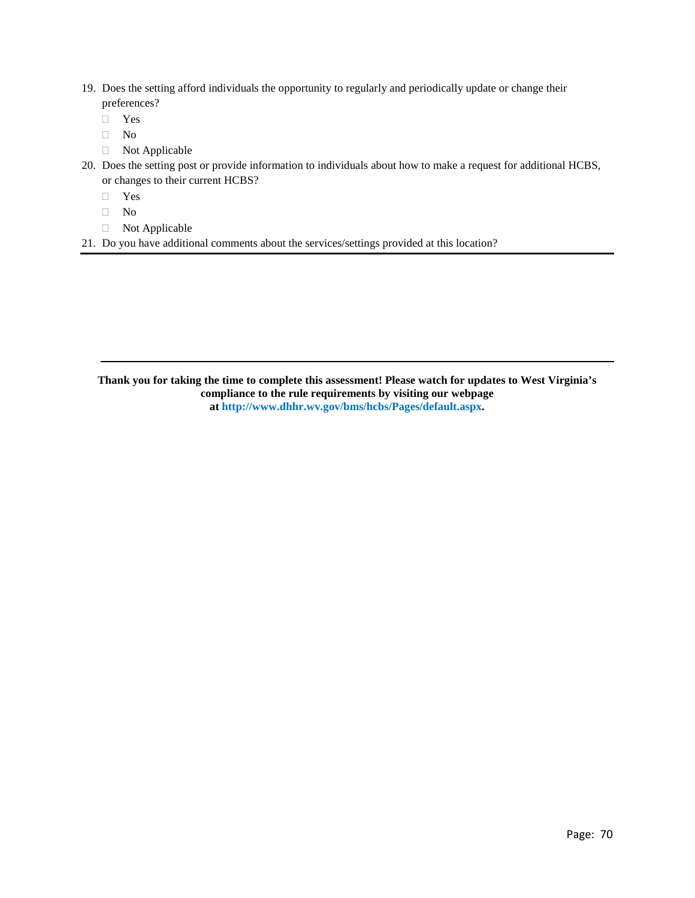19. Does the setting afford individuals the opportunity to regularly and periodically update or change their preferences?
    - ☐ Yes
    - ☐ No
    - ☐ Not Applicable
20. Does the setting post or provide information to individuals about how to make a request for additional HCBS, or changes to their current HCBS?
    - ☐ Yes
    - ☐ No
    - ☐ Not Applicable
21. Do you have additional comments about the services/settings provided at this location?

---

---

**Thank you for taking the time to complete this assessment! Please watch for updates to West Virginia's compliance to the rule requirements by visiting our webpage at http://www.dhhr.wv.gov/bms/hcbs/Pages/default.aspx.**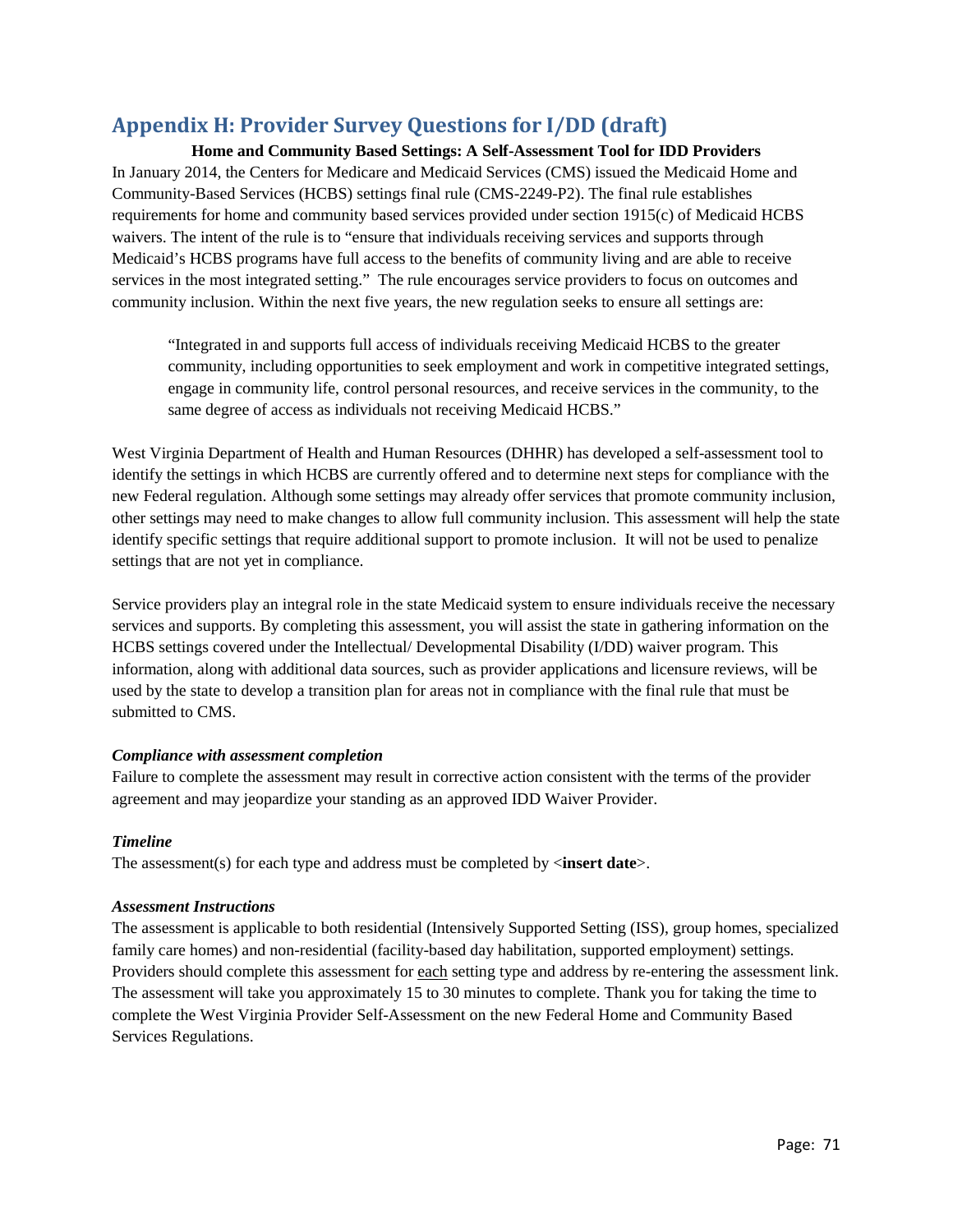# Appendix H: Provider Survey Questions for I/DD (draft)

**Home and Community Based Settings: A Self-Assessment Tool for IDD Providers**

In January 2014, the Centers for Medicare and Medicaid Services (CMS) issued the Medicaid Home and Community-Based Services (HCBS) settings final rule (CMS-2249-P2). The final rule establishes requirements for home and community based services provided under section 1915(c) of Medicaid HCBS waivers. The intent of the rule is to "ensure that individuals receiving services and supports through Medicaid's HCBS programs have full access to the benefits of community living and are able to receive services in the most integrated setting." The rule encourages service providers to focus on outcomes and community inclusion. Within the next five years, the new regulation seeks to ensure all settings are:

> "Integrated in and supports full access of individuals receiving Medicaid HCBS to the greater community, including opportunities to seek employment and work in competitive integrated settings, engage in community life, control personal resources, and receive services in the community, to the same degree of access as individuals not receiving Medicaid HCBS."

West Virginia Department of Health and Human Resources (DHHR) has developed a self-assessment tool to identify the settings in which HCBS are currently offered and to determine next steps for compliance with the new Federal regulation. Although some settings may already offer services that promote community inclusion, other settings may need to make changes to allow full community inclusion. This assessment will help the state identify specific settings that require additional support to promote inclusion. It will not be used to penalize settings that are not yet in compliance.

Service providers play an integral role in the state Medicaid system to ensure individuals receive the necessary services and supports. By completing this assessment, you will assist the state in gathering information on the HCBS settings covered under the Intellectual/ Developmental Disability (I/DD) waiver program. This information, along with additional data sources, such as provider applications and licensure reviews, will be used by the state to develop a transition plan for areas not in compliance with the final rule that must be submitted to CMS.

***Compliance with assessment completion***

Failure to complete the assessment may result in corrective action consistent with the terms of the provider agreement and may jeopardize your standing as an approved IDD Waiver Provider.

***Timeline***

The assessment(s) for each type and address must be completed by <**insert date**>.

***Assessment Instructions***

The assessment is applicable to both residential (Intensively Supported Setting (ISS), group homes, specialized family care homes) and non-residential (facility-based day habilitation, supported employment) settings. Providers should complete this assessment for each setting type and address by re-entering the assessment link. The assessment will take you approximately 15 to 30 minutes to complete. Thank you for taking the time to complete the West Virginia Provider Self-Assessment on the new Federal Home and Community Based Services Regulations.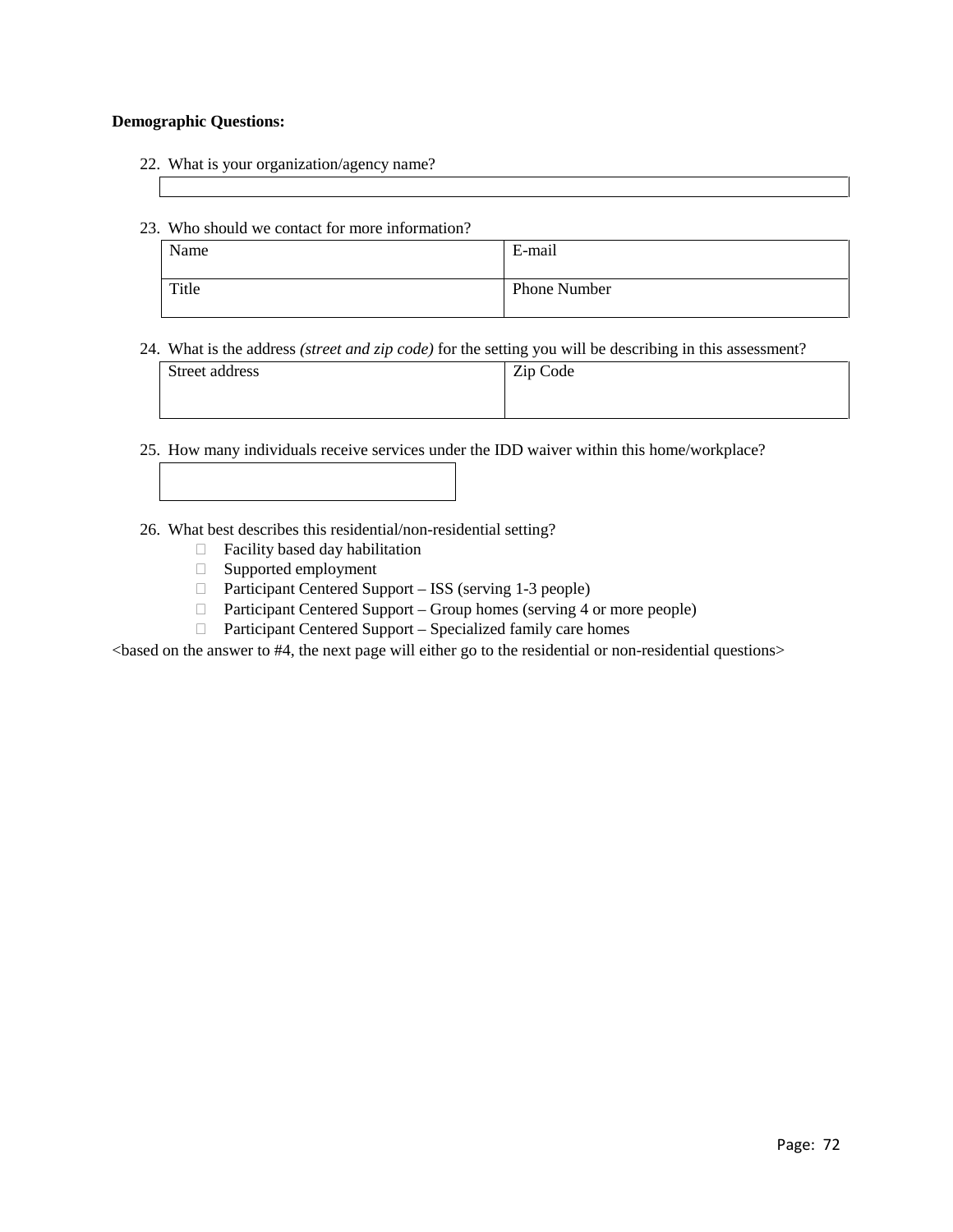**Demographic Questions:**

22. What is your organization/agency name?

| |
|---|
| |

23. Who should we contact for more information?

| Name | E-mail |
|---|---|
| Title | Phone Number |

24. What is the address *(street and zip code)* for the setting you will be describing in this assessment?

| Street address | Zip Code |
|---|---|
| | |

25. How many individuals receive services under the IDD waiver within this home/workplace?

| |
|---|
| |

26. What best describes this residential/non-residential setting?
    - ☐ Facility based day habilitation
    - ☐ Supported employment
    - ☐ Participant Centered Support – ISS (serving 1-3 people)
    - ☐ Participant Centered Support – Group homes (serving 4 or more people)
    - ☐ Participant Centered Support – Specialized family care homes

<based on the answer to #4, the next page will either go to the residential or non-residential questions>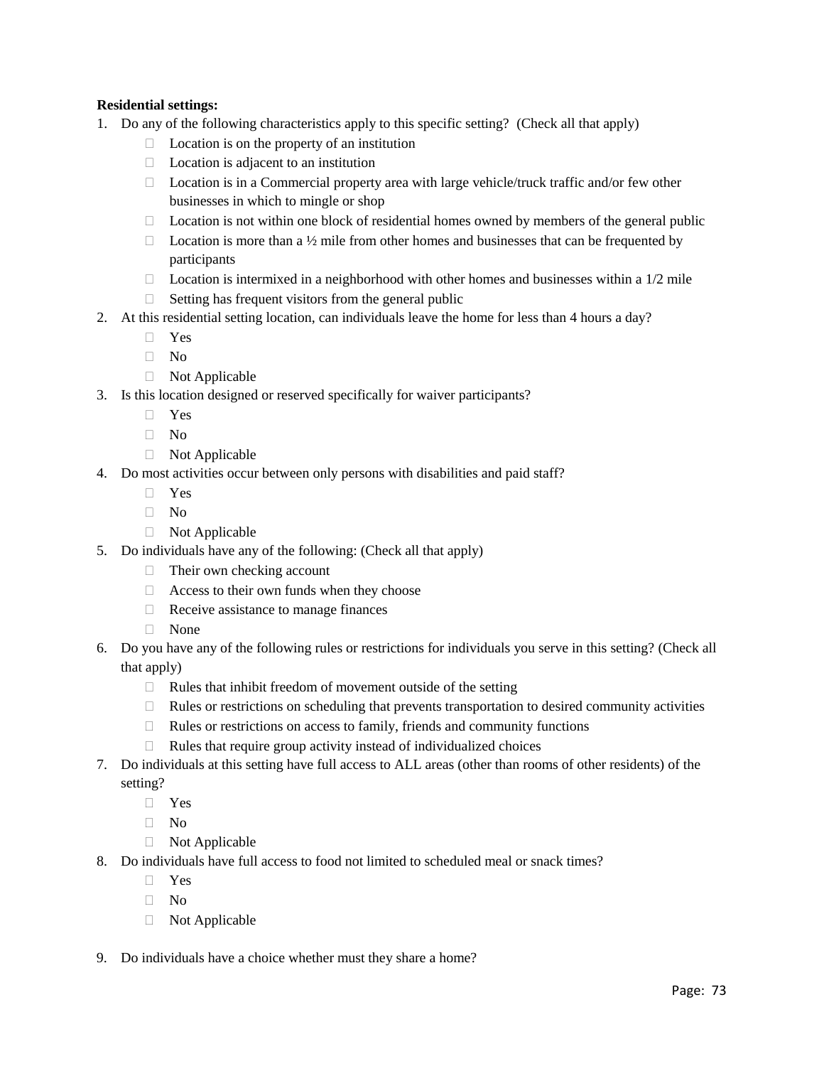**Residential settings:**

1. Do any of the following characteristics apply to this specific setting? (Check all that apply)
   - Location is on the property of an institution
   - Location is adjacent to an institution
   - Location is in a Commercial property area with large vehicle/truck traffic and/or few other businesses in which to mingle or shop
   - Location is not within one block of residential homes owned by members of the general public
   - Location is more than a ½ mile from other homes and businesses that can be frequented by participants
   - Location is intermixed in a neighborhood with other homes and businesses within a 1/2 mile
   - Setting has frequent visitors from the general public
2. At this residential setting location, can individuals leave the home for less than 4 hours a day?
   - Yes
   - No
   - Not Applicable
3. Is this location designed or reserved specifically for waiver participants?
   - Yes
   - No
   - Not Applicable
4. Do most activities occur between only persons with disabilities and paid staff?
   - Yes
   - No
   - Not Applicable
5. Do individuals have any of the following: (Check all that apply)
   - Their own checking account
   - Access to their own funds when they choose
   - Receive assistance to manage finances
   - None
6. Do you have any of the following rules or restrictions for individuals you serve in this setting? (Check all that apply)
   - Rules that inhibit freedom of movement outside of the setting
   - Rules or restrictions on scheduling that prevents transportation to desired community activities
   - Rules or restrictions on access to family, friends and community functions
   - Rules that require group activity instead of individualized choices
7. Do individuals at this setting have full access to ALL areas (other than rooms of other residents) of the setting?
   - Yes
   - No
   - Not Applicable
8. Do individuals have full access to food not limited to scheduled meal or snack times?
   - Yes
   - No
   - Not Applicable

9. Do individuals have a choice whether must they share a home?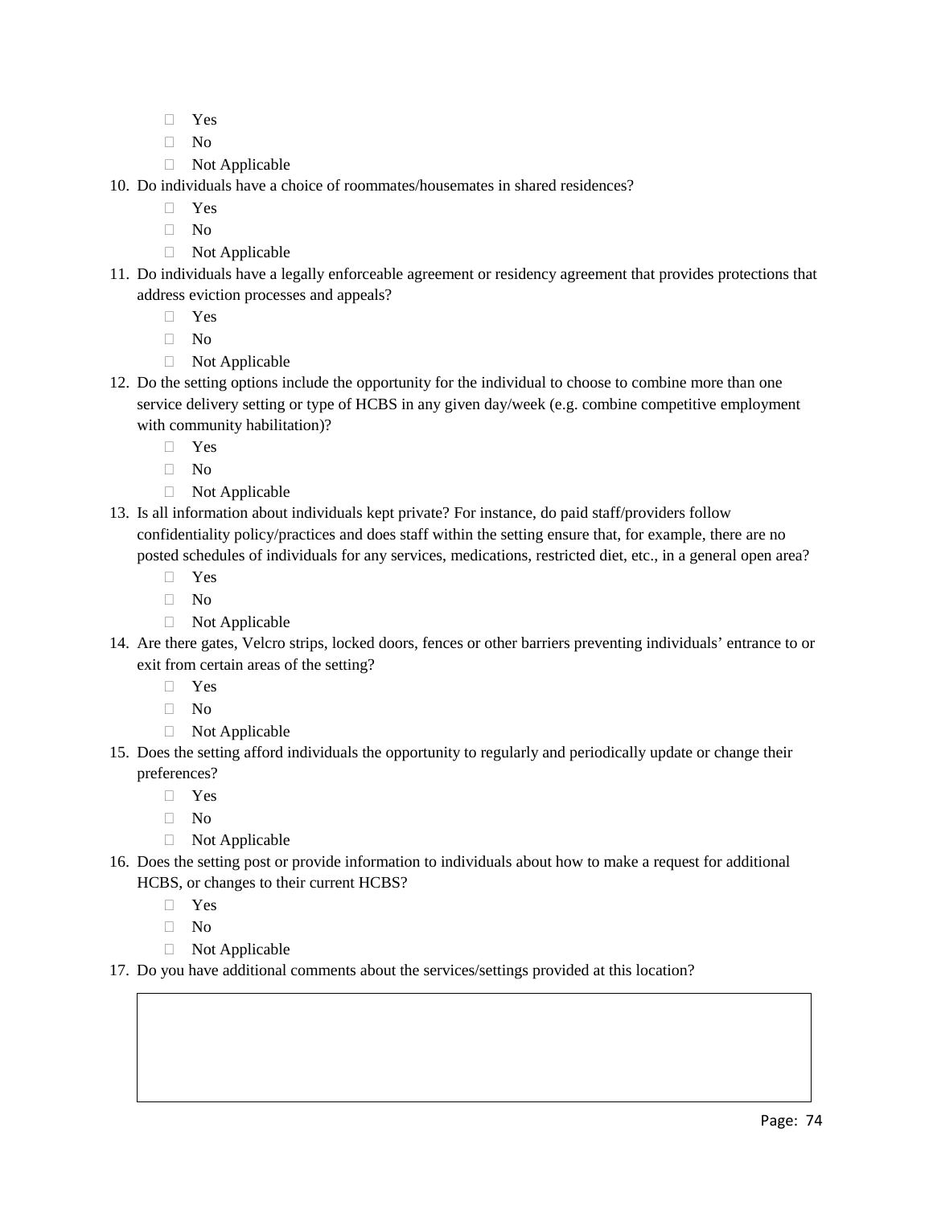- ☐ Yes
- ☐ No
- ☐ Not Applicable

10. Do individuals have a choice of roommates/housemates in shared residences?
    - ☐ Yes
    - ☐ No
    - ☐ Not Applicable
11. Do individuals have a legally enforceable agreement or residency agreement that provides protections that address eviction processes and appeals?
    - ☐ Yes
    - ☐ No
    - ☐ Not Applicable
12. Do the setting options include the opportunity for the individual to choose to combine more than one service delivery setting or type of HCBS in any given day/week (e.g. combine competitive employment with community habilitation)?
    - ☐ Yes
    - ☐ No
    - ☐ Not Applicable
13. Is all information about individuals kept private? For instance, do paid staff/providers follow confidentiality policy/practices and does staff within the setting ensure that, for example, there are no posted schedules of individuals for any services, medications, restricted diet, etc., in a general open area?
    - ☐ Yes
    - ☐ No
    - ☐ Not Applicable
14. Are there gates, Velcro strips, locked doors, fences or other barriers preventing individuals' entrance to or exit from certain areas of the setting?
    - ☐ Yes
    - ☐ No
    - ☐ Not Applicable
15. Does the setting afford individuals the opportunity to regularly and periodically update or change their preferences?
    - ☐ Yes
    - ☐ No
    - ☐ Not Applicable
16. Does the setting post or provide information to individuals about how to make a request for additional HCBS, or changes to their current HCBS?
    - ☐ Yes
    - ☐ No
    - ☐ Not Applicable
17. Do you have additional comments about the services/settings provided at this location?

| |
|---|
| |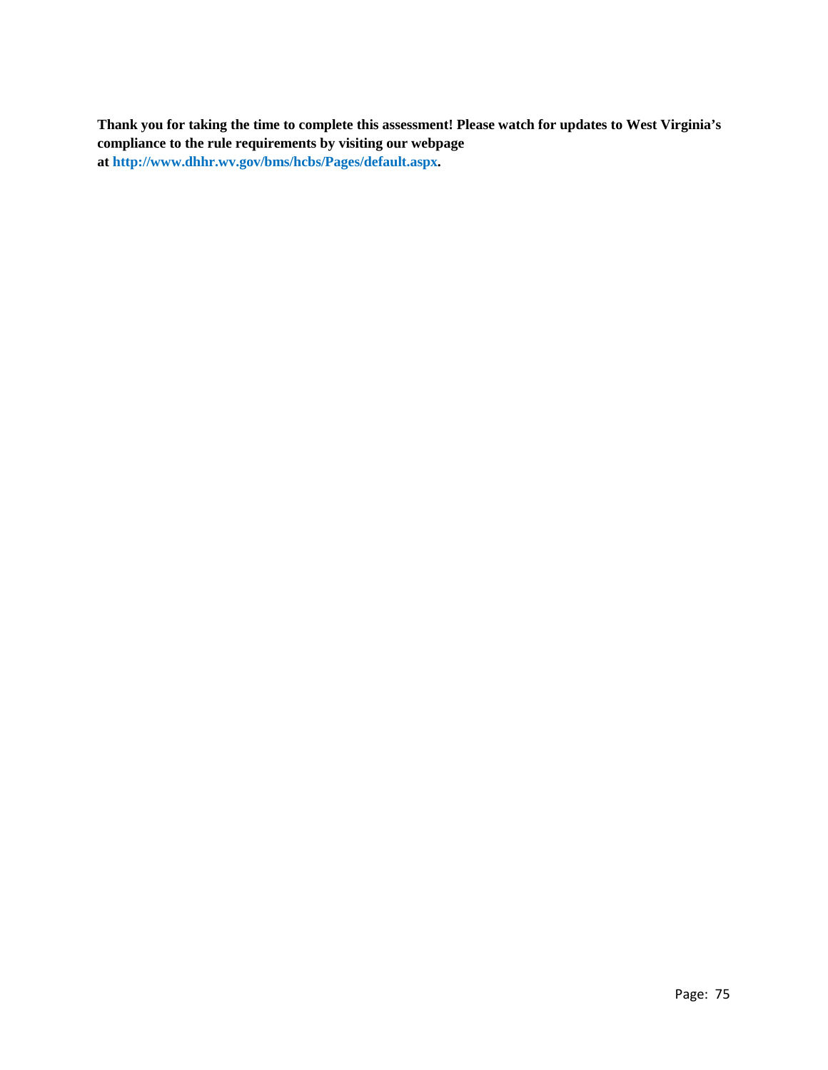**Thank you for taking the time to complete this assessment! Please watch for updates to West Virginia's compliance to the rule requirements by visiting our webpage at [http://www.dhhr.wv.gov/bms/hcbs/Pages/default.aspx](http://www.dhhr.wv.gov/bms/hcbs/Pages/default.aspx).**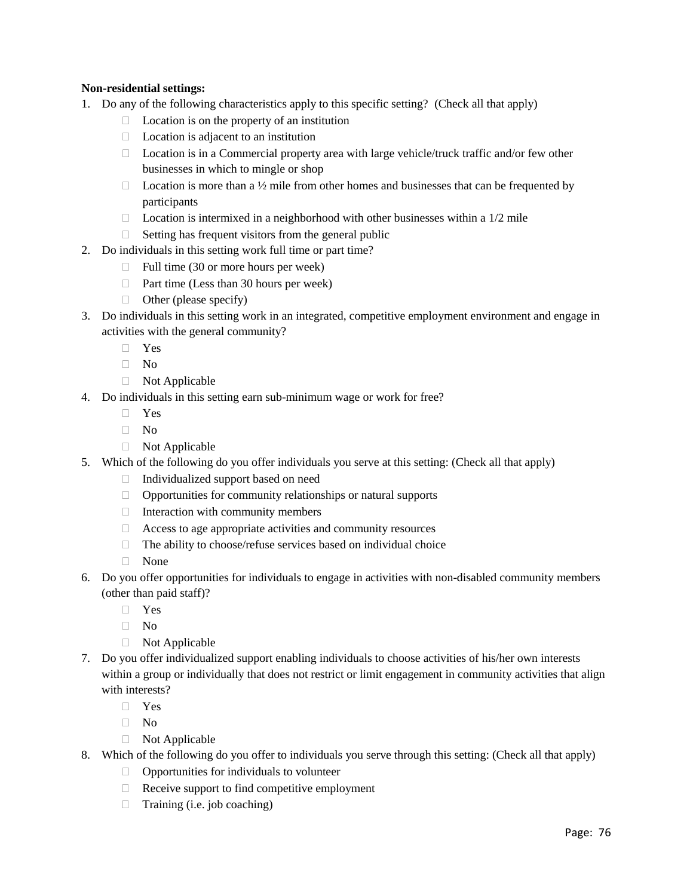**Non-residential settings:**

1. Do any of the following characteristics apply to this specific setting? (Check all that apply)
   - Location is on the property of an institution
   - Location is adjacent to an institution
   - Location is in a Commercial property area with large vehicle/truck traffic and/or few other businesses in which to mingle or shop
   - Location is more than a ½ mile from other homes and businesses that can be frequented by participants
   - Location is intermixed in a neighborhood with other businesses within a 1/2 mile
   - Setting has frequent visitors from the general public
2. Do individuals in this setting work full time or part time?
   - Full time (30 or more hours per week)
   - Part time (Less than 30 hours per week)
   - Other (please specify)
3. Do individuals in this setting work in an integrated, competitive employment environment and engage in activities with the general community?
   - Yes
   - No
   - Not Applicable
4. Do individuals in this setting earn sub-minimum wage or work for free?
   - Yes
   - No
   - Not Applicable
5. Which of the following do you offer individuals you serve at this setting: (Check all that apply)
   - Individualized support based on need
   - Opportunities for community relationships or natural supports
   - Interaction with community members
   - Access to age appropriate activities and community resources
   - The ability to choose/refuse services based on individual choice
   - None
6. Do you offer opportunities for individuals to engage in activities with non-disabled community members (other than paid staff)?
   - Yes
   - No
   - Not Applicable
7. Do you offer individualized support enabling individuals to choose activities of his/her own interests within a group or individually that does not restrict or limit engagement in community activities that align with interests?
   - Yes
   - No
   - Not Applicable
8. Which of the following do you offer to individuals you serve through this setting: (Check all that apply)
   - Opportunities for individuals to volunteer
   - Receive support to find competitive employment
   - Training (i.e. job coaching)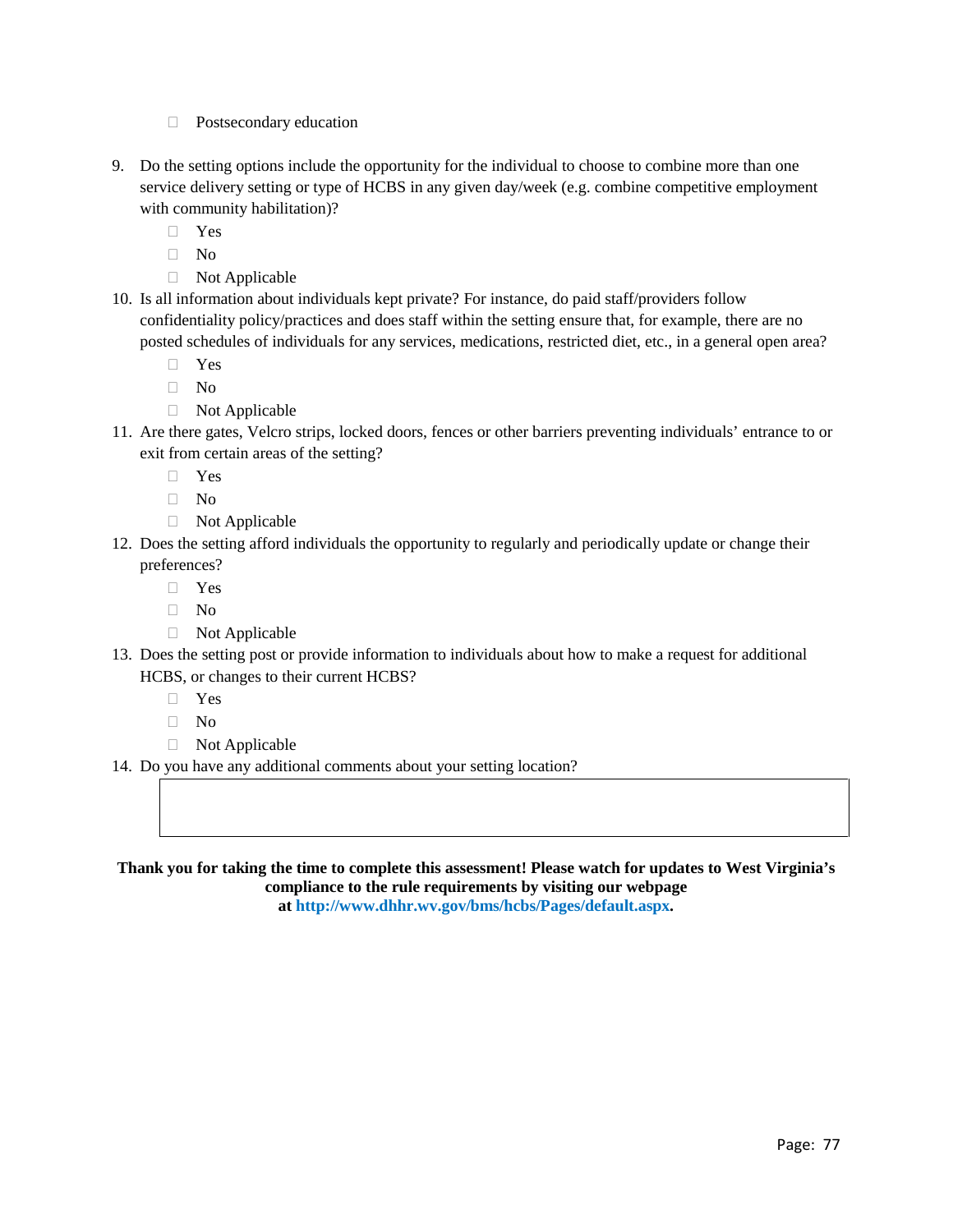- ☐ Postsecondary education

9. Do the setting options include the opportunity for the individual to choose to combine more than one service delivery setting or type of HCBS in any given day/week (e.g. combine competitive employment with community habilitation)?
   - ☐ Yes
   - ☐ No
   - ☐ Not Applicable
10. Is all information about individuals kept private? For instance, do paid staff/providers follow confidentiality policy/practices and does staff within the setting ensure that, for example, there are no posted schedules of individuals for any services, medications, restricted diet, etc., in a general open area?
    - ☐ Yes
    - ☐ No
    - ☐ Not Applicable
11. Are there gates, Velcro strips, locked doors, fences or other barriers preventing individuals' entrance to or exit from certain areas of the setting?
    - ☐ Yes
    - ☐ No
    - ☐ Not Applicable
12. Does the setting afford individuals the opportunity to regularly and periodically update or change their preferences?
    - ☐ Yes
    - ☐ No
    - ☐ Not Applicable
13. Does the setting post or provide information to individuals about how to make a request for additional HCBS, or changes to their current HCBS?
    - ☐ Yes
    - ☐ No
    - ☐ Not Applicable
14. Do you have any additional comments about your setting location?

|   |
|---|
|   |

**Thank you for taking the time to complete this assessment! Please watch for updates to West Virginia's compliance to the rule requirements by visiting our webpage at http://www.dhhr.wv.gov/bms/hcbs/Pages/default.aspx.**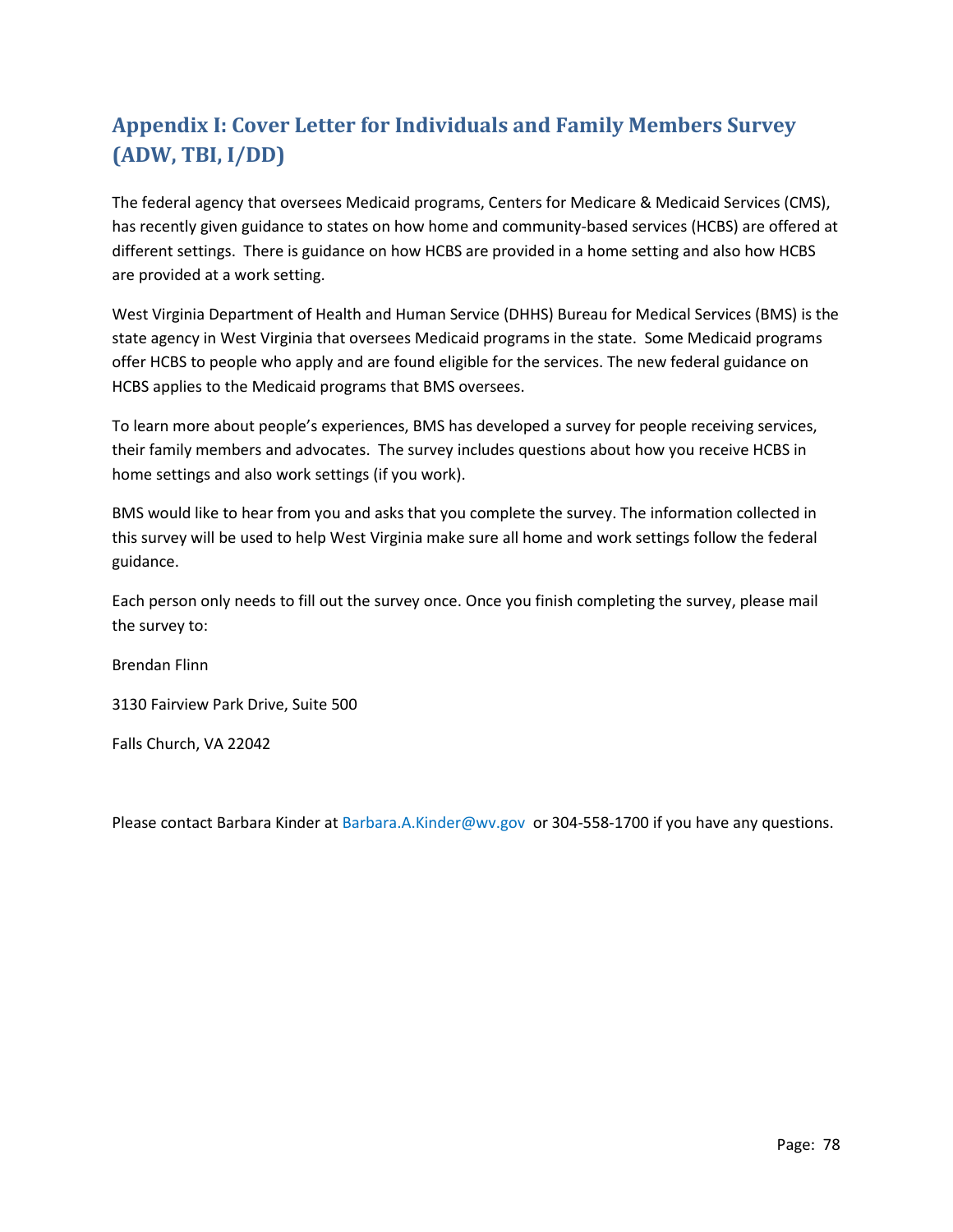## Appendix I: Cover Letter for Individuals and Family Members Survey (ADW, TBI, I/DD)

The federal agency that oversees Medicaid programs, Centers for Medicare & Medicaid Services (CMS), has recently given guidance to states on how home and community-based services (HCBS) are offered at different settings. There is guidance on how HCBS are provided in a home setting and also how HCBS are provided at a work setting.

West Virginia Department of Health and Human Service (DHHS) Bureau for Medical Services (BMS) is the state agency in West Virginia that oversees Medicaid programs in the state. Some Medicaid programs offer HCBS to people who apply and are found eligible for the services. The new federal guidance on HCBS applies to the Medicaid programs that BMS oversees.

To learn more about people's experiences, BMS has developed a survey for people receiving services, their family members and advocates. The survey includes questions about how you receive HCBS in home settings and also work settings (if you work).

BMS would like to hear from you and asks that you complete the survey. The information collected in this survey will be used to help West Virginia make sure all home and work settings follow the federal guidance.

Each person only needs to fill out the survey once. Once you finish completing the survey, please mail the survey to:

Brendan Flinn

3130 Fairview Park Drive, Suite 500

Falls Church, VA 22042

Please contact Barbara Kinder at Barbara.A.Kinder@wv.gov or 304-558-1700 if you have any questions.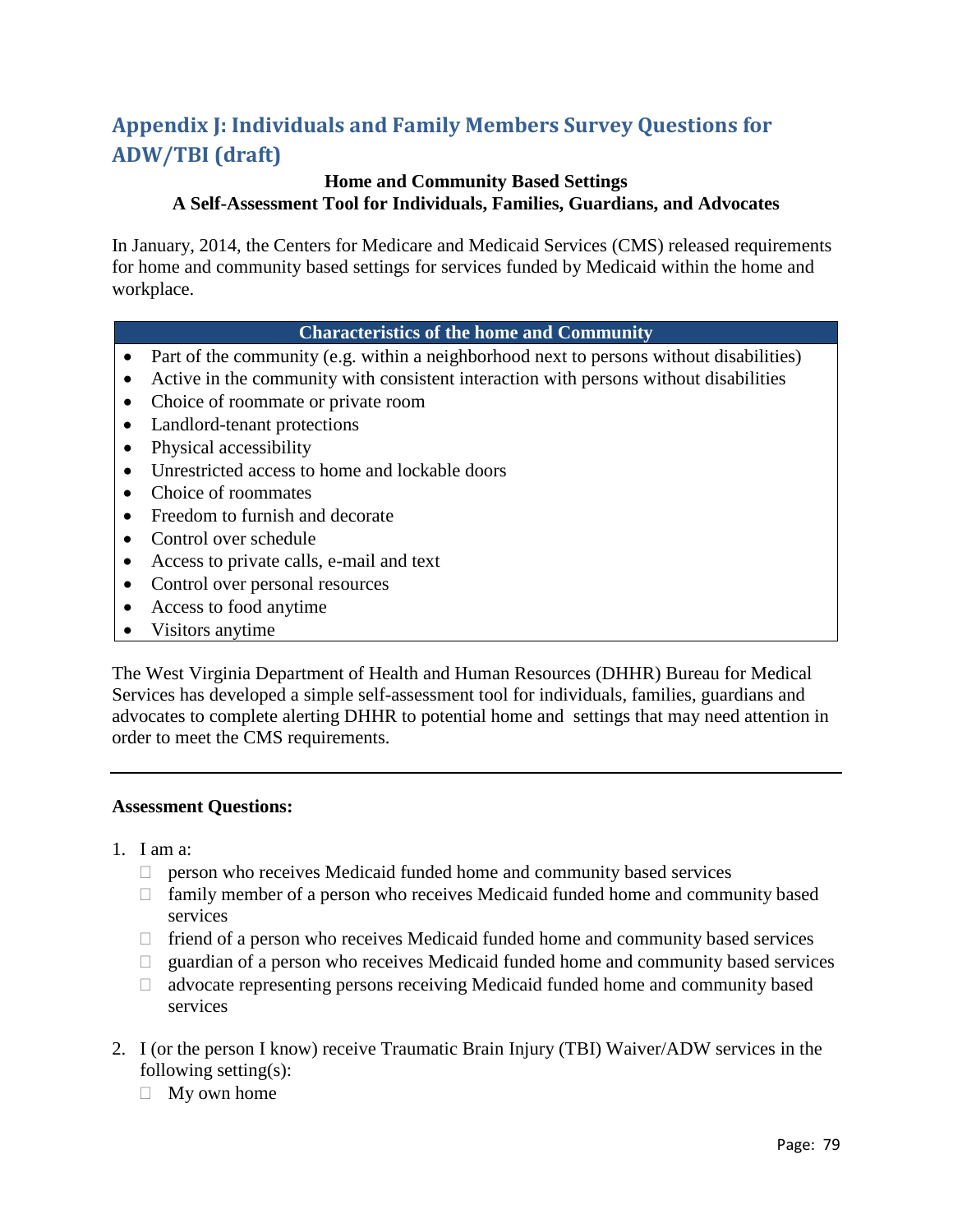## Appendix J: Individuals and Family Members Survey Questions for ADW/TBI (draft)

**Home and Community Based Settings**
**A Self-Assessment Tool for Individuals, Families, Guardians, and Advocates**

In January, 2014, the Centers for Medicare and Medicaid Services (CMS) released requirements for home and community based settings for services funded by Medicaid within the home and workplace.

| Characteristics of the home and Community |
|---|
| • Part of the community (e.g. within a neighborhood next to persons without disabilities)<br>• Active in the community with consistent interaction with persons without disabilities<br>• Choice of roommate or private room<br>• Landlord-tenant protections<br>• Physical accessibility<br>• Unrestricted access to home and lockable doors<br>• Choice of roommates<br>• Freedom to furnish and decorate<br>• Control over schedule<br>• Access to private calls, e-mail and text<br>• Control over personal resources<br>• Access to food anytime<br>• Visitors anytime |

The West Virginia Department of Health and Human Resources (DHHR) Bureau for Medical Services has developed a simple self-assessment tool for individuals, families, guardians and advocates to complete alerting DHHR to potential home and  settings that may need attention in order to meet the CMS requirements.

---

**Assessment Questions:**

1. I am a:
   - ☐ person who receives Medicaid funded home and community based services
   - ☐ family member of a person who receives Medicaid funded home and community based services
   - ☐ friend of a person who receives Medicaid funded home and community based services
   - ☐ guardian of a person who receives Medicaid funded home and community based services
   - ☐ advocate representing persons receiving Medicaid funded home and community based services

2. I (or the person I know) receive Traumatic Brain Injury (TBI) Waiver/ADW services in the following setting(s):
   - ☐ My own home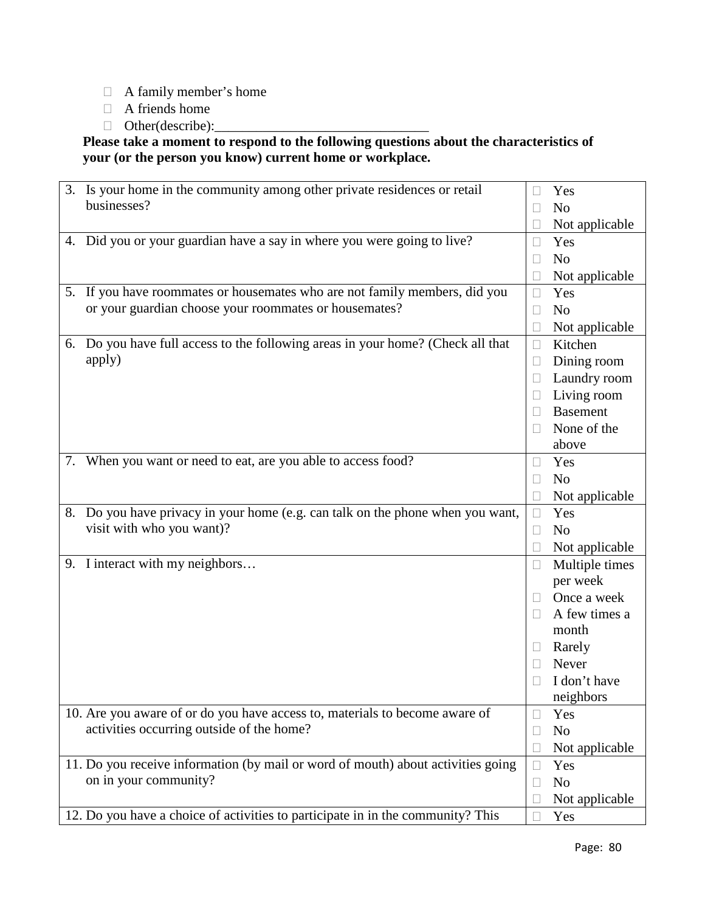- ☐ A family member's home
- ☐ A friends home
- ☐ Other(describe):_______________________________

**Please take a moment to respond to the following questions about the characteristics of your (or the person you know) current home or workplace.**

| Question | Response |
|---|---|
| 3. Is your home in the community among other private residences or retail businesses? | ☐ Yes<br>☐ No<br>☐ Not applicable |
| 4. Did you or your guardian have a say in where you were going to live? | ☐ Yes<br>☐ No<br>☐ Not applicable |
| 5. If you have roommates or housemates who are not family members, did you or your guardian choose your roommates or housemates? | ☐ Yes<br>☐ No<br>☐ Not applicable |
| 6. Do you have full access to the following areas in your home? (Check all that apply) | ☐ Kitchen<br>☐ Dining room<br>☐ Laundry room<br>☐ Living room<br>☐ Basement<br>☐ None of the above |
| 7. When you want or need to eat, are you able to access food? | ☐ Yes<br>☐ No<br>☐ Not applicable |
| 8. Do you have privacy in your home (e.g. can talk on the phone when you want, visit with who you want)? | ☐ Yes<br>☐ No<br>☐ Not applicable |
| 9. I interact with my neighbors… | ☐ Multiple times per week<br>☐ Once a week<br>☐ A few times a month<br>☐ Rarely<br>☐ Never<br>☐ I don't have neighbors |
| 10. Are you aware of or do you have access to, materials to become aware of activities occurring outside of the home? | ☐ Yes<br>☐ No<br>☐ Not applicable |
| 11. Do you receive information (by mail or word of mouth) about activities going on in your community? | ☐ Yes<br>☐ No<br>☐ Not applicable |
| 12. Do you have a choice of activities to participate in in the community? This | ☐ Yes |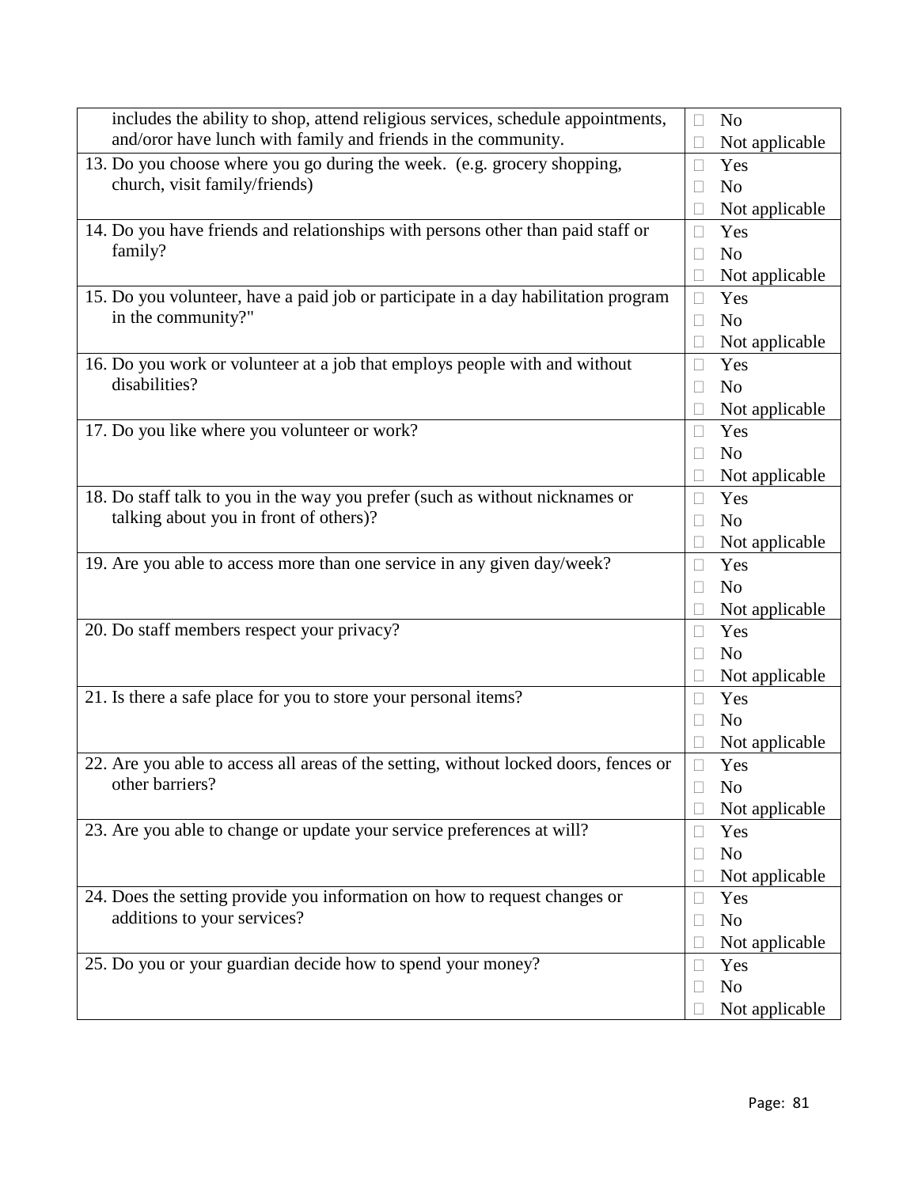| | |
|---|---|
| includes the ability to shop, attend religious services, schedule appointments, and/oror have lunch with family and friends in the community. | ☐ No<br>☐ Not applicable |
| 13. Do you choose where you go during the week. (e.g. grocery shopping, church, visit family/friends) | ☐ Yes<br>☐ No<br>☐ Not applicable |
| 14. Do you have friends and relationships with persons other than paid staff or family? | ☐ Yes<br>☐ No<br>☐ Not applicable |
| 15. Do you volunteer, have a paid job or participate in a day habilitation program in the community?" | ☐ Yes<br>☐ No<br>☐ Not applicable |
| 16. Do you work or volunteer at a job that employs people with and without disabilities? | ☐ Yes<br>☐ No<br>☐ Not applicable |
| 17. Do you like where you volunteer or work? | ☐ Yes<br>☐ No<br>☐ Not applicable |
| 18. Do staff talk to you in the way you prefer (such as without nicknames or talking about you in front of others)? | ☐ Yes<br>☐ No<br>☐ Not applicable |
| 19. Are you able to access more than one service in any given day/week? | ☐ Yes<br>☐ No<br>☐ Not applicable |
| 20. Do staff members respect your privacy? | ☐ Yes<br>☐ No<br>☐ Not applicable |
| 21. Is there a safe place for you to store your personal items? | ☐ Yes<br>☐ No<br>☐ Not applicable |
| 22. Are you able to access all areas of the setting, without locked doors, fences or other barriers? | ☐ Yes<br>☐ No<br>☐ Not applicable |
| 23. Are you able to change or update your service preferences at will? | ☐ Yes<br>☐ No<br>☐ Not applicable |
| 24. Does the setting provide you information on how to request changes or additions to your services? | ☐ Yes<br>☐ No<br>☐ Not applicable |
| 25. Do you or your guardian decide how to spend your money? | ☐ Yes<br>☐ No<br>☐ Not applicable |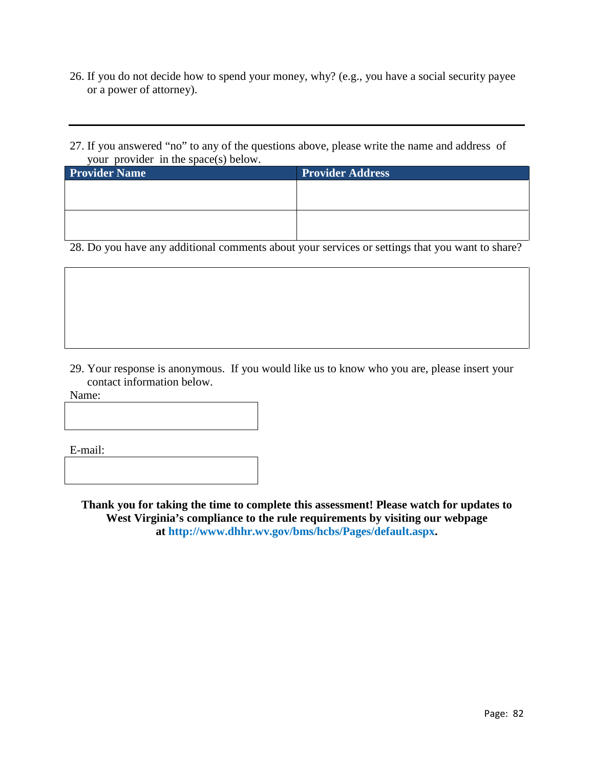26. If you do not decide how to spend your money, why? (e.g., you have a social security payee or a power of attorney).

---

27. If you answered "no" to any of the questions above, please write the name and address of your provider in the space(s) below.

| Provider Name | Provider Address |
|---|---|
| | |
| | |

28. Do you have any additional comments about your services or settings that you want to share?

29. Your response is anonymous. If you would like us to know who you are, please insert your contact information below.

Name:

E-mail:

**Thank you for taking the time to complete this assessment! Please watch for updates to West Virginia's compliance to the rule requirements by visiting our webpage at http://www.dhhr.wv.gov/bms/hcbs/Pages/default.aspx.**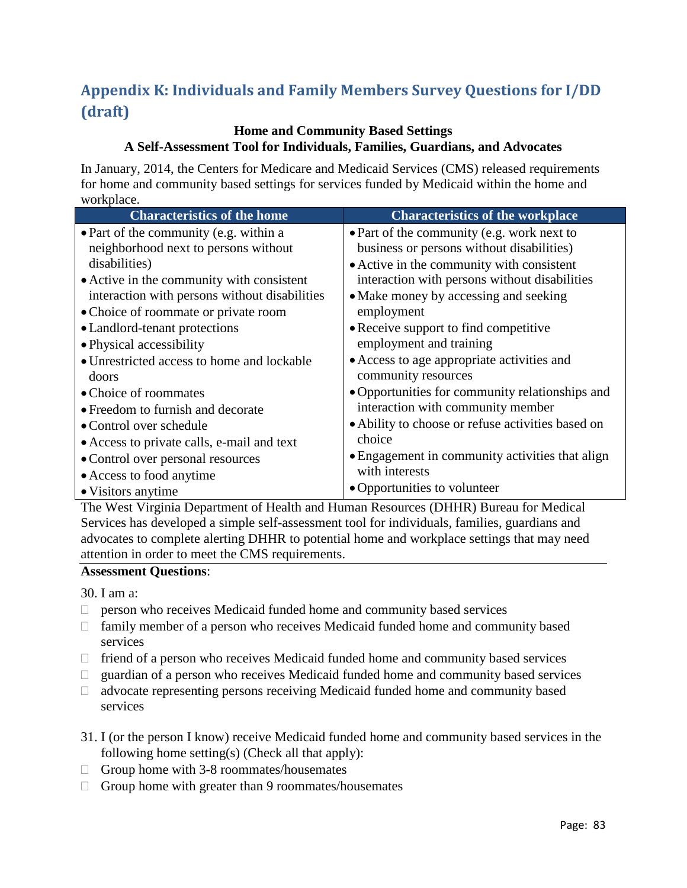# Appendix K: Individuals and Family Members Survey Questions for I/DD (draft)

**Home and Community Based Settings**
**A Self-Assessment Tool for Individuals, Families, Guardians, and Advocates**

In January, 2014, the Centers for Medicare and Medicaid Services (CMS) released requirements for home and community based settings for services funded by Medicaid within the home and workplace.

| Characteristics of the home | Characteristics of the workplace |
|---|---|
| • Part of the community (e.g. within a neighborhood next to persons without disabilities)<br>• Active in the community with consistent interaction with persons without disabilities<br>• Choice of roommate or private room<br>• Landlord-tenant protections<br>• Physical accessibility<br>• Unrestricted access to home and lockable doors<br>• Choice of roommates<br>• Freedom to furnish and decorate<br>• Control over schedule<br>• Access to private calls, e-mail and text<br>• Control over personal resources<br>• Access to food anytime<br>• Visitors anytime | • Part of the community (e.g. work next to business or persons without disabilities)<br>• Active in the community with consistent interaction with persons without disabilities<br>• Make money by accessing and seeking employment<br>• Receive support to find competitive employment and training<br>• Access to age appropriate activities and community resources<br>• Opportunities for community relationships and interaction with community member<br>• Ability to choose or refuse activities based on choice<br>• Engagement in community activities that align with interests<br>• Opportunities to volunteer |

The West Virginia Department of Health and Human Resources (DHHR) Bureau for Medical Services has developed a simple self-assessment tool for individuals, families, guardians and advocates to complete alerting DHHR to potential home and workplace settings that may need attention in order to meet the CMS requirements.

**Assessment Questions**:

30. I am a:

- ☐ person who receives Medicaid funded home and community based services
- ☐ family member of a person who receives Medicaid funded home and community based services
- ☐ friend of a person who receives Medicaid funded home and community based services
- ☐ guardian of a person who receives Medicaid funded home and community based services
- ☐ advocate representing persons receiving Medicaid funded home and community based services

31. I (or the person I know) receive Medicaid funded home and community based services in the following home setting(s) (Check all that apply):

- ☐ Group home with 3-8 roommates/housemates
- ☐ Group home with greater than 9 roommates/housemates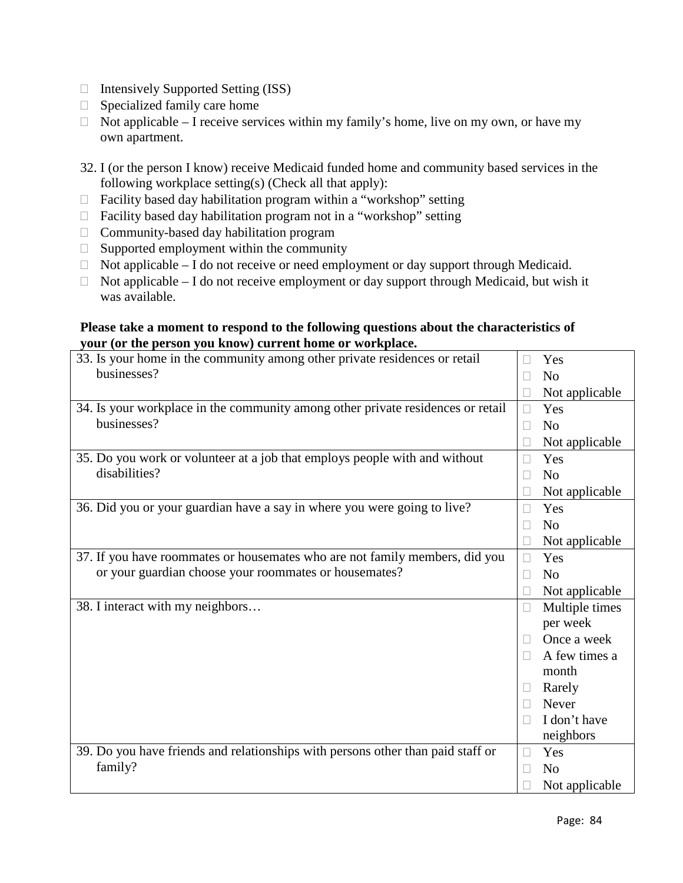- ☐ Intensively Supported Setting (ISS)
- ☐ Specialized family care home
- ☐ Not applicable – I receive services within my family's home, live on my own, or have my own apartment.

32. I (or the person I know) receive Medicaid funded home and community based services in the following workplace setting(s) (Check all that apply):

- ☐ Facility based day habilitation program within a "workshop" setting
- ☐ Facility based day habilitation program not in a "workshop" setting
- ☐ Community-based day habilitation program
- ☐ Supported employment within the community
- ☐ Not applicable – I do not receive or need employment or day support through Medicaid.
- ☐ Not applicable – I do not receive employment or day support through Medicaid, but wish it was available.

**Please take a moment to respond to the following questions about the characteristics of your (or the person you know) current home or workplace.**

| Question | Response |
|---|---|
| 33. Is your home in the community among other private residences or retail businesses? | ☐ Yes<br>☐ No<br>☐ Not applicable |
| 34. Is your workplace in the community among other private residences or retail businesses? | ☐ Yes<br>☐ No<br>☐ Not applicable |
| 35. Do you work or volunteer at a job that employs people with and without disabilities? | ☐ Yes<br>☐ No<br>☐ Not applicable |
| 36. Did you or your guardian have a say in where you were going to live? | ☐ Yes<br>☐ No<br>☐ Not applicable |
| 37. If you have roommates or housemates who are not family members, did you or your guardian choose your roommates or housemates? | ☐ Yes<br>☐ No<br>☐ Not applicable |
| 38. I interact with my neighbors… | ☐ Multiple times per week<br>☐ Once a week<br>☐ A few times a month<br>☐ Rarely<br>☐ Never<br>☐ I don't have neighbors |
| 39. Do you have friends and relationships with persons other than paid staff or family? | ☐ Yes<br>☐ No<br>☐ Not applicable |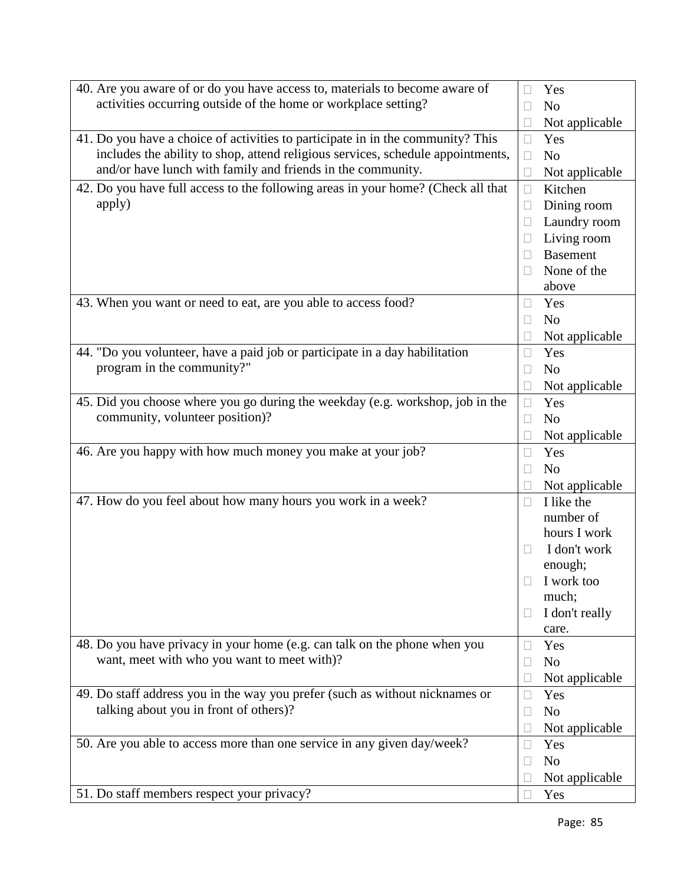| | |
|---|---|
| 40. Are you aware of or do you have access to, materials to become aware of activities occurring outside of the home or workplace setting? | ☐ Yes<br>☐ No<br>☐ Not applicable |
| 41. Do you have a choice of activities to participate in in the community? This includes the ability to shop, attend religious services, schedule appointments, and/or have lunch with family and friends in the community. | ☐ Yes<br>☐ No<br>☐ Not applicable |
| 42. Do you have full access to the following areas in your home? (Check all that apply) | ☐ Kitchen<br>☐ Dining room<br>☐ Laundry room<br>☐ Living room<br>☐ Basement<br>☐ None of the above |
| 43. When you want or need to eat, are you able to access food? | ☐ Yes<br>☐ No<br>☐ Not applicable |
| 44. "Do you volunteer, have a paid job or participate in a day habilitation program in the community?" | ☐ Yes<br>☐ No<br>☐ Not applicable |
| 45. Did you choose where you go during the weekday (e.g. workshop, job in the community, volunteer position)? | ☐ Yes<br>☐ No<br>☐ Not applicable |
| 46. Are you happy with how much money you make at your job? | ☐ Yes<br>☐ No<br>☐ Not applicable |
| 47. How do you feel about how many hours you work in a week? | ☐ I like the number of hours I work<br>☐ I don't work enough;<br>☐ I work too much;<br>☐ I don't really care. |
| 48. Do you have privacy in your home (e.g. can talk on the phone when you want, meet with who you want to meet with)? | ☐ Yes<br>☐ No<br>☐ Not applicable |
| 49. Do staff address you in the way you prefer (such as without nicknames or talking about you in front of others)? | ☐ Yes<br>☐ No<br>☐ Not applicable |
| 50. Are you able to access more than one service in any given day/week? | ☐ Yes<br>☐ No<br>☐ Not applicable |
| 51. Do staff members respect your privacy? | ☐ Yes |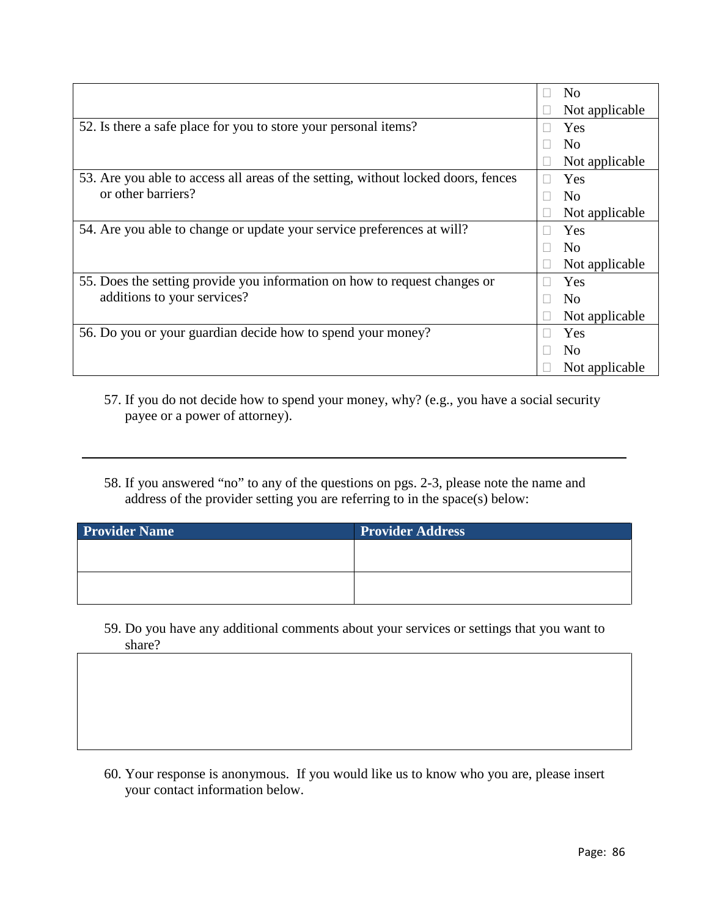| | |
|---|---|
| | ☐ No<br>☐ Not applicable |
| 52. Is there a safe place for you to store your personal items? | ☐ Yes<br>☐ No<br>☐ Not applicable |
| 53. Are you able to access all areas of the setting, without locked doors, fences or other barriers? | ☐ Yes<br>☐ No<br>☐ Not applicable |
| 54. Are you able to change or update your service preferences at will? | ☐ Yes<br>☐ No<br>☐ Not applicable |
| 55. Does the setting provide you information on how to request changes or additions to your services? | ☐ Yes<br>☐ No<br>☐ Not applicable |
| 56. Do you or your guardian decide how to spend your money? | ☐ Yes<br>☐ No<br>☐ Not applicable |

57. If you do not decide how to spend your money, why? (e.g., you have a social security payee or a power of attorney).

\_\_\_\_\_\_\_\_\_\_\_\_\_\_\_\_\_\_\_\_\_\_\_\_\_\_\_\_\_\_\_\_\_\_\_\_\_\_\_\_\_\_\_\_\_\_\_\_\_\_\_\_\_\_\_\_\_\_\_\_

58. If you answered "no" to any of the questions on pgs. 2-3, please note the name and address of the provider setting you are referring to in the space(s) below:

| Provider Name | Provider Address |
|---|---|
| | |
| | |

59. Do you have any additional comments about your services or settings that you want to share?

| |
|---|
| |

60. Your response is anonymous. If you would like us to know who you are, please insert your contact information below.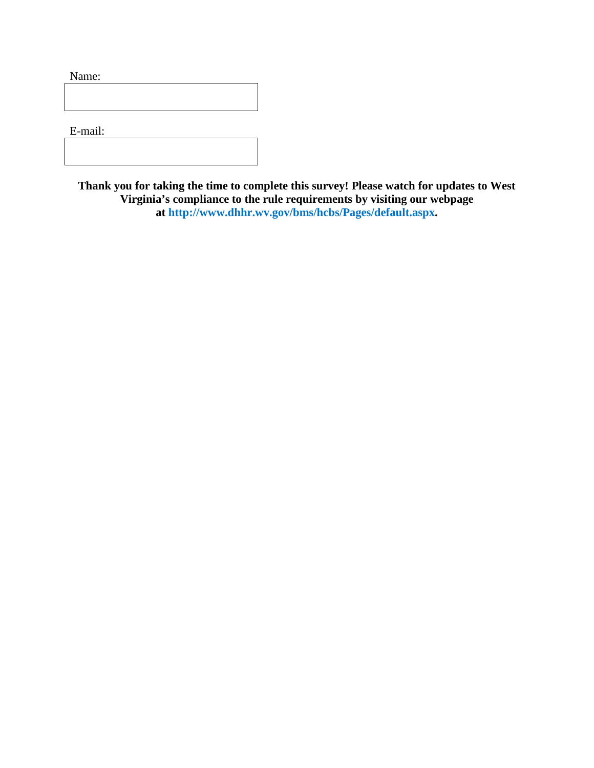Name:

| |
|---|
| |

E-mail:

| |
|---|
| |

**Thank you for taking the time to complete this survey! Please watch for updates to West Virginia's compliance to the rule requirements by visiting our webpage at http://www.dhhr.wv.gov/bms/hcbs/Pages/default.aspx.**